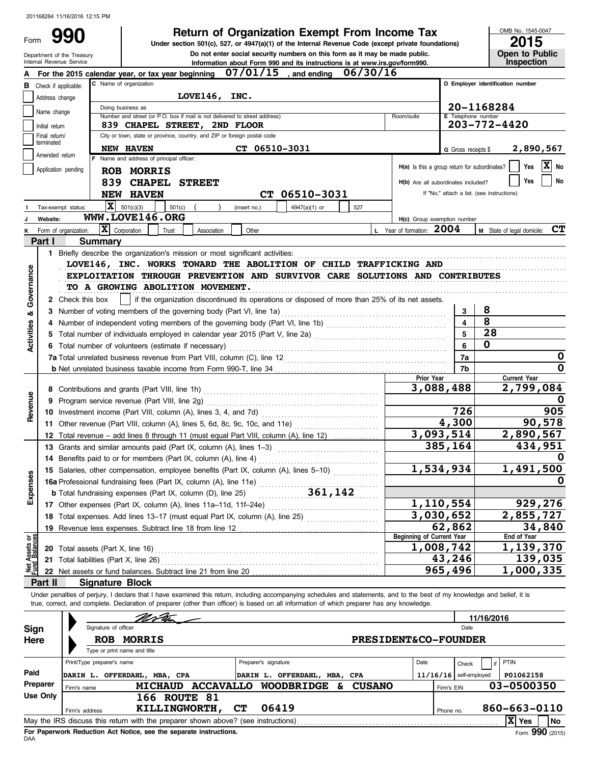201168284 11/16/2016 12:15 PM

# Form 990

## Return of Organization Exempt From Income Tax

**Under section 501(c), 527, or 4947(a)(1) of the Internal Revenue Code (except private foundations)**

**Do not enter social security numbers on this form as it may be made public.**

**Information about Form 990 and its instructions is at www.irs.gov/form990.**

Department of the Treasury
Internal Revenue Service

OMB No. 1545-0047

**2015**

**Open to Public Inspection**

**A** For the 2015 calendar year, or tax year beginning 07/01/15, and ending 06/30/16

**B** Check if applicable: Address change / Name change / Initial return / Final return/terminated / Amended return / Application pending

**C** Name of organization: LOVE146, INC.

Doing business as

Number and street (or P.O. box if mail is not delivered to street address): 839 CHAPEL STREET, 2ND FLOOR — Room/suite

City or town, state or province, country, and ZIP or foreign postal code: NEW HAVEN CT 06510-3031

**D** Employer identification number: 20-1168284

**E** Telephone number: 203-772-4420

**G** Gross receipts $ 2,890,567

**F** Name and address of principal officer:
ROB MORRIS
839 CHAPEL STREET
NEW HAVEN CT 06510-3031

H(a) Is this a group return for subordinates? Yes [ ] No [X]

H(b) Are all subordinates included? Yes [ ] No [ ]

If "No," attach a list. (see instructions)

**I** Tax-exempt status: [X] 501(c)(3) [ ] 501(c) ( ) (insert no.) [ ] 4947(a)(1) or [ ] 527

**J** Website: WWW.LOVE146.ORG

H(c) Group exemption number

**K** Form of organization: [X] Corporation [ ] Trust [ ] Association [ ] Other

**L** Year of formation: 2004 **M** State of legal domicile: CT

## Part I Summary

**Activities & Governance**

1 Briefly describe the organization's mission or most significant activities:
LOVE146, INC. WORKS TOWARD THE ABOLITION OF CHILD TRAFFICKING AND EXPLOITATION THROUGH PREVENTION AND SURVIVOR CARE SOLUTIONS AND CONTRIBUTES TO A GROWING ABOLITION MOVEMENT.

2 Check this box [ ] if the organization discontinued its operations or disposed of more than 25% of its net assets.

| Line | Description | No. | Value |
|---|---|---|---|
| 3 | Number of voting members of the governing body (Part VI, line 1a) | 3 | 8 |
| 4 | Number of independent voting members of the governing body (Part VI, line 1b) | 4 | 8 |
| 5 | Total number of individuals employed in calendar year 2015 (Part V, line 2a) | 5 | 28 |
| 6 | Total number of volunteers (estimate if necessary) | 6 | 0 |
| 7a | Total unrelated business revenue from Part VIII, column (C), line 12 | 7a | 0 |
| b | Net unrelated business taxable income from Form 990-T, line 34 | 7b | 0 |

| | Line | Description | Prior Year | Current Year |
|---|---|---|---|---|
| Revenue | 8 | Contributions and grants (Part VIII, line 1h) | 3,088,488 | 2,799,084 |
| | 9 | Program service revenue (Part VIII, line 2g) | | 0 |
| | 10 | Investment income (Part VIII, column (A), lines 3, 4, and 7d) | 726 | 905 |
| | 11 | Other revenue (Part VIII, column (A), lines 5, 6d, 8c, 9c, 10c, and 11e) | 4,300 | 90,578 |
| | 12 | Total revenue – add lines 8 through 11 (must equal Part VIII, column (A), line 12) | 3,093,514 | 2,890,567 |
| Expenses | 13 | Grants and similar amounts paid (Part IX, column (A), lines 1–3) | 385,164 | 434,951 |
| | 14 | Benefits paid to or for members (Part IX, column (A), line 4) | | 0 |
| | 15 | Salaries, other compensation, employee benefits (Part IX, column (A), lines 5–10) | 1,534,934 | 1,491,500 |
| | 16a | Professional fundraising fees (Part IX, column (A), line 11e) | | 0 |
| | b | Total fundraising expenses (Part IX, column (D), line 25) 361,142 | | |
| | 17 | Other expenses (Part IX, column (A), lines 11a–11d, 11f–24e) | 1,110,554 | 929,276 |
| | 18 | Total expenses. Add lines 13–17 (must equal Part IX, column (A), line 25) | 3,030,652 | 2,855,727 |
| | 19 | Revenue less expenses. Subtract line 18 from line 12 | 62,862 | 34,840 |
| | | | **Beginning of Current Year** | **End of Year** |
| Net Assets or Fund Balances | 20 | Total assets (Part X, line 16) | 1,008,742 | 1,139,370 |
| | 21 | Total liabilities (Part X, line 26) | 43,246 | 139,035 |
| | 22 | Net assets or fund balances. Subtract line 21 from line 20 | 965,496 | 1,000,335 |

## Part II Signature Block

Under penalties of perjury, I declare that I have examined this return, including accompanying schedules and statements, and to the best of my knowledge and belief, it is true, correct, and complete. Declaration of preparer (other than officer) is based on all information of which preparer has any knowledge.

**Sign Here**

Signature of officer — Date: 11/16/2016

ROB MORRIS — PRESIDENT&CO-FOUNDER

Type or print name and title

**Paid Preparer Use Only**

| Print/Type preparer's name | Preparer's signature | Date | Check if self-employed | PTIN |
|---|---|---|---|---|
| DARIN L. OFFERDAHL, MBA, CPA | DARIN L. OFFERDAHL, MBA, CPA | 11/16/16 | | P01062158 |

Firm's name: MICHAUD ACCAVALLO WOODBRIDGE & CUSANO — Firm's EIN: 03-0500350

Firm's address: 166 ROUTE 81, KILLINGWORTH, CT 06419 — Phone no. 860-663-0110

May the IRS discuss this return with the preparer shown above? (see instructions) [X] Yes [ ] No

**For Paperwork Reduction Act Notice, see the separate instructions.**

DAA Form **990** (2015)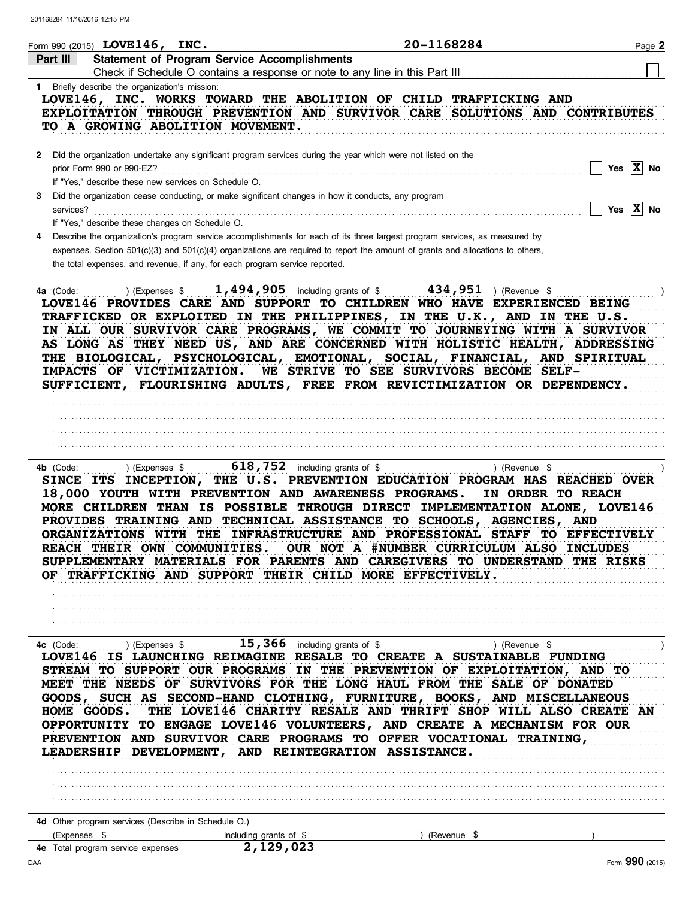Form 990 (2015) **LOVE146, INC.** **20-1168284**

## Part III Statement of Program Service Accomplishments

Check if Schedule O contains a response or note to any line in this Part III [ ]

1 Briefly describe the organization's mission:

LOVE146, INC. WORKS TOWARD THE ABOLITION OF CHILD TRAFFICKING AND EXPLOITATION THROUGH PREVENTION AND SURVIVOR CARE SOLUTIONS AND CONTRIBUTES TO A GROWING ABOLITION MOVEMENT.

2 Did the organization undertake any significant program services during the year which were not listed on the prior Form 990 or 990-EZ? [ ] Yes [X] No

If "Yes," describe these new services on Schedule O.

3 Did the organization cease conducting, or make significant changes in how it conducts, any program services? [ ] Yes [X] No

If "Yes," describe these changes on Schedule O.

4 Describe the organization's program service accomplishments for each of its three largest program services, as measured by expenses. Section 501(c)(3) and 501(c)(4) organizations are required to report the amount of grants and allocations to others, the total expenses, and revenue, if any, for each program service reported.

**4a** (Code: ) (Expenses $ 1,494,905 including grants of $ 434,951 ) (Revenue $ )

LOVE146 PROVIDES CARE AND SUPPORT TO CHILDREN WHO HAVE EXPERIENCED BEING TRAFFICKED OR EXPLOITED IN THE PHILIPPINES, IN THE U.K., AND IN THE U.S. IN ALL OUR SURVIVOR CARE PROGRAMS, WE COMMIT TO JOURNEYING WITH A SURVIVOR AS LONG AS THEY NEED US, AND ARE CONCERNED WITH HOLISTIC HEALTH, ADDRESSING THE BIOLOGICAL, PSYCHOLOGICAL, EMOTIONAL, SOCIAL, FINANCIAL, AND SPIRITUAL IMPACTS OF VICTIMIZATION. WE STRIVE TO SEE SURVIVORS BECOME SELF-SUFFICIENT, FLOURISHING ADULTS, FREE FROM REVICTIMIZATION OR DEPENDENCY.

**4b** (Code: ) (Expenses $ 618,752 including grants of $ ) (Revenue $ )

SINCE ITS INCEPTION, THE U.S. PREVENTION EDUCATION PROGRAM HAS REACHED OVER 18,000 YOUTH WITH PREVENTION AND AWARENESS PROGRAMS. IN ORDER TO REACH MORE CHILDREN THAN IS POSSIBLE THROUGH DIRECT IMPLEMENTATION ALONE, LOVE146 PROVIDES TRAINING AND TECHNICAL ASSISTANCE TO SCHOOLS, AGENCIES, AND ORGANIZATIONS WITH THE INFRASTRUCTURE AND PROFESSIONAL STAFF TO EFFECTIVELY REACH THEIR OWN COMMUNITIES. OUR NOT A #NUMBER CURRICULUM ALSO INCLUDES SUPPLEMENTARY MATERIALS FOR PARENTS AND CAREGIVERS TO UNDERSTAND THE RISKS OF TRAFFICKING AND SUPPORT THEIR CHILD MORE EFFECTIVELY.

**4c** (Code: ) (Expenses $ 15,366 including grants of $ ) (Revenue $ )

LOVE146 IS LAUNCHING REIMAGINE RESALE TO CREATE A SUSTAINABLE FUNDING STREAM TO SUPPORT OUR PROGRAMS IN THE PREVENTION OF EXPLOITATION, AND TO MEET THE NEEDS OF SURVIVORS FOR THE LONG HAUL FROM THE SALE OF DONATED GOODS, SUCH AS SECOND-HAND CLOTHING, FURNITURE, BOOKS, AND MISCELLANEOUS HOME GOODS. THE LOVE146 CHARITY RESALE AND THRIFT SHOP WILL ALSO CREATE AN OPPORTUNITY TO ENGAGE LOVE146 VOLUNTEERS, AND CREATE A MECHANISM FOR OUR PREVENTION AND SURVIVOR CARE PROGRAMS TO OFFER VOCATIONAL TRAINING, LEADERSHIP DEVELOPMENT, AND REINTEGRATION ASSISTANCE.

**4d** Other program services (Describe in Schedule O.)

(Expenses $ including grants of $ ) (Revenue $ )

**4e** Total program service expenses 2,129,023

Form **990** (2015)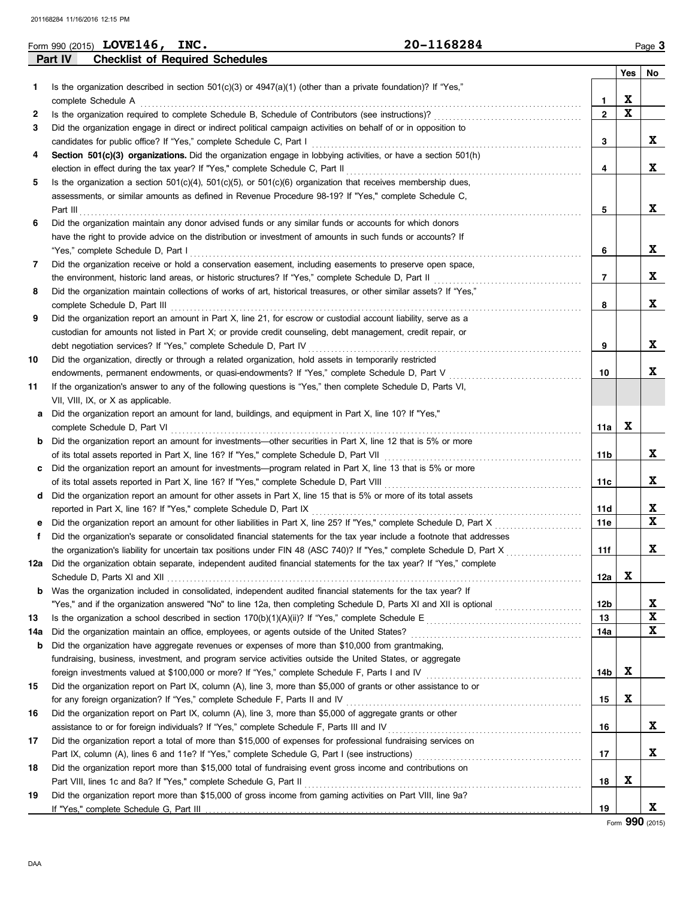Form 990 (2015) **LOVE146, INC.** **20-1168284** Page **3**

## Part IV Checklist of Required Schedules

| | | | Yes | No |
|---|---|---|---|---|
| 1 | Is the organization described in section 501(c)(3) or 4947(a)(1) (other than a private foundation)? If "Yes," complete Schedule A | 1 | X | |
| 2 | Is the organization required to complete Schedule B, Schedule of Contributors (see instructions)? | 2 | X | |
| 3 | Did the organization engage in direct or indirect political campaign activities on behalf of or in opposition to candidates for public office? If "Yes," complete Schedule C, Part I | 3 | | X |
| 4 | **Section 501(c)(3) organizations.** Did the organization engage in lobbying activities, or have a section 501(h) election in effect during the tax year? If "Yes," complete Schedule C, Part II | 4 | | X |
| 5 | Is the organization a section 501(c)(4), 501(c)(5), or 501(c)(6) organization that receives membership dues, assessments, or similar amounts as defined in Revenue Procedure 98-19? If "Yes," complete Schedule C, Part III | 5 | | X |
| 6 | Did the organization maintain any donor advised funds or any similar funds or accounts for which donors have the right to provide advice on the distribution or investment of amounts in such funds or accounts? If "Yes," complete Schedule D, Part I | 6 | | X |
| 7 | Did the organization receive or hold a conservation easement, including easements to preserve open space, the environment, historic land areas, or historic structures? If "Yes," complete Schedule D, Part II | 7 | | X |
| 8 | Did the organization maintain collections of works of art, historical treasures, or other similar assets? If "Yes," complete Schedule D, Part III | 8 | | X |
| 9 | Did the organization report an amount in Part X, line 21, for escrow or custodial account liability, serve as a custodian for amounts not listed in Part X; or provide credit counseling, debt management, credit repair, or debt negotiation services? If "Yes," complete Schedule D, Part IV | 9 | | X |
| 10 | Did the organization, directly or through a related organization, hold assets in temporarily restricted endowments, permanent endowments, or quasi-endowments? If "Yes," complete Schedule D, Part V | 10 | | X |
| 11 | If the organization's answer to any of the following questions is "Yes," then complete Schedule D, Parts VI, VII, VIII, IX, or X as applicable. | | | |
| a | Did the organization report an amount for land, buildings, and equipment in Part X, line 10? If "Yes," complete Schedule D, Part VI | 11a | X | |
| b | Did the organization report an amount for investments—other securities in Part X, line 12 that is 5% or more of its total assets reported in Part X, line 16? If "Yes," complete Schedule D, Part VII | 11b | | X |
| c | Did the organization report an amount for investments—program related in Part X, line 13 that is 5% or more of its total assets reported in Part X, line 16? If "Yes," complete Schedule D, Part VIII | 11c | | X |
| d | Did the organization report an amount for other assets in Part X, line 15 that is 5% or more of its total assets reported in Part X, line 16? If "Yes," complete Schedule D, Part IX | 11d | | X |
| e | Did the organization report an amount for other liabilities in Part X, line 25? If "Yes," complete Schedule D, Part X | 11e | | X |
| f | Did the organization's separate or consolidated financial statements for the tax year include a footnote that addresses the organization's liability for uncertain tax positions under FIN 48 (ASC 740)? If "Yes," complete Schedule D, Part X | 11f | | X |
| 12a | Did the organization obtain separate, independent audited financial statements for the tax year? If "Yes," complete Schedule D, Parts XI and XII | 12a | X | |
| b | Was the organization included in consolidated, independent audited financial statements for the tax year? If "Yes," and if the organization answered "No" to line 12a, then completing Schedule D, Parts XI and XII is optional | 12b | | X |
| 13 | Is the organization a school described in section 170(b)(1)(A)(ii)? If "Yes," complete Schedule E | 13 | | X |
| 14a | Did the organization maintain an office, employees, or agents outside of the United States? | 14a | | X |
| b | Did the organization have aggregate revenues or expenses of more than $10,000 from grantmaking, fundraising, business, investment, and program service activities outside the United States, or aggregate foreign investments valued at $100,000 or more? If "Yes," complete Schedule F, Parts I and IV | 14b | X | |
| 15 | Did the organization report on Part IX, column (A), line 3, more than $5,000 of grants or other assistance to or for any foreign organization? If "Yes," complete Schedule F, Parts II and IV | 15 | X | |
| 16 | Did the organization report on Part IX, column (A), line 3, more than $5,000 of aggregate grants or other assistance to or for foreign individuals? If "Yes," complete Schedule F, Parts III and IV | 16 | | X |
| 17 | Did the organization report a total of more than $15,000 of expenses for professional fundraising services on Part IX, column (A), lines 6 and 11e? If "Yes," complete Schedule G, Part I (see instructions) | 17 | | X |
| 18 | Did the organization report more than $15,000 total of fundraising event gross income and contributions on Part VIII, lines 1c and 8a? If "Yes," complete Schedule G, Part II | 18 | X | |
| 19 | Did the organization report more than $15,000 of gross income from gaming activities on Part VIII, line 9a? If "Yes," complete Schedule G, Part III | 19 | | X |

Form **990** (2015)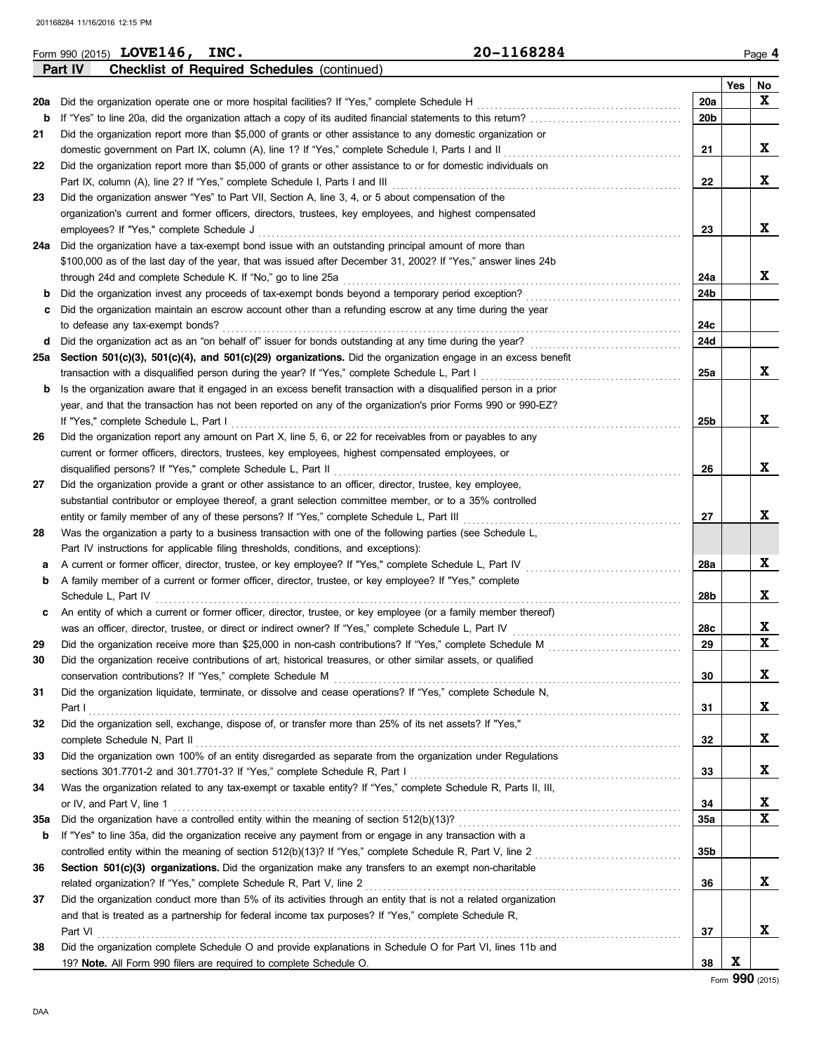Form 990 (2015) **LOVE146, INC.** **20-1168284** Page **4**

**Part IV** **Checklist of Required Schedules** (continued)

| | | | Yes | No |
|---|---|---|---|---|
| **20a** | Did the organization operate one or more hospital facilities? If "Yes," complete Schedule H | **20a** | | **X** |
| **b** | If "Yes" to line 20a, did the organization attach a copy of its audited financial statements to this return? | **20b** | | |
| **21** | Did the organization report more than $5,000 of grants or other assistance to any domestic organization or domestic government on Part IX, column (A), line 1? If "Yes," complete Schedule I, Parts I and II | **21** | | **X** |
| **22** | Did the organization report more than $5,000 of grants or other assistance to or for domestic individuals on Part IX, column (A), line 2? If "Yes," complete Schedule I, Parts I and III | **22** | | **X** |
| **23** | Did the organization answer "Yes" to Part VII, Section A, line 3, 4, or 5 about compensation of the organization's current and former officers, directors, trustees, key employees, and highest compensated employees? If "Yes," complete Schedule J | **23** | | **X** |
| **24a** | Did the organization have a tax-exempt bond issue with an outstanding principal amount of more than $100,000 as of the last day of the year, that was issued after December 31, 2002? If "Yes," answer lines 24b through 24d and complete Schedule K. If "No," go to line 25a | **24a** | | **X** |
| **b** | Did the organization invest any proceeds of tax-exempt bonds beyond a temporary period exception? | **24b** | | |
| **c** | Did the organization maintain an escrow account other than a refunding escrow at any time during the year to defease any tax-exempt bonds? | **24c** | | |
| **d** | Did the organization act as an "on behalf of" issuer for bonds outstanding at any time during the year? | **24d** | | |
| **25a** | **Section 501(c)(3), 501(c)(4), and 501(c)(29) organizations.** Did the organization engage in an excess benefit transaction with a disqualified person during the year? If "Yes," complete Schedule L, Part I | **25a** | | **X** |
| **b** | Is the organization aware that it engaged in an excess benefit transaction with a disqualified person in a prior year, and that the transaction has not been reported on any of the organization's prior Forms 990 or 990-EZ? If "Yes," complete Schedule L, Part I | **25b** | | **X** |
| **26** | Did the organization report any amount on Part X, line 5, 6, or 22 for receivables from or payables to any current or former officers, directors, trustees, key employees, highest compensated employees, or disqualified persons? If "Yes," complete Schedule L, Part II | **26** | | **X** |
| **27** | Did the organization provide a grant or other assistance to an officer, director, trustee, key employee, substantial contributor or employee thereof, a grant selection committee member, or to a 35% controlled entity or family member of any of these persons? If "Yes," complete Schedule L, Part III | **27** | | **X** |
| **28** | Was the organization a party to a business transaction with one of the following parties (see Schedule L, Part IV instructions for applicable filing thresholds, conditions, and exceptions): | | | |
| **a** | A current or former officer, director, trustee, or key employee? If "Yes," complete Schedule L, Part IV | **28a** | | **X** |
| **b** | A family member of a current or former officer, director, trustee, or key employee? If "Yes," complete Schedule L, Part IV | **28b** | | **X** |
| **c** | An entity of which a current or former officer, director, trustee, or key employee (or a family member thereof) was an officer, director, trustee, or direct or indirect owner? If "Yes," complete Schedule L, Part IV | **28c** | | **X** |
| **29** | Did the organization receive more than $25,000 in non-cash contributions? If "Yes," complete Schedule M | **29** | | **X** |
| **30** | Did the organization receive contributions of art, historical treasures, or other similar assets, or qualified conservation contributions? If "Yes," complete Schedule M | **30** | | **X** |
| **31** | Did the organization liquidate, terminate, or dissolve and cease operations? If "Yes," complete Schedule N, Part I | **31** | | **X** |
| **32** | Did the organization sell, exchange, dispose of, or transfer more than 25% of its net assets? If "Yes," complete Schedule N, Part II | **32** | | **X** |
| **33** | Did the organization own 100% of an entity disregarded as separate from the organization under Regulations sections 301.7701-2 and 301.7701-3? If "Yes," complete Schedule R, Part I | **33** | | **X** |
| **34** | Was the organization related to any tax-exempt or taxable entity? If "Yes," complete Schedule R, Parts II, III, or IV, and Part V, line 1 | **34** | | **X** |
| **35a** | Did the organization have a controlled entity within the meaning of section 512(b)(13)? | **35a** | | **X** |
| **b** | If "Yes" to line 35a, did the organization receive any payment from or engage in any transaction with a controlled entity within the meaning of section 512(b)(13)? If "Yes," complete Schedule R, Part V, line 2 | **35b** | | |
| **36** | **Section 501(c)(3) organizations.** Did the organization make any transfers to an exempt non-charitable related organization? If "Yes," complete Schedule R, Part V, line 2 | **36** | | **X** |
| **37** | Did the organization conduct more than 5% of its activities through an entity that is not a related organization and that is treated as a partnership for federal income tax purposes? If "Yes," complete Schedule R, Part VI | **37** | | **X** |
| **38** | Did the organization complete Schedule O and provide explanations in Schedule O for Part VI, lines 11b and 19? **Note.** All Form 990 filers are required to complete Schedule O. | **38** | **X** | |

Form **990** (2015)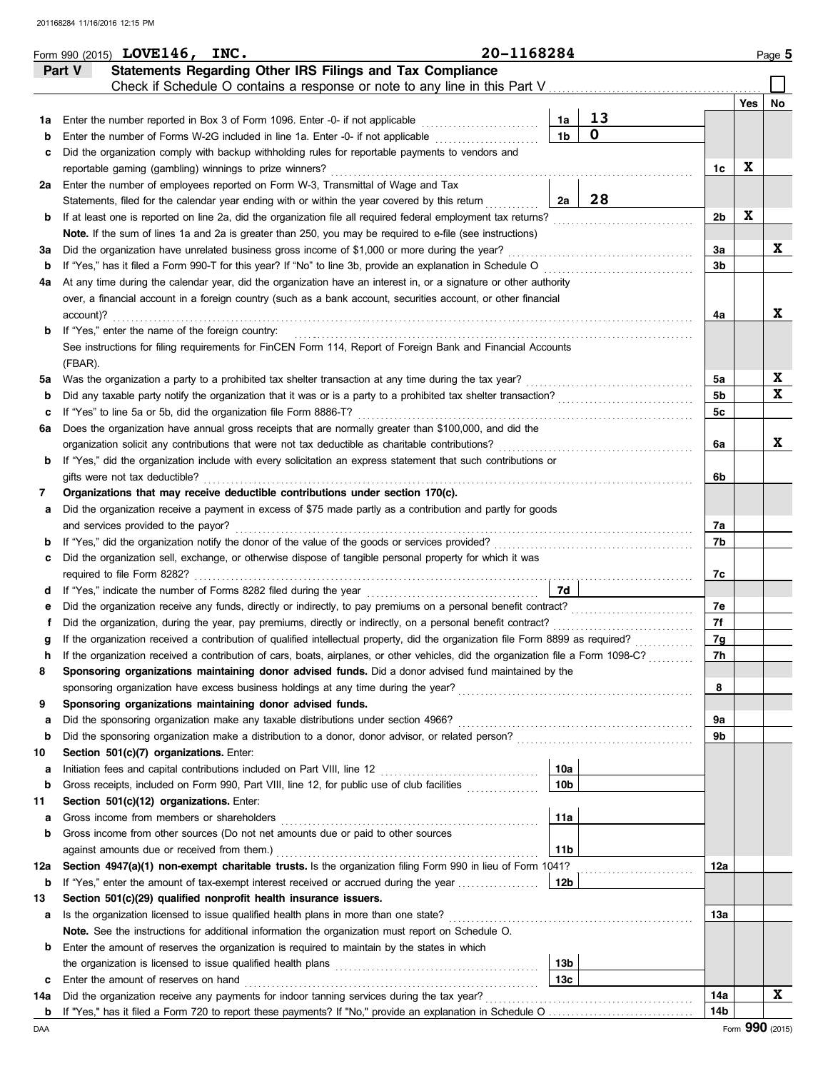Form 990 (2015) **LOVE146, INC.** **20-1168284** Page 5

## Part V Statements Regarding Other IRS Filings and Tax Compliance

Check if Schedule O contains a response or note to any line in this Part V ☐

| | | | | | Yes | No |
|---|---|---|---|---|---|---|
| **1a** | Enter the number reported in Box 3 of Form 1096. Enter -0- if not applicable | 1a | 13 | | | |
| **b** | Enter the number of Forms W-2G included in line 1a. Enter -0- if not applicable | 1b | 0 | | | |
| **c** | Did the organization comply with backup withholding rules for reportable payments to vendors and reportable gaming (gambling) winnings to prize winners? | | | 1c | X | |
| **2a** | Enter the number of employees reported on Form W-3, Transmittal of Wage and Tax Statements, filed for the calendar year ending with or within the year covered by this return | 2a | 28 | | | |
| **b** | If at least one is reported on line 2a, did the organization file all required federal employment tax returns? | | | 2b | X | |
| | **Note.** If the sum of lines 1a and 2a is greater than 250, you may be required to e-file (see instructions) | | | | | |
| **3a** | Did the organization have unrelated business gross income of $1,000 or more during the year? | | | 3a | | X |
| **b** | If "Yes," has it filed a Form 990-T for this year? If "No" to line 3b, provide an explanation in Schedule O | | | 3b | | |
| **4a** | At any time during the calendar year, did the organization have an interest in, or a signature or other authority over, a financial account in a foreign country (such as a bank account, securities account, or other financial account)? | | | 4a | | X |
| **b** | If "Yes," enter the name of the foreign country: See instructions for filing requirements for FinCEN Form 114, Report of Foreign Bank and Financial Accounts (FBAR). | | | | | |
| **5a** | Was the organization a party to a prohibited tax shelter transaction at any time during the tax year? | | | 5a | | X |
| **b** | Did any taxable party notify the organization that it was or is a party to a prohibited tax shelter transaction? | | | 5b | | X |
| **c** | If "Yes" to line 5a or 5b, did the organization file Form 8886-T? | | | 5c | | |
| **6a** | Does the organization have annual gross receipts that are normally greater than $100,000, and did the organization solicit any contributions that were not tax deductible as charitable contributions? | | | 6a | | X |
| **b** | If "Yes," did the organization include with every solicitation an express statement that such contributions or gifts were not tax deductible? | | | 6b | | |
| **7** | **Organizations that may receive deductible contributions under section 170(c).** | | | | | |
| **a** | Did the organization receive a payment in excess of $75 made partly as a contribution and partly for goods and services provided to the payor? | | | 7a | | |
| **b** | If "Yes," did the organization notify the donor of the value of the goods or services provided? | | | 7b | | |
| **c** | Did the organization sell, exchange, or otherwise dispose of tangible personal property for which it was required to file Form 8282? | | | 7c | | |
| **d** | If "Yes," indicate the number of Forms 8282 filed during the year | 7d | | | | |
| **e** | Did the organization receive any funds, directly or indirectly, to pay premiums on a personal benefit contract? | | | 7e | | |
| **f** | Did the organization, during the year, pay premiums, directly or indirectly, on a personal benefit contract? | | | 7f | | |
| **g** | If the organization received a contribution of qualified intellectual property, did the organization file Form 8899 as required? | | | 7g | | |
| **h** | If the organization received a contribution of cars, boats, airplanes, or other vehicles, did the organization file a Form 1098-C? | | | 7h | | |
| **8** | **Sponsoring organizations maintaining donor advised funds.** Did a donor advised fund maintained by the sponsoring organization have excess business holdings at any time during the year? | | | 8 | | |
| **9** | **Sponsoring organizations maintaining donor advised funds.** | | | | | |
| **a** | Did the sponsoring organization make any taxable distributions under section 4966? | | | 9a | | |
| **b** | Did the sponsoring organization make a distribution to a donor, donor advisor, or related person? | | | 9b | | |
| **10** | **Section 501(c)(7) organizations.** Enter: | | | | | |
| **a** | Initiation fees and capital contributions included on Part VIII, line 12 | 10a | | | | |
| **b** | Gross receipts, included on Form 990, Part VIII, line 12, for public use of club facilities | 10b | | | | |
| **11** | **Section 501(c)(12) organizations.** Enter: | | | | | |
| **a** | Gross income from members or shareholders | 11a | | | | |
| **b** | Gross income from other sources (Do not net amounts due or paid to other sources against amounts due or received from them.) | 11b | | | | |
| **12a** | **Section 4947(a)(1) non-exempt charitable trusts.** Is the organization filing Form 990 in lieu of Form 1041? | | | 12a | | |
| **b** | If "Yes," enter the amount of tax-exempt interest received or accrued during the year | 12b | | | | |
| **13** | **Section 501(c)(29) qualified nonprofit health insurance issuers.** | | | | | |
| **a** | Is the organization licensed to issue qualified health plans in more than one state? | | | 13a | | |
| | **Note.** See the instructions for additional information the organization must report on Schedule O. | | | | | |
| **b** | Enter the amount of reserves the organization is required to maintain by the states in which the organization is licensed to issue qualified health plans | 13b | | | | |
| **c** | Enter the amount of reserves on hand | 13c | | | | |
| **14a** | Did the organization receive any payments for indoor tanning services during the tax year? | | | 14a | | X |
| **b** | If "Yes," has it filed a Form 720 to report these payments? If "No," provide an explanation in Schedule O | | | 14b | | |

Form **990** (2015)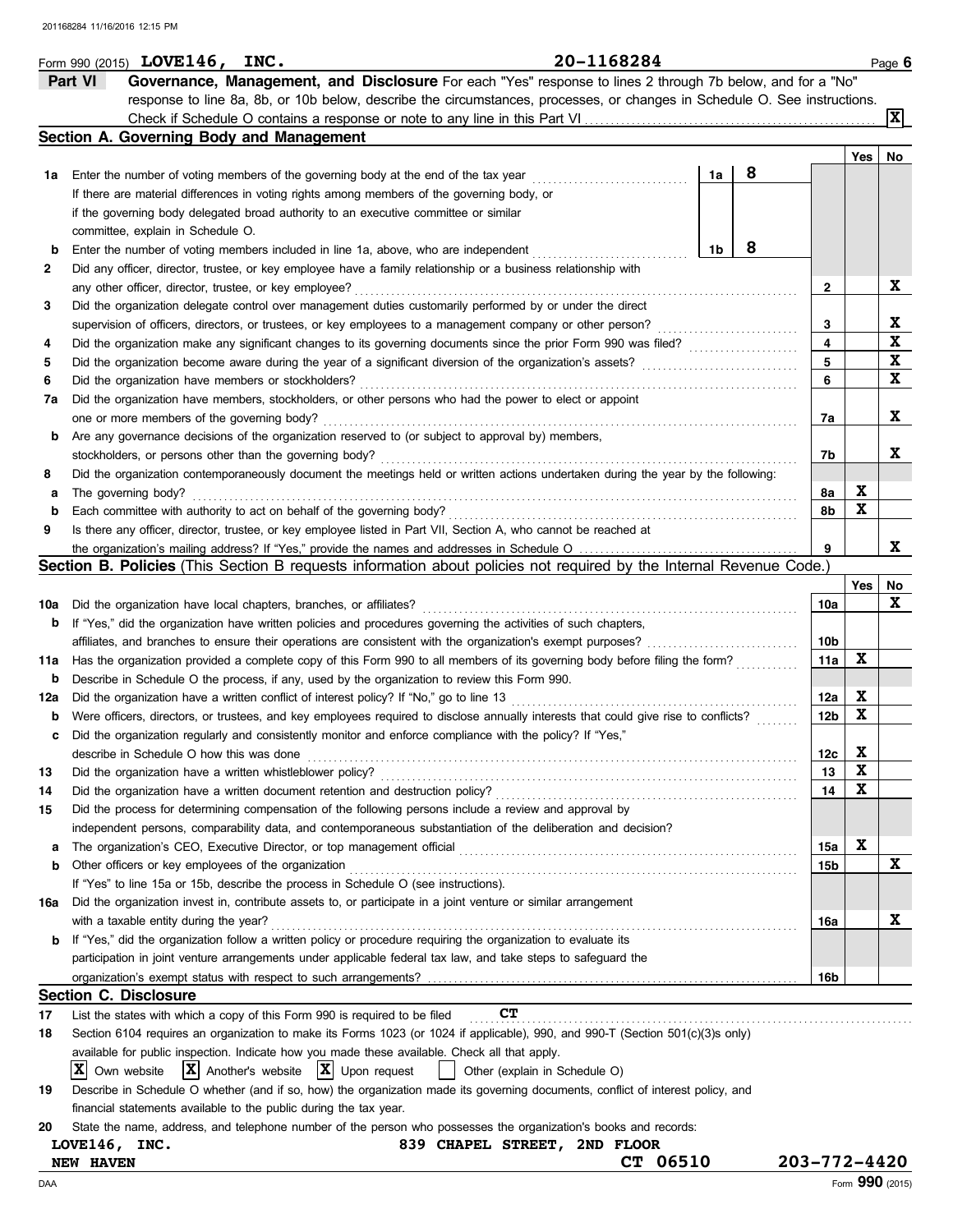Form 990 (2015) **LOVE146, INC.** 20-1168284 Page **6**

## Part VI Governance, Management, and Disclosure

For each "Yes" response to lines 2 through 7b below, and for a "No" response to line 8a, 8b, or 10b below, describe the circumstances, processes, or changes in Schedule O. See instructions.

Check if Schedule O contains a response or note to any line in this Part VI ............ [X]

### Section A. Governing Body and Management

| | | | | Yes | No |
|---|---|---|---|---|---|
| **1a** | Enter the number of voting members of the governing body at the end of the tax year. If there are material differences in voting rights among members of the governing body, or if the governing body delegated broad authority to an executive committee or similar committee, explain in Schedule O. | 1a | 8 | | |
| **b** | Enter the number of voting members included in line 1a, above, who are independent | 1b | 8 | | |
| **2** | Did any officer, director, trustee, or key employee have a family relationship or a business relationship with any other officer, director, trustee, or key employee? | | 2 | | X |
| **3** | Did the organization delegate control over management duties customarily performed by or under the direct supervision of officers, directors, or trustees, or key employees to a management company or other person? | | 3 | | X |
| **4** | Did the organization make any significant changes to its governing documents since the prior Form 990 was filed? | | 4 | | X |
| **5** | Did the organization become aware during the year of a significant diversion of the organization's assets? | | 5 | | X |
| **6** | Did the organization have members or stockholders? | | 6 | | X |
| **7a** | Did the organization have members, stockholders, or other persons who had the power to elect or appoint one or more members of the governing body? | | 7a | | X |
| **b** | Are any governance decisions of the organization reserved to (or subject to approval by) members, stockholders, or persons other than the governing body? | | 7b | | X |
| **8** | Did the organization contemporaneously document the meetings held or written actions undertaken during the year by the following: | | | | |
| **a** | The governing body? | | 8a | X | |
| **b** | Each committee with authority to act on behalf of the governing body? | | 8b | X | |
| **9** | Is there any officer, director, trustee, or key employee listed in Part VII, Section A, who cannot be reached at the organization's mailing address? If "Yes," provide the names and addresses in Schedule O | | 9 | | X |

### Section B. Policies (This Section B requests information about policies not required by the Internal Revenue Code.)

| | | | Yes | No |
|---|---|---|---|---|
| **10a** | Did the organization have local chapters, branches, or affiliates? | 10a | | X |
| **b** | If "Yes," did the organization have written policies and procedures governing the activities of such chapters, affiliates, and branches to ensure their operations are consistent with the organization's exempt purposes? | 10b | | |
| **11a** | Has the organization provided a complete copy of this Form 990 to all members of its governing body before filing the form? | 11a | X | |
| **b** | Describe in Schedule O the process, if any, used by the organization to review this Form 990. | | | |
| **12a** | Did the organization have a written conflict of interest policy? If "No," go to line 13 | 12a | X | |
| **b** | Were officers, directors, or trustees, and key employees required to disclose annually interests that could give rise to conflicts? | 12b | X | |
| **c** | Did the organization regularly and consistently monitor and enforce compliance with the policy? If "Yes," describe in Schedule O how this was done | 12c | X | |
| **13** | Did the organization have a written whistleblower policy? | 13 | X | |
| **14** | Did the organization have a written document retention and destruction policy? | 14 | X | |
| **15** | Did the process for determining compensation of the following persons include a review and approval by independent persons, comparability data, and contemporaneous substantiation of the deliberation and decision? | | | |
| **a** | The organization's CEO, Executive Director, or top management official | 15a | X | |
| **b** | Other officers or key employees of the organization | 15b | | X |
| | If "Yes" to line 15a or 15b, describe the process in Schedule O (see instructions). | | | |
| **16a** | Did the organization invest in, contribute assets to, or participate in a joint venture or similar arrangement with a taxable entity during the year? | 16a | | X |
| **b** | If "Yes," did the organization follow a written policy or procedure requiring the organization to evaluate its participation in joint venture arrangements under applicable federal tax law, and take steps to safeguard the organization's exempt status with respect to such arrangements? | 16b | | |

### Section C. Disclosure

**17** List the states with which a copy of this Form 990 is required to be filed **CT**

**18** Section 6104 requires an organization to make its Forms 1023 (or 1024 if applicable), 990, and 990-T (Section 501(c)(3)s only) available for public inspection. Indicate how you made these available. Check all that apply.

[X] Own website [X] Another's website [X] Upon request [ ] Other (explain in Schedule O)

**19** Describe in Schedule O whether (and if so, how) the organization made its governing documents, conflict of interest policy, and financial statements available to the public during the tax year.

**20** State the name, address, and telephone number of the person who possesses the organization's books and records:

**LOVE146, INC.** 839 CHAPEL STREET, 2ND FLOOR
**NEW HAVEN** CT 06510 203-772-4420

Form **990** (2015)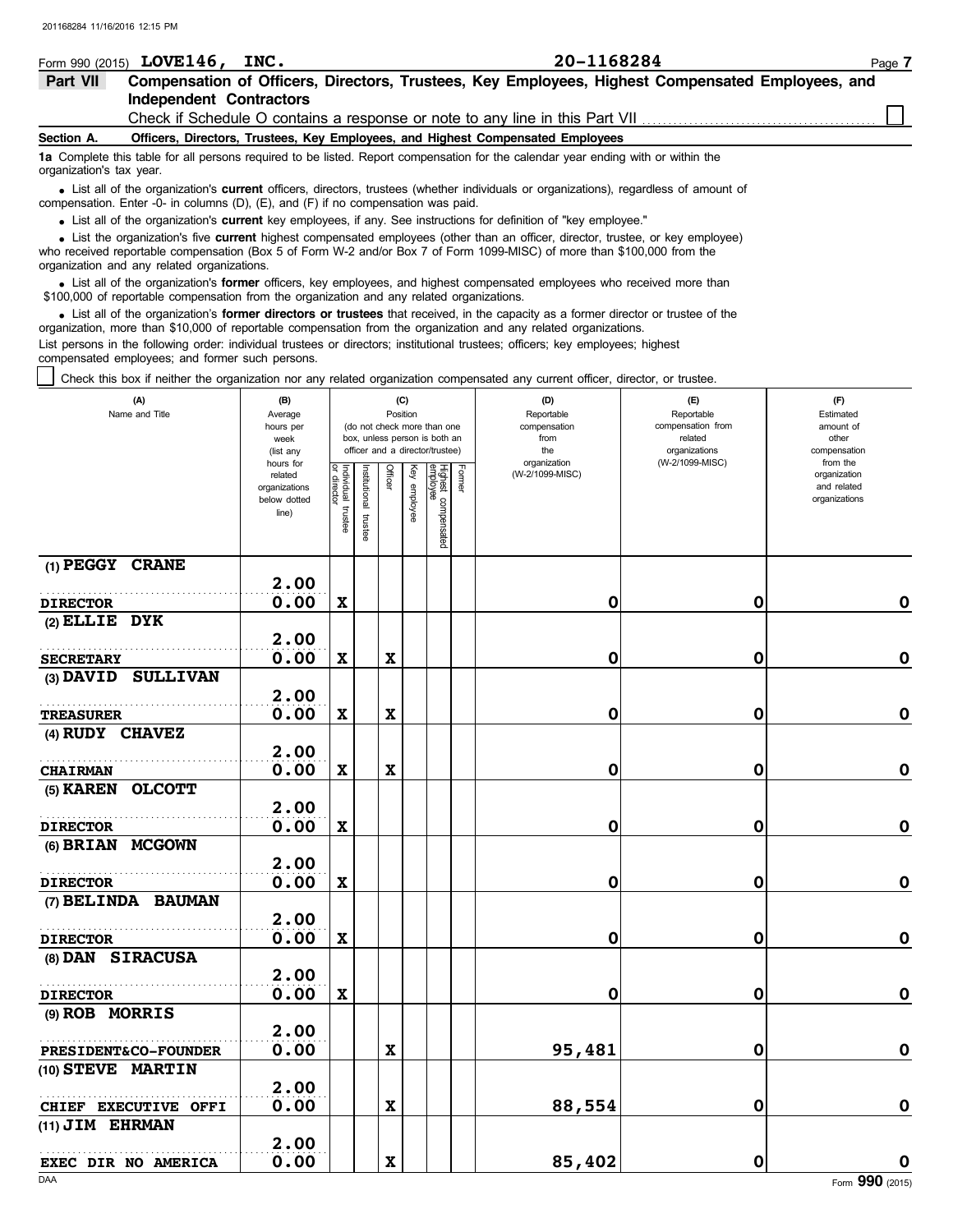Form 990 (2015) **LOVE146, INC.** **20-1168284** Page **7**

## Part VII Compensation of Officers, Directors, Trustees, Key Employees, Highest Compensated Employees, and Independent Contractors

Check if Schedule O contains a response or note to any line in this Part VII ☐

### Section A. Officers, Directors, Trustees, Key Employees, and Highest Compensated Employees

**1a** Complete this table for all persons required to be listed. Report compensation for the calendar year ending with or within the organization's tax year.

- List all of the organization's **current** officers, directors, trustees (whether individuals or organizations), regardless of amount of compensation. Enter -0- in columns (D), (E), and (F) if no compensation was paid.
- List all of the organization's **current** key employees, if any. See instructions for definition of "key employee."
- List the organization's five **current** highest compensated employees (other than an officer, director, trustee, or key employee) who received reportable compensation (Box 5 of Form W-2 and/or Box 7 of Form 1099-MISC) of more than $100,000 from the organization and any related organizations.
- List all of the organization's **former** officers, key employees, and highest compensated employees who received more than $100,000 of reportable compensation from the organization and any related organizations.
- List all of the organization's **former directors or trustees** that received, in the capacity as a former director or trustee of the organization, more than $10,000 of reportable compensation from the organization and any related organizations.

List persons in the following order: individual trustees or directors; institutional trustees; officers; key employees; highest compensated employees; and former such persons.

☐ Check this box if neither the organization nor any related organization compensated any current officer, director, or trustee.

| (A) Name and Title | (B) Average hours per week (list any hours for related organizations below dotted line) | (C) Position: Individual trustee or director | Institutional trustee | Officer | Key employee | Highest compensated employee | Former | (D) Reportable compensation from the organization (W-2/1099-MISC) | (E) Reportable compensation from related organizations (W-2/1099-MISC) | (F) Estimated amount of other compensation from the organization and related organizations |
|---|---|---|---|---|---|---|---|---|---|---|
| (1) PEGGY CRANE<br>DIRECTOR | 2.00<br>0.00 | X | | | | | | 0 | 0 | 0 |
| (2) ELLIE DYK<br>SECRETARY | 2.00<br>0.00 | X | | X | | | | 0 | 0 | 0 |
| (3) DAVID SULLIVAN<br>TREASURER | 2.00<br>0.00 | X | | X | | | | 0 | 0 | 0 |
| (4) RUDY CHAVEZ<br>CHAIRMAN | 2.00<br>0.00 | X | | X | | | | 0 | 0 | 0 |
| (5) KAREN OLCOTT<br>DIRECTOR | 2.00<br>0.00 | X | | | | | | 0 | 0 | 0 |
| (6) BRIAN MCGOWN<br>DIRECTOR | 2.00<br>0.00 | X | | | | | | 0 | 0 | 0 |
| (7) BELINDA BAUMAN<br>DIRECTOR | 2.00<br>0.00 | X | | | | | | 0 | 0 | 0 |
| (8) DAN SIRACUSA<br>DIRECTOR | 2.00<br>0.00 | X | | | | | | 0 | 0 | 0 |
| (9) ROB MORRIS<br>PRESIDENT&CO-FOUNDER | 2.00<br>0.00 | | | X | | | | 95,481 | 0 | 0 |
| (10) STEVE MARTIN<br>CHIEF EXECUTIVE OFFI | 2.00<br>0.00 | | | X | | | | 88,554 | 0 | 0 |
| (11) JIM EHRMAN<br>EXEC DIR NO AMERICA | 2.00<br>0.00 | | | X | | | | 85,402 | 0 | 0 |

Form **990** (2015)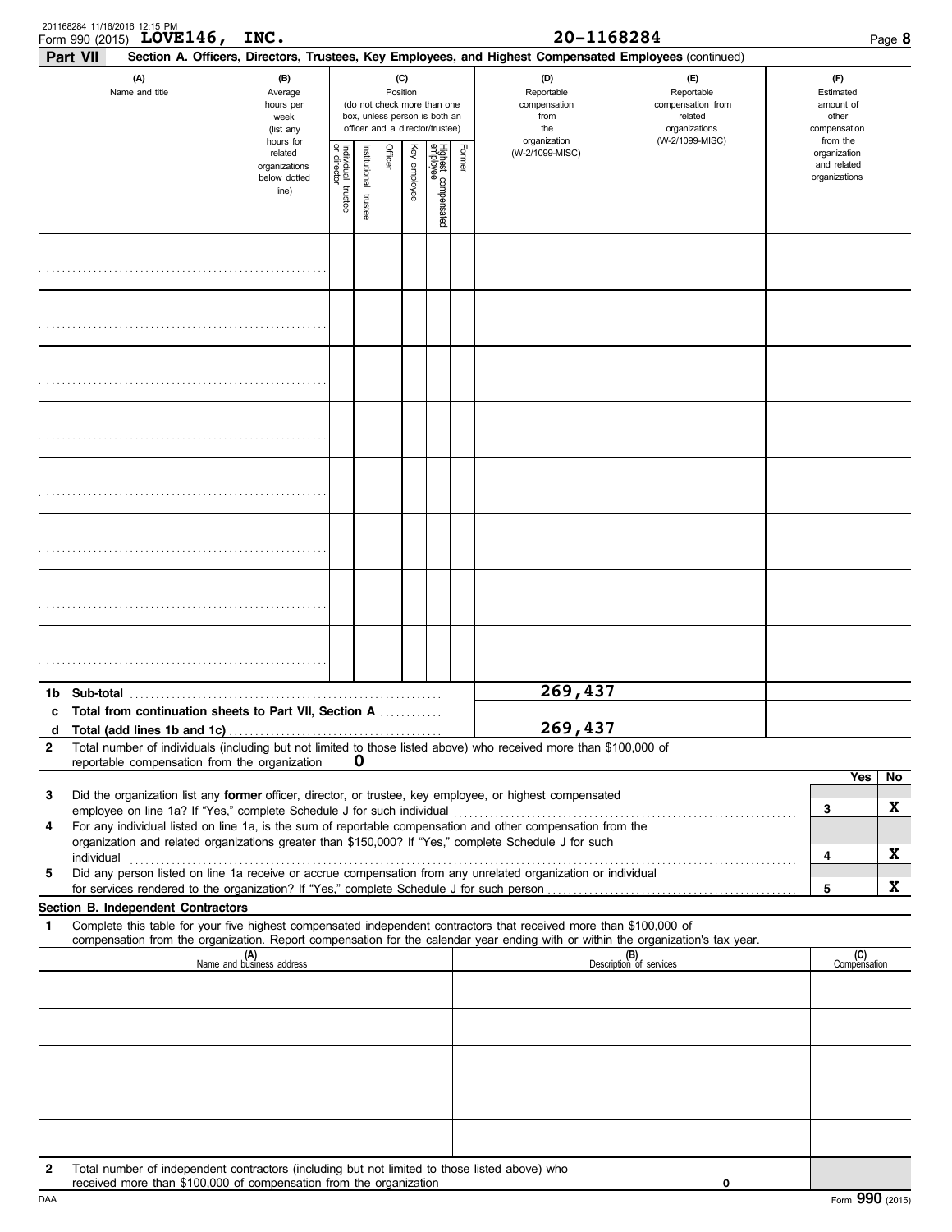Form 990 (2015) **LOVE146, INC.** 20-1168284

**Part VII** Section A. Officers, Directors, Trustees, Key Employees, and Highest Compensated Employees (continued)

| (A) Name and title | (B) Average hours per week (list any hours for related organizations below dotted line) | (C) Position (do not check more than one box, unless person is both an officer and a director/trustee): Individual trustee or director | Institutional trustee | Officer | Key employee | Highest compensated employee | Former | (D) Reportable compensation from the organization (W-2/1099-MISC) | (E) Reportable compensation from related organizations (W-2/1099-MISC) | (F) Estimated amount of other compensation from the organization and related organizations |
|---|---|---|---|---|---|---|---|---|---|---|
| | | | | | | | | | | |
| | | | | | | | | | | |
| | | | | | | | | | | |
| | | | | | | | | | | |
| | | | | | | | | | | |
| | | | | | | | | | | |
| | | | | | | | | | | |
| | | | | | | | | | | |
| **1b Sub-total** | | | | | | | | 269,437 | | |
| **c Total from continuation sheets to Part VII, Section A** | | | | | | | | | | |
| **d Total (add lines 1b and 1c)** | | | | | | | | 269,437 | | |

2 Total number of individuals (including but not limited to those listed above) who received more than $100,000 of reportable compensation from the organization **0**

| | | | Yes | No |
|---|---|---|---|---|
| 3 | Did the organization list any **former** officer, director, or trustee, key employee, or highest compensated employee on line 1a? If "Yes," complete Schedule J for such individual | 3 | | X |
| 4 | For any individual listed on line 1a, is the sum of reportable compensation and other compensation from the organization and related organizations greater than $150,000? If "Yes," complete Schedule J for such individual | 4 | | X |
| 5 | Did any person listed on line 1a receive or accrue compensation from any unrelated organization or individual for services rendered to the organization? If "Yes," complete Schedule J for such person | 5 | | X |

**Section B. Independent Contractors**

1 Complete this table for your five highest compensated independent contractors that received more than $100,000 of compensation from the organization. Report compensation for the calendar year ending with or within the organization's tax year.

| (A) Name and business address | (B) Description of services | (C) Compensation |
|---|---|---|
| | | |
| | | |
| | | |
| | | |
| | | |

2 Total number of independent contractors (including but not limited to those listed above) who received more than $100,000 of compensation from the organization **0**

Form **990** (2015)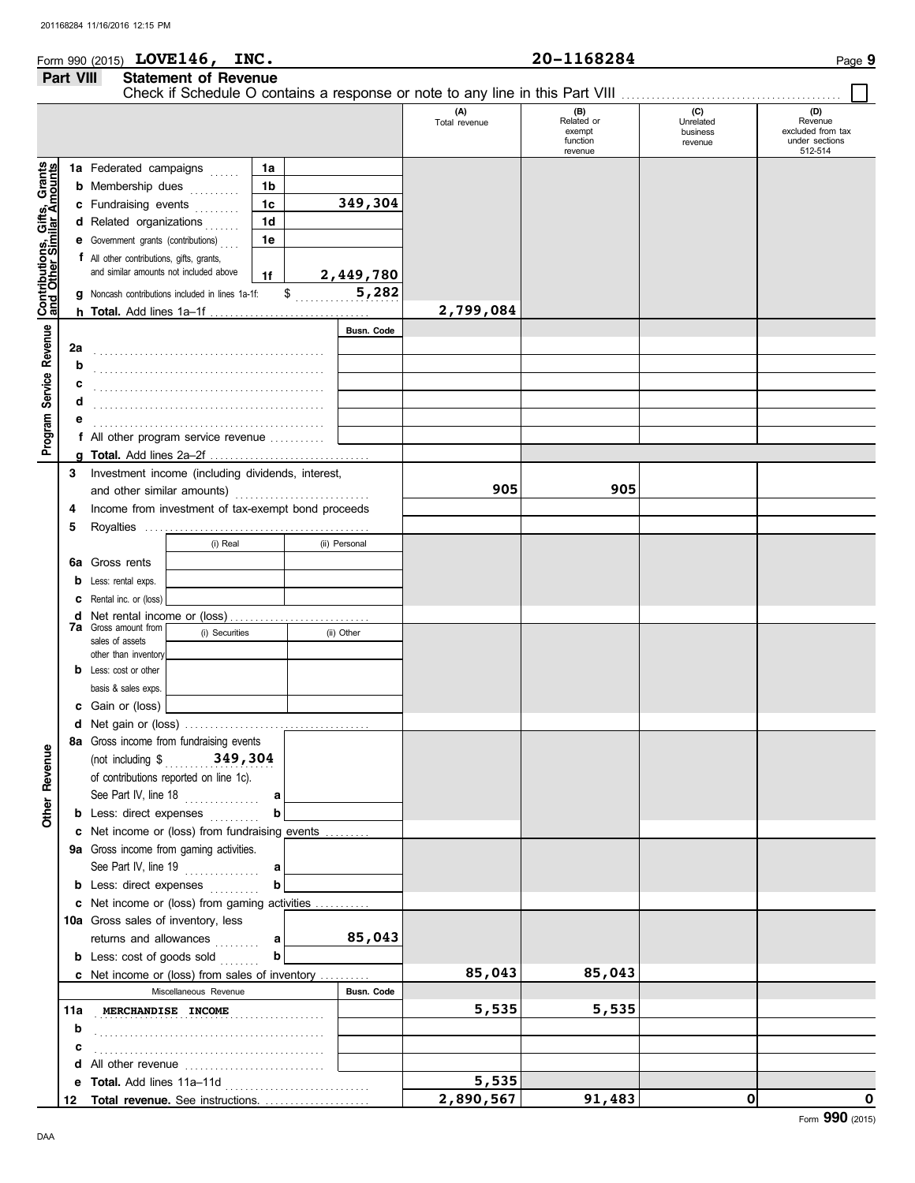Form 990 (2015) **LOVE146, INC.** 20-1168284

**Part VIII Statement of Revenue**

Check if Schedule O contains a response or note to any line in this Part VIII ☐

| | | | (A) Total revenue | (B) Related or exempt function revenue | (C) Unrelated business revenue | (D) Revenue excluded from tax under sections 512-514 |
|---|---|---|---|---|---|---|
| **Contributions, Gifts, Grants and Other Similar Amounts** | 1a Federated campaigns | 1a | | | | |
| | b Membership dues | 1b | | | | |
| | c Fundraising events | 1c 349,304 | | | | |
| | d Related organizations | 1d | | | | |
| | e Government grants (contributions) | 1e | | | | |
| | f All other contributions, gifts, grants, and similar amounts not included above | 1f 2,449,780 | | | | |
| | g Noncash contributions included in lines 1a-1f: $ 5,282 | | | | | |
| | h **Total.** Add lines 1a–1f | | 2,799,084 | | | |
| **Program Service Revenue** | | Busn. Code | | | | |
| | 2a | | | | | |
| | b | | | | | |
| | c | | | | | |
| | d | | | | | |
| | e | | | | | |
| | f All other program service revenue | | | | | |
| | g **Total.** Add lines 2a–2f | | | | | |
| **Other Revenue** | 3 Investment income (including dividends, interest, and other similar amounts) | | 905 | 905 | | |
| | 4 Income from investment of tax-exempt bond proceeds | | | | | |
| | 5 Royalties | | | | | |
| | 6a Gross rents — (i) Real / (ii) Personal | | | | | |
| | b Less: rental exps. | | | | | |
| | c Rental inc. or (loss) | | | | | |
| | d Net rental income or (loss) | | | | | |
| | 7a Gross amount from sales of assets other than inventory — (i) Securities / (ii) Other | | | | | |
| | b Less: cost or other basis & sales exps. | | | | | |
| | c Gain or (loss) | | | | | |
| | d Net gain or (loss) | | | | | |
| | 8a Gross income from fundraising events (not including $ 349,304 of contributions reported on line 1c). See Part IV, line 18 | a | | | | |
| | b Less: direct expenses | b | | | | |
| | c Net income or (loss) from fundraising events | | | | | |
| | 9a Gross income from gaming activities. See Part IV, line 19 | a | | | | |
| | b Less: direct expenses | b | | | | |
| | c Net income or (loss) from gaming activities | | | | | |
| | 10a Gross sales of inventory, less returns and allowances | a 85,043 | | | | |
| | b Less: cost of goods sold | b | | | | |
| | c Net income or (loss) from sales of inventory | | 85,043 | 85,043 | | |
| | Miscellaneous Revenue | Busn. Code | | | | |
| | 11a MERCHANDISE INCOME | | 5,535 | 5,535 | | |
| | b | | | | | |
| | c | | | | | |
| | d All other revenue | | | | | |
| | e **Total.** Add lines 11a–11d | | 5,535 | | | |
| | 12 **Total revenue.** See instructions. | | 2,890,567 | 91,483 | 0 | 0 |

Form **990** (2015)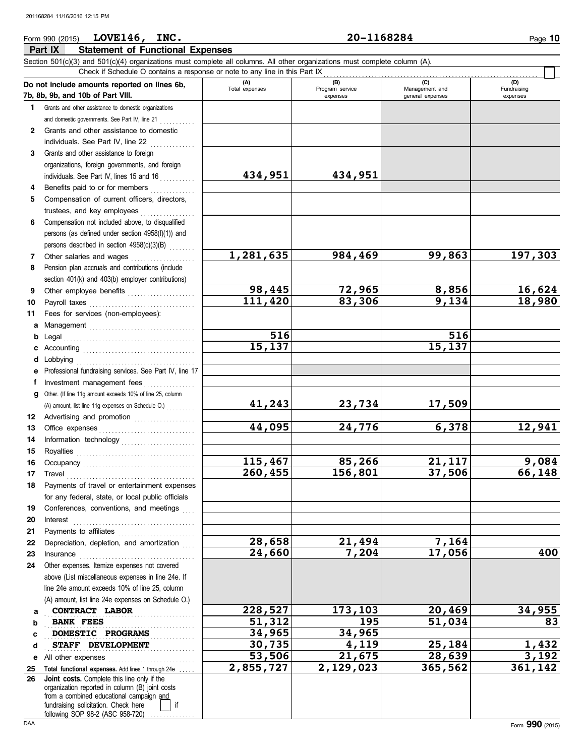Form 990 (2015) **LOVE146, INC.** **20-1168284**

## Part IX Statement of Functional Expenses

Section 501(c)(3) and 501(c)(4) organizations must complete all columns. All other organizations must complete column (A).

Check if Schedule O contains a response or note to any line in this Part IX ☐

| Do not include amounts reported on lines 6b, 7b, 8b, 9b, and 10b of Part VIII. | (A) Total expenses | (B) Program service expenses | (C) Management and general expenses | (D) Fundraising expenses |
|---|---|---|---|---|
| 1 Grants and other assistance to domestic organizations and domestic governments. See Part IV, line 21 | | | | |
| 2 Grants and other assistance to domestic individuals. See Part IV, line 22 | | | | |
| 3 Grants and other assistance to foreign organizations, foreign governments, and foreign individuals. See Part IV, lines 15 and 16 | 434,951 | 434,951 | | |
| 4 Benefits paid to or for members | | | | |
| 5 Compensation of current officers, directors, trustees, and key employees | | | | |
| 6 Compensation not included above, to disqualified persons (as defined under section 4958(f)(1)) and persons described in section 4958(c)(3)(B) | | | | |
| 7 Other salaries and wages | 1,281,635 | 984,469 | 99,863 | 197,303 |
| 8 Pension plan accruals and contributions (include section 401(k) and 403(b) employer contributions) | | | | |
| 9 Other employee benefits | 98,445 | 72,965 | 8,856 | 16,624 |
| 10 Payroll taxes | 111,420 | 83,306 | 9,134 | 18,980 |
| 11 Fees for services (non-employees): | | | | |
| a Management | | | | |
| b Legal | 516 | | 516 | |
| c Accounting | 15,137 | | 15,137 | |
| d Lobbying | | | | |
| e Professional fundraising services. See Part IV, line 17 | | | | |
| f Investment management fees | | | | |
| g Other. (If line 11g amount exceeds 10% of line 25, column (A) amount, list line 11g expenses on Schedule O.) | 41,243 | 23,734 | 17,509 | |
| 12 Advertising and promotion | | | | |
| 13 Office expenses | 44,095 | 24,776 | 6,378 | 12,941 |
| 14 Information technology | | | | |
| 15 Royalties | | | | |
| 16 Occupancy | 115,467 | 85,266 | 21,117 | 9,084 |
| 17 Travel | 260,455 | 156,801 | 37,506 | 66,148 |
| 18 Payments of travel or entertainment expenses for any federal, state, or local public officials | | | | |
| 19 Conferences, conventions, and meetings | | | | |
| 20 Interest | | | | |
| 21 Payments to affiliates | | | | |
| 22 Depreciation, depletion, and amortization | 28,658 | 21,494 | 7,164 | |
| 23 Insurance | 24,660 | 7,204 | 17,056 | 400 |
| 24 Other expenses. Itemize expenses not covered above (List miscellaneous expenses in line 24e. If line 24e amount exceeds 10% of line 25, column (A) amount, list line 24e expenses on Schedule O.) | | | | |
| a CONTRACT LABOR | 228,527 | 173,103 | 20,469 | 34,955 |
| b BANK FEES | 51,312 | 195 | 51,034 | 83 |
| c DOMESTIC PROGRAMS | 34,965 | 34,965 | | |
| d STAFF DEVELOPMENT | 30,735 | 4,119 | 25,184 | 1,432 |
| e All other expenses | 53,506 | 21,675 | 28,639 | 3,192 |
| 25 **Total functional expenses.** Add lines 1 through 24e | 2,855,727 | 2,129,023 | 365,562 | 361,142 |
| 26 **Joint costs.** Complete this line only if the organization reported in column (B) joint costs from a combined educational campaign and fundraising solicitation. Check here ☐ if following SOP 98-2 (ASC 958-720) | | | | |

Form **990** (2015)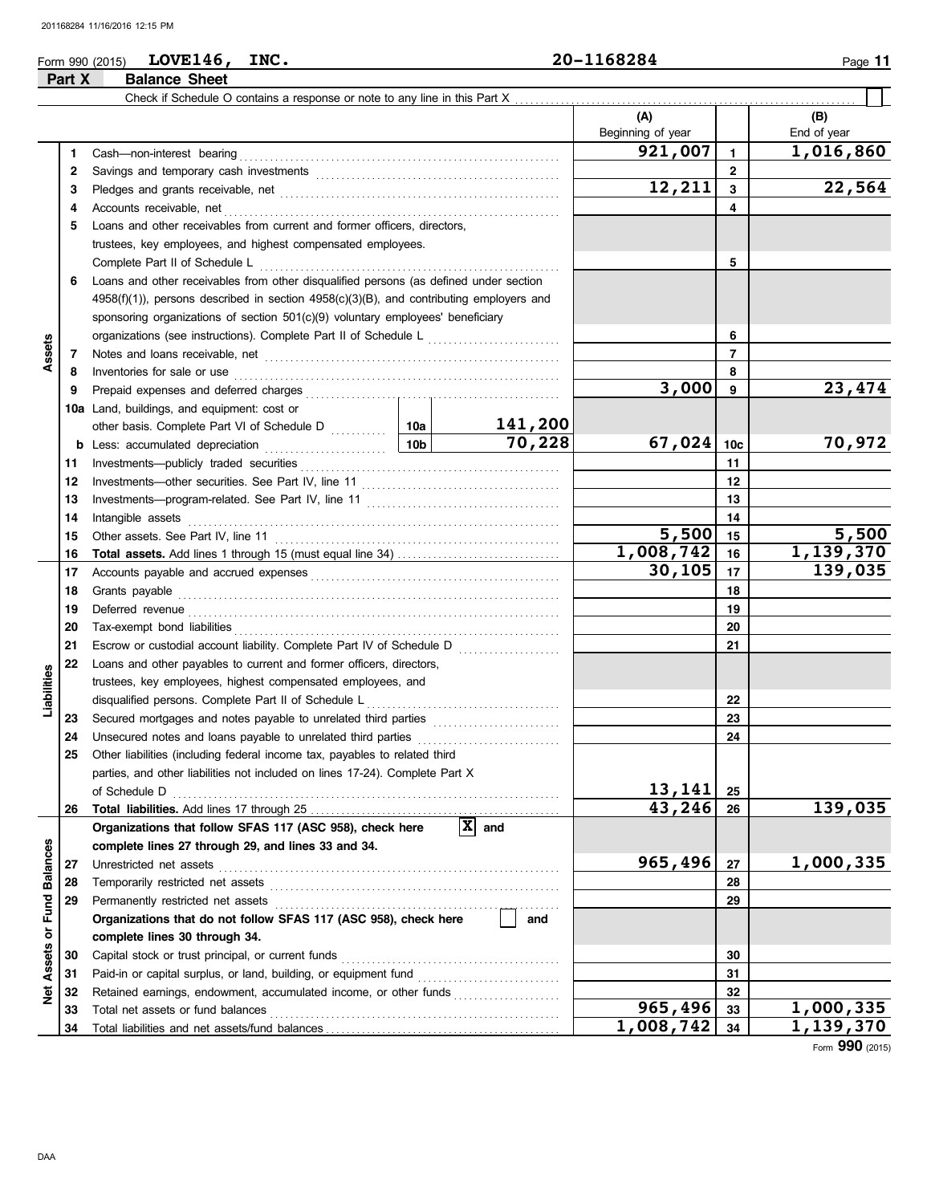Form 990 (2015) **LOVE146, INC.** **20-1168284**

## Part X Balance Sheet

Check if Schedule O contains a response or note to any line in this Part X ☐

| Section | Line | Description | | | (A) Beginning of year | Line | (B) End of year |
|---|---|---|---|---|---|---|---|
| Assets | 1 | Cash—non-interest bearing | | | 921,007 | 1 | 1,016,860 |
| | 2 | Savings and temporary cash investments | | | | 2 | |
| | 3 | Pledges and grants receivable, net | | | 12,211 | 3 | 22,564 |
| | 4 | Accounts receivable, net | | | | 4 | |
| | 5 | Loans and other receivables from current and former officers, directors, trustees, key employees, and highest compensated employees. Complete Part II of Schedule L | | | | 5 | |
| | 6 | Loans and other receivables from other disqualified persons (as defined under section 4958(f)(1)), persons described in section 4958(c)(3)(B), and contributing employers and sponsoring organizations of section 501(c)(9) voluntary employees' beneficiary organizations (see instructions). Complete Part II of Schedule L | | | | 6 | |
| | 7 | Notes and loans receivable, net | | | | 7 | |
| | 8 | Inventories for sale or use | | | | 8 | |
| | 9 | Prepaid expenses and deferred charges | | | 3,000 | 9 | 23,474 |
| | 10a | Land, buildings, and equipment: cost or other basis. Complete Part VI of Schedule D | 10a | 141,200 | | | |
| | b | Less: accumulated depreciation | 10b | 70,228 | 67,024 | 10c | 70,972 |
| | 11 | Investments—publicly traded securities | | | | 11 | |
| | 12 | Investments—other securities. See Part IV, line 11 | | | | 12 | |
| | 13 | Investments—program-related. See Part IV, line 11 | | | | 13 | |
| | 14 | Intangible assets | | | | 14 | |
| | 15 | Other assets. See Part IV, line 11 | | | 5,500 | 15 | 5,500 |
| | 16 | **Total assets.** Add lines 1 through 15 (must equal line 34) | | | 1,008,742 | 16 | 1,139,370 |
| Liabilities | 17 | Accounts payable and accrued expenses | | | 30,105 | 17 | 139,035 |
| | 18 | Grants payable | | | | 18 | |
| | 19 | Deferred revenue | | | | 19 | |
| | 20 | Tax-exempt bond liabilities | | | | 20 | |
| | 21 | Escrow or custodial account liability. Complete Part IV of Schedule D | | | | 21 | |
| | 22 | Loans and other payables to current and former officers, directors, trustees, key employees, highest compensated employees, and disqualified persons. Complete Part II of Schedule L | | | | 22 | |
| | 23 | Secured mortgages and notes payable to unrelated third parties | | | | 23 | |
| | 24 | Unsecured notes and loans payable to unrelated third parties | | | | 24 | |
| | 25 | Other liabilities (including federal income tax, payables to related third parties, and other liabilities not included on lines 17-24). Complete Part X of Schedule D | | | 13,141 | 25 | |
| | 26 | **Total liabilities.** Add lines 17 through 25 | | | 43,246 | 26 | 139,035 |
| Net Assets or Fund Balances | | **Organizations that follow SFAS 117 (ASC 958), check here** [X] **and complete lines 27 through 29, and lines 33 and 34.** | | | | | |
| | 27 | Unrestricted net assets | | | 965,496 | 27 | 1,000,335 |
| | 28 | Temporarily restricted net assets | | | | 28 | |
| | 29 | Permanently restricted net assets | | | | 29 | |
| | | **Organizations that do not follow SFAS 117 (ASC 958), check here** [ ] **and complete lines 30 through 34.** | | | | | |
| | 30 | Capital stock or trust principal, or current funds | | | | 30 | |
| | 31 | Paid-in or capital surplus, or land, building, or equipment fund | | | | 31 | |
| | 32 | Retained earnings, endowment, accumulated income, or other funds | | | | 32 | |
| | 33 | Total net assets or fund balances | | | 965,496 | 33 | 1,000,335 |
| | 34 | Total liabilities and net assets/fund balances | | | 1,008,742 | 34 | 1,139,370 |

Form **990** (2015)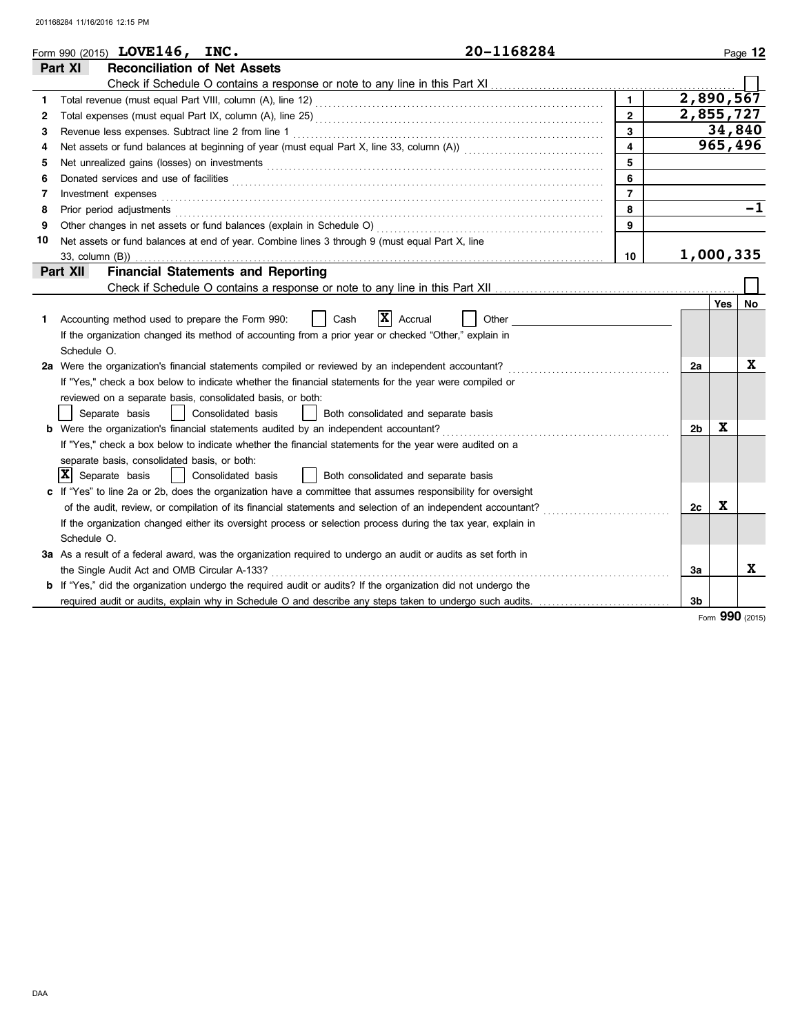Form 990 (2015) **LOVE146, INC.** **20-1168284**

## Part XI Reconciliation of Net Assets

Check if Schedule O contains a response or note to any line in this Part XI ☐

| | | | |
|---|---|---|---|
| 1 | Total revenue (must equal Part VIII, column (A), line 12) | 1 | 2,890,567 |
| 2 | Total expenses (must equal Part IX, column (A), line 25) | 2 | 2,855,727 |
| 3 | Revenue less expenses. Subtract line 2 from line 1 | 3 | 34,840 |
| 4 | Net assets or fund balances at beginning of year (must equal Part X, line 33, column (A)) | 4 | 965,496 |
| 5 | Net unrealized gains (losses) on investments | 5 | |
| 6 | Donated services and use of facilities | 6 | |
| 7 | Investment expenses | 7 | |
| 8 | Prior period adjustments | 8 | -1 |
| 9 | Other changes in net assets or fund balances (explain in Schedule O) | 9 | |
| 10 | Net assets or fund balances at end of year. Combine lines 3 through 9 (must equal Part X, line 33, column (B)) | 10 | 1,000,335 |

## Part XII Financial Statements and Reporting

Check if Schedule O contains a response or note to any line in this Part XII ☐

| | | | Yes | No |
|---|---|---|---|---|
| 1 | Accounting method used to prepare the Form 990: ☐ Cash ☒ Accrual ☐ Other<br>If the organization changed its method of accounting from a prior year or checked "Other," explain in Schedule O. | | | |
| 2a | Were the organization's financial statements compiled or reviewed by an independent accountant?<br>If "Yes," check a box below to indicate whether the financial statements for the year were compiled or reviewed on a separate basis, consolidated basis, or both:<br>☐ Separate basis ☐ Consolidated basis ☐ Both consolidated and separate basis | 2a | | X |
| b | Were the organization's financial statements audited by an independent accountant?<br>If "Yes," check a box below to indicate whether the financial statements for the year were audited on a separate basis, consolidated basis, or both:<br>☒ Separate basis ☐ Consolidated basis ☐ Both consolidated and separate basis | 2b | X | |
| c | If "Yes" to line 2a or 2b, does the organization have a committee that assumes responsibility for oversight of the audit, review, or compilation of its financial statements and selection of an independent accountant?<br>If the organization changed either its oversight process or selection process during the tax year, explain in Schedule O. | 2c | X | |
| 3a | As a result of a federal award, was the organization required to undergo an audit or audits as set forth in the Single Audit Act and OMB Circular A-133? | 3a | | X |
| b | If "Yes," did the organization undergo the required audit or audits? If the organization did not undergo the required audit or audits, explain why in Schedule O and describe any steps taken to undergo such audits. | 3b | | |

Form **990** (2015)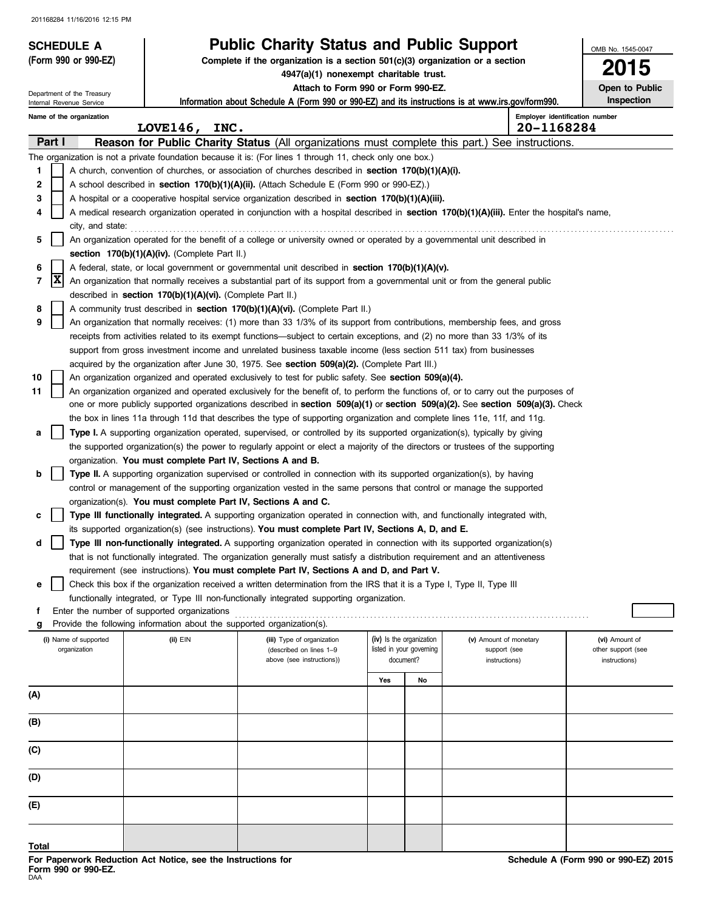**SCHEDULE A**
**(Form 990 or 990-EZ)**

Department of the Treasury
Internal Revenue Service

# Public Charity Status and Public Support

**Complete if the organization is a section 501(c)(3) organization or a section 4947(a)(1) nonexempt charitable trust.**

**Attach to Form 990 or Form 990-EZ.**

**Information about Schedule A (Form 990 or 990-EZ) and its instructions is at www.irs.gov/form990.**

OMB No. 1545-0047

**2015**

**Open to Public Inspection**

Name of the organization: **LOVE146, INC.**

Employer identification number: **20-1168284**

## Part I — Reason for Public Charity Status (All organizations must complete this part.) See instructions.

The organization is not a private foundation because it is: (For lines 1 through 11, check only one box.)

1. [ ] A church, convention of churches, or association of churches described in **section 170(b)(1)(A)(i).**
2. [ ] A school described in **section 170(b)(1)(A)(ii).** (Attach Schedule E (Form 990 or 990-EZ).)
3. [ ] A hospital or a cooperative hospital service organization described in **section 170(b)(1)(A)(iii).**
4. [ ] A medical research organization operated in conjunction with a hospital described in **section 170(b)(1)(A)(iii).** Enter the hospital's name, city, and state:
5. [ ] An organization operated for the benefit of a college or university owned or operated by a governmental unit described in **section 170(b)(1)(A)(iv).** (Complete Part II.)
6. [ ] A federal, state, or local government or governmental unit described in **section 170(b)(1)(A)(v).**
7. [X] An organization that normally receives a substantial part of its support from a governmental unit or from the general public described in **section 170(b)(1)(A)(vi).** (Complete Part II.)
8. [ ] A community trust described in **section 170(b)(1)(A)(vi).** (Complete Part II.)
9. [ ] An organization that normally receives: (1) more than 33 1/3% of its support from contributions, membership fees, and gross receipts from activities related to its exempt functions—subject to certain exceptions, and (2) no more than 33 1/3% of its support from gross investment income and unrelated business taxable income (less section 511 tax) from businesses acquired by the organization after June 30, 1975. See **section 509(a)(2).** (Complete Part III.)
10. [ ] An organization organized and operated exclusively to test for public safety. See **section 509(a)(4).**
11. [ ] An organization organized and operated exclusively for the benefit of, to perform the functions of, or to carry out the purposes of one or more publicly supported organizations described in **section 509(a)(1)** or **section 509(a)(2).** See **section 509(a)(3).** Check the box in lines 11a through 11d that describes the type of supporting organization and complete lines 11e, 11f, and 11g.
   - **a** [ ] **Type I.** A supporting organization operated, supervised, or controlled by its supported organization(s), typically by giving the supported organization(s) the power to regularly appoint or elect a majority of the directors or trustees of the supporting organization. **You must complete Part IV, Sections A and B.**
   - **b** [ ] **Type II.** A supporting organization supervised or controlled in connection with its supported organization(s), by having control or management of the supporting organization vested in the same persons that control or manage the supported organization(s). **You must complete Part IV, Sections A and C.**
   - **c** [ ] **Type III functionally integrated.** A supporting organization operated in connection with, and functionally integrated with, its supported organization(s) (see instructions). **You must complete Part IV, Sections A, D, and E.**
   - **d** [ ] **Type III non-functionally integrated.** A supporting organization operated in connection with its supported organization(s) that is not functionally integrated. The organization generally must satisfy a distribution requirement and an attentiveness requirement (see instructions). **You must complete Part IV, Sections A and D, and Part V.**
   - **e** [ ] Check this box if the organization received a written determination from the IRS that it is a Type I, Type II, Type III functionally integrated, or Type III non-functionally integrated supporting organization.
   - **f** Enter the number of supported organizations
   - **g** Provide the following information about the supported organization(s).

| | (i) Name of supported organization | (ii) EIN | (iii) Type of organization (described on lines 1–9 above (see instructions)) | (iv) Is the organization listed in your governing document? Yes | No | (v) Amount of monetary support (see instructions) | (vi) Amount of other support (see instructions) |
|---|---|---|---|---|---|---|---|
| (A) | | | | | | | |
| (B) | | | | | | | |
| (C) | | | | | | | |
| (D) | | | | | | | |
| (E) | | | | | | | |
| Total | | | | | | | |

**For Paperwork Reduction Act Notice, see the Instructions for Form 990 or 990-EZ.**

DAA

**Schedule A (Form 990 or 990-EZ) 2015**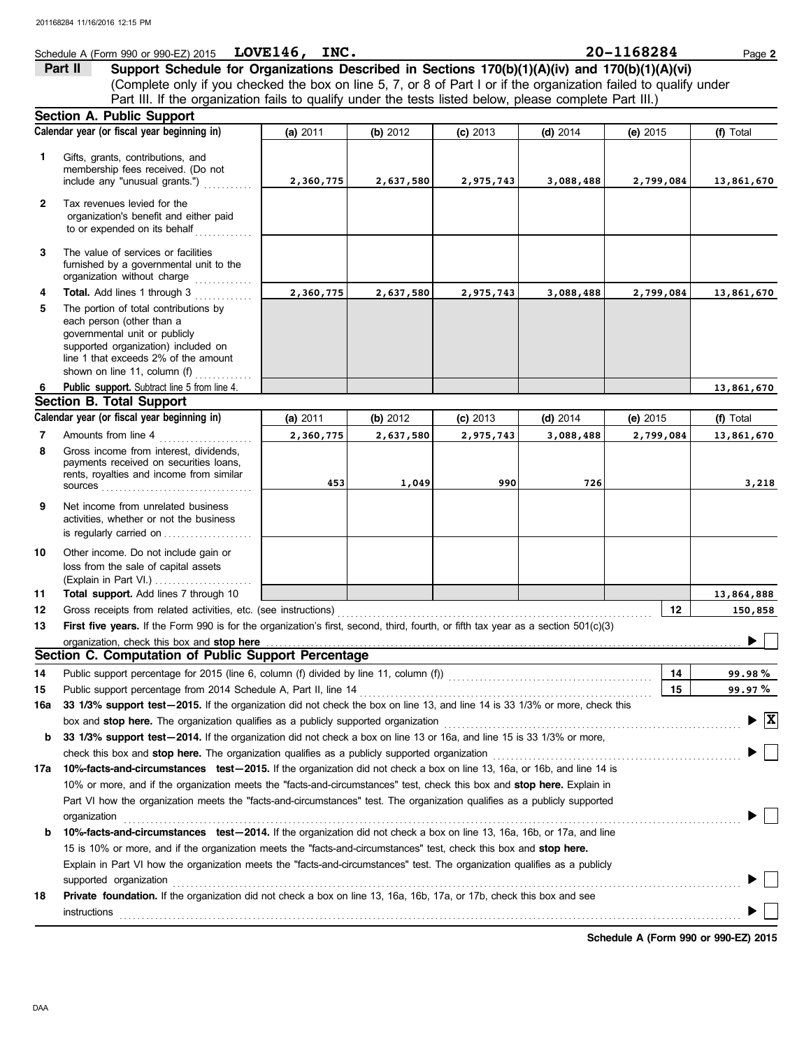Schedule A (Form 990 or 990-EZ) 2015 **LOVE146, INC.** **20-1168284** Page **2**

**Part II** **Support Schedule for Organizations Described in Sections 170(b)(1)(A)(iv) and 170(b)(1)(A)(vi)**
(Complete only if you checked the box on line 5, 7, or 8 of Part I or if the organization failed to qualify under Part III. If the organization fails to qualify under the tests listed below, please complete Part III.)

## Section A. Public Support

| | Calendar year (or fiscal year beginning in) | (a) 2011 | (b) 2012 | (c) 2013 | (d) 2014 | (e) 2015 | (f) Total |
|---|---|---|---|---|---|---|---|
| 1 | Gifts, grants, contributions, and membership fees received. (Do not include any "unusual grants.") | 2,360,775 | 2,637,580 | 2,975,743 | 3,088,488 | 2,799,084 | 13,861,670 |
| 2 | Tax revenues levied for the organization's benefit and either paid to or expended on its behalf | | | | | | |
| 3 | The value of services or facilities furnished by a governmental unit to the organization without charge | | | | | | |
| 4 | **Total.** Add lines 1 through 3 | 2,360,775 | 2,637,580 | 2,975,743 | 3,088,488 | 2,799,084 | 13,861,670 |
| 5 | The portion of total contributions by each person (other than a governmental unit or publicly supported organization) included on line 1 that exceeds 2% of the amount shown on line 11, column (f) | | | | | | |
| 6 | **Public support.** Subtract line 5 from line 4. | | | | | | 13,861,670 |

## Section B. Total Support

| | Calendar year (or fiscal year beginning in) | (a) 2011 | (b) 2012 | (c) 2013 | (d) 2014 | (e) 2015 | (f) Total |
|---|---|---|---|---|---|---|---|
| 7 | Amounts from line 4 | 2,360,775 | 2,637,580 | 2,975,743 | 3,088,488 | 2,799,084 | 13,861,670 |
| 8 | Gross income from interest, dividends, payments received on securities loans, rents, royalties and income from similar sources | 453 | 1,049 | 990 | 726 | | 3,218 |
| 9 | Net income from unrelated business activities, whether or not the business is regularly carried on | | | | | | |
| 10 | Other income. Do not include gain or loss from the sale of capital assets (Explain in Part VI.) | | | | | | |
| 11 | **Total support.** Add lines 7 through 10 | | | | | | 13,864,888 |

| | | | |
|---|---|---|---|
| 12 | Gross receipts from related activities, etc. (see instructions) | 12 | 150,858 |
| 13 | **First five years.** If the Form 990 is for the organization's first, second, third, fourth, or fifth tax year as a section 501(c)(3) organization, check this box and **stop here** | | ☐ |

## Section C. Computation of Public Support Percentage

| | | | |
|---|---|---|---|
| 14 | Public support percentage for 2015 (line 6, column (f) divided by line 11, column (f)) | 14 | 99.98 % |
| 15 | Public support percentage from 2014 Schedule A, Part II, line 14 | 15 | 99.97 % |

**16a** **33 1/3% support test—2015.** If the organization did not check the box on line 13, and line 14 is 33 1/3% or more, check this box and **stop here.** The organization qualifies as a publicly supported organization ▶ ☒

**b** **33 1/3% support test—2014.** If the organization did not check a box on line 13 or 16a, and line 15 is 33 1/3% or more, check this box and **stop here.** The organization qualifies as a publicly supported organization ▶ ☐

**17a** **10%-facts-and-circumstances test—2015.** If the organization did not check a box on line 13, 16a, or 16b, and line 14 is 10% or more, and if the organization meets the "facts-and-circumstances" test, check this box and **stop here.** Explain in Part VI how the organization meets the "facts-and-circumstances" test. The organization qualifies as a publicly supported organization ▶ ☐

**b** **10%-facts-and-circumstances test—2014.** If the organization did not check a box on line 13, 16a, 16b, or 17a, and line 15 is 10% or more, and if the organization meets the "facts-and-circumstances" test, check this box and **stop here.** Explain in Part VI how the organization meets the "facts-and-circumstances" test. The organization qualifies as a publicly supported organization ▶ ☐

**18** **Private foundation.** If the organization did not check a box on line 13, 16a, 16b, 17a, or 17b, check this box and see instructions ▶ ☐

**Schedule A (Form 990 or 990-EZ) 2015**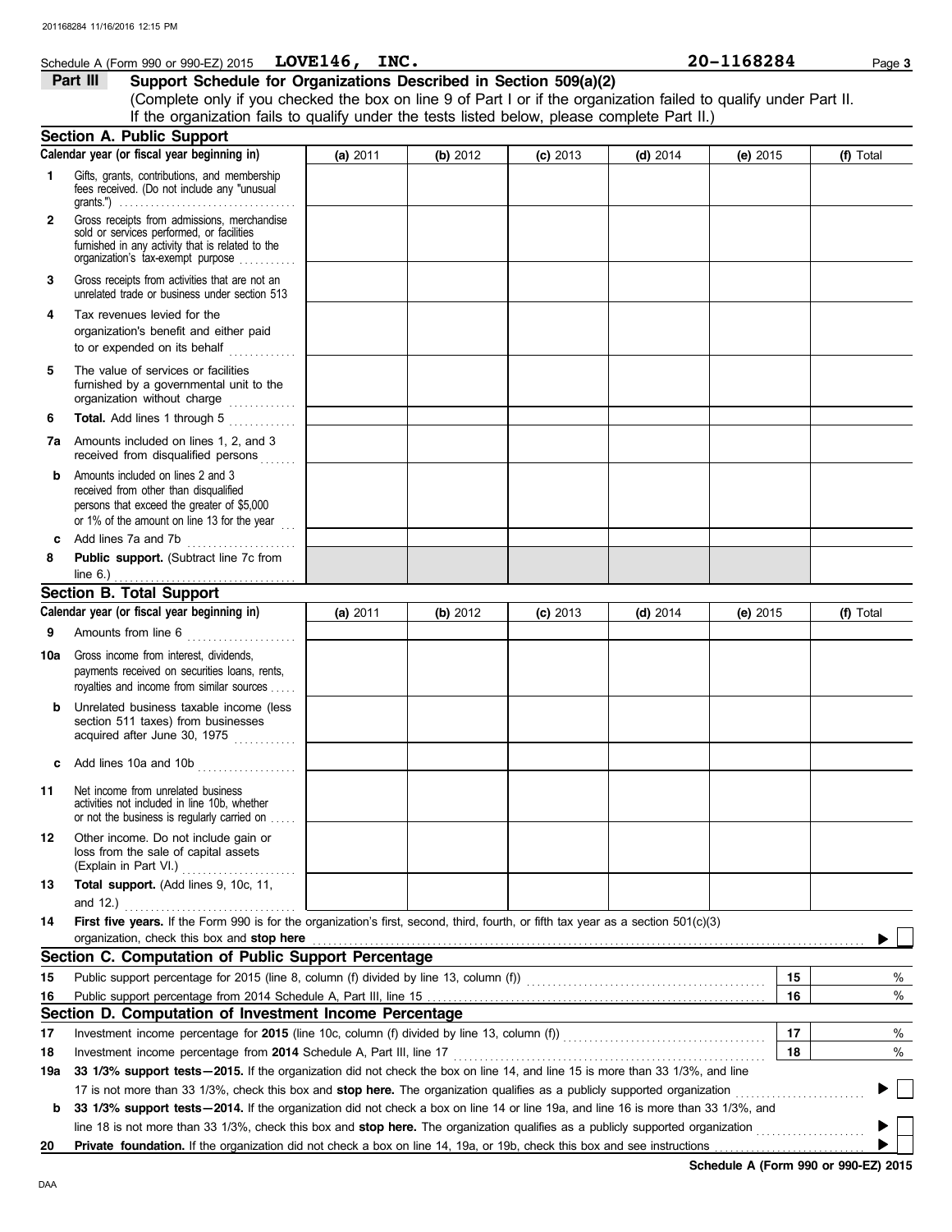Schedule A (Form 990 or 990-EZ) 2015 **LOVE146, INC.** **20-1168284**

## Part III Support Schedule for Organizations Described in Section 509(a)(2)

(Complete only if you checked the box on line 9 of Part I or if the organization failed to qualify under Part II. If the organization fails to qualify under the tests listed below, please complete Part II.)

### Section A. Public Support

| Calendar year (or fiscal year beginning in) | (a) 2011 | (b) 2012 | (c) 2013 | (d) 2014 | (e) 2015 | (f) Total |
|---|---|---|---|---|---|---|
| 1 Gifts, grants, contributions, and membership fees received. (Do not include any "unusual grants.") | | | | | | |
| 2 Gross receipts from admissions, merchandise sold or services performed, or facilities furnished in any activity that is related to the organization's tax-exempt purpose | | | | | | |
| 3 Gross receipts from activities that are not an unrelated trade or business under section 513 | | | | | | |
| 4 Tax revenues levied for the organization's benefit and either paid to or expended on its behalf | | | | | | |
| 5 The value of services or facilities furnished by a governmental unit to the organization without charge | | | | | | |
| 6 **Total.** Add lines 1 through 5 | | | | | | |
| 7a Amounts included on lines 1, 2, and 3 received from disqualified persons | | | | | | |
| b Amounts included on lines 2 and 3 received from other than disqualified persons that exceed the greater of $5,000 or 1% of the amount on line 13 for the year | | | | | | |
| c Add lines 7a and 7b | | | | | | |
| 8 **Public support.** (Subtract line 7c from line 6.) | | | | | | |

### Section B. Total Support

| Calendar year (or fiscal year beginning in) | (a) 2011 | (b) 2012 | (c) 2013 | (d) 2014 | (e) 2015 | (f) Total |
|---|---|---|---|---|---|---|
| 9 Amounts from line 6 | | | | | | |
| 10a Gross income from interest, dividends, payments received on securities loans, rents, royalties and income from similar sources | | | | | | |
| b Unrelated business taxable income (less section 511 taxes) from businesses acquired after June 30, 1975 | | | | | | |
| c Add lines 10a and 10b | | | | | | |
| 11 Net income from unrelated business activities not included in line 10b, whether or not the business is regularly carried on | | | | | | |
| 12 Other income. Do not include gain or loss from the sale of capital assets (Explain in Part VI.) | | | | | | |
| 13 **Total support.** (Add lines 9, 10c, 11, and 12.) | | | | | | |

14 **First five years.** If the Form 990 is for the organization's first, second, third, fourth, or fifth tax year as a section 501(c)(3) organization, check this box and **stop here** ☐

### Section C. Computation of Public Support Percentage

| | | | |
|---|---|---|---|
| 15 | Public support percentage for 2015 (line 8, column (f) divided by line 13, column (f)) | 15 | % |
| 16 | Public support percentage from 2014 Schedule A, Part III, line 15 | 16 | % |

### Section D. Computation of Investment Income Percentage

| | | | |
|---|---|---|---|
| 17 | Investment income percentage for **2015** (line 10c, column (f) divided by line 13, column (f)) | 17 | % |
| 18 | Investment income percentage from **2014** Schedule A, Part III, line 17 | 18 | % |

19a **33 1/3% support tests—2015.** If the organization did not check the box on line 14, and line 15 is more than 33 1/3%, and line 17 is not more than 33 1/3%, check this box and **stop here.** The organization qualifies as a publicly supported organization ☐

b **33 1/3% support tests—2014.** If the organization did not check a box on line 14 or line 19a, and line 16 is more than 33 1/3%, and line 18 is not more than 33 1/3%, check this box and **stop here.** The organization qualifies as a publicly supported organization ☐

20 **Private foundation.** If the organization did not check a box on line 14, 19a, or 19b, check this box and see instructions ☐

**Schedule A (Form 990 or 990-EZ) 2015**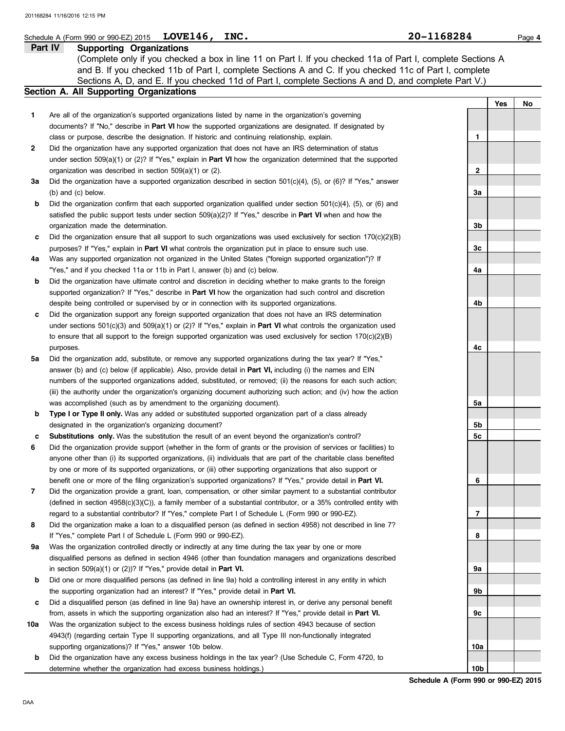Schedule A (Form 990 or 990-EZ) 2015 **LOVE146, INC.** **20-1168284** Page **4**

## Part IV Supporting Organizations

(Complete only if you checked a box in line 11 on Part I. If you checked 11a of Part I, complete Sections A and B. If you checked 11b of Part I, complete Sections A and C. If you checked 11c of Part I, complete Sections A, D, and E. If you checked 11d of Part I, complete Sections A and D, and complete Part V.)

### Section A. All Supporting Organizations

| | | | Yes | No |
|---|---|---|---|---|
| **1** | Are all of the organization's supported organizations listed by name in the organization's governing documents? If "No," describe in **Part VI** how the supported organizations are designated. If designated by class or purpose, describe the designation. If historic and continuing relationship, explain. | **1** | | |
| **2** | Did the organization have any supported organization that does not have an IRS determination of status under section 509(a)(1) or (2)? If "Yes," explain in **Part VI** how the organization determined that the supported organization was described in section 509(a)(1) or (2). | **2** | | |
| **3a** | Did the organization have a supported organization described in section 501(c)(4), (5), or (6)? If "Yes," answer (b) and (c) below. | **3a** | | |
| **b** | Did the organization confirm that each supported organization qualified under section 501(c)(4), (5), or (6) and satisfied the public support tests under section 509(a)(2)? If "Yes," describe in **Part VI** when and how the organization made the determination. | **3b** | | |
| **c** | Did the organization ensure that all support to such organizations was used exclusively for section 170(c)(2)(B) purposes? If "Yes," explain in **Part VI** what controls the organization put in place to ensure such use. | **3c** | | |
| **4a** | Was any supported organization not organized in the United States ("foreign supported organization")? If "Yes," and if you checked 11a or 11b in Part I, answer (b) and (c) below. | **4a** | | |
| **b** | Did the organization have ultimate control and discretion in deciding whether to make grants to the foreign supported organization? If "Yes," describe in **Part VI** how the organization had such control and discretion despite being controlled or supervised by or in connection with its supported organizations. | **4b** | | |
| **c** | Did the organization support any foreign supported organization that does not have an IRS determination under sections 501(c)(3) and 509(a)(1) or (2)? If "Yes," explain in **Part VI** what controls the organization used to ensure that all support to the foreign supported organization was used exclusively for section 170(c)(2)(B) purposes. | **4c** | | |
| **5a** | Did the organization add, substitute, or remove any supported organizations during the tax year? If "Yes," answer (b) and (c) below (if applicable). Also, provide detail in **Part VI,** including (i) the names and EIN numbers of the supported organizations added, substituted, or removed; (ii) the reasons for each such action; (iii) the authority under the organization's organizing document authorizing such action; and (iv) how the action was accomplished (such as by amendment to the organizing document). | **5a** | | |
| **b** | **Type I or Type II only.** Was any added or substituted supported organization part of a class already designated in the organization's organizing document? | **5b** | | |
| **c** | **Substitutions only.** Was the substitution the result of an event beyond the organization's control? | **5c** | | |
| **6** | Did the organization provide support (whether in the form of grants or the provision of services or facilities) to anyone other than (i) its supported organizations, (ii) individuals that are part of the charitable class benefited by one or more of its supported organizations, or (iii) other supporting organizations that also support or benefit one or more of the filing organization's supported organizations? If "Yes," provide detail in **Part VI.** | **6** | | |
| **7** | Did the organization provide a grant, loan, compensation, or other similar payment to a substantial contributor (defined in section 4958(c)(3)(C)), a family member of a substantial contributor, or a 35% controlled entity with regard to a substantial contributor? If "Yes," complete Part I of Schedule L (Form 990 or 990-EZ). | **7** | | |
| **8** | Did the organization make a loan to a disqualified person (as defined in section 4958) not described in line 7? If "Yes," complete Part I of Schedule L (Form 990 or 990-EZ). | **8** | | |
| **9a** | Was the organization controlled directly or indirectly at any time during the tax year by one or more disqualified persons as defined in section 4946 (other than foundation managers and organizations described in section 509(a)(1) or (2))? If "Yes," provide detail in **Part VI.** | **9a** | | |
| **b** | Did one or more disqualified persons (as defined in line 9a) hold a controlling interest in any entity in which the supporting organization had an interest? If "Yes," provide detail in **Part VI.** | **9b** | | |
| **c** | Did a disqualified person (as defined in line 9a) have an ownership interest in, or derive any personal benefit from, assets in which the supporting organization also had an interest? If "Yes," provide detail in **Part VI.** | **9c** | | |
| **10a** | Was the organization subject to the excess business holdings rules of section 4943 because of section 4943(f) (regarding certain Type II supporting organizations, and all Type III non-functionally integrated supporting organizations)? If "Yes," answer 10b below. | **10a** | | |
| **b** | Did the organization have any excess business holdings in the tax year? (Use Schedule C, Form 4720, to determine whether the organization had excess business holdings.) | **10b** | | |

**Schedule A (Form 990 or 990-EZ) 2015**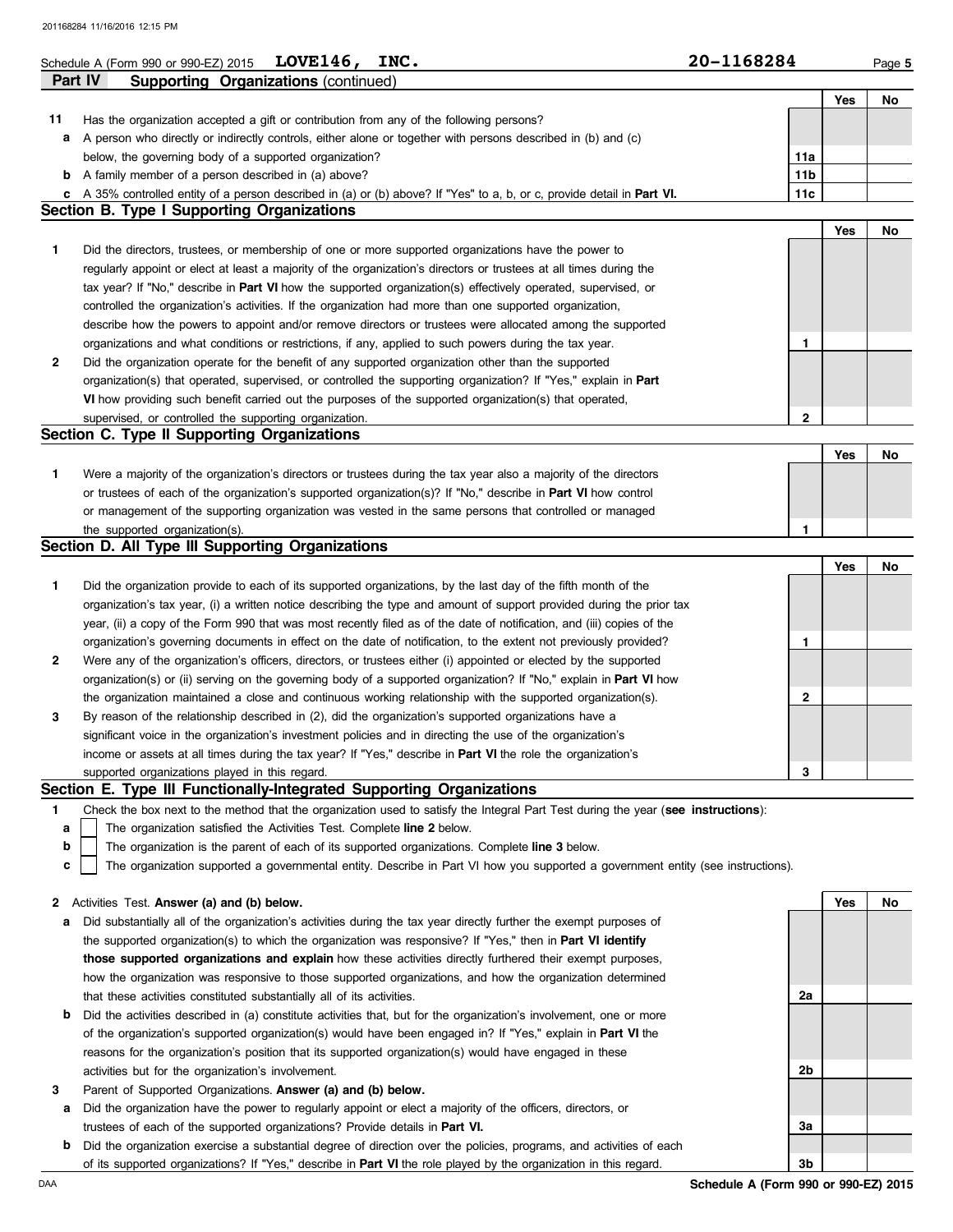Schedule A (Form 990 or 990-EZ) 2015 **LOVE146, INC.** **20-1168284**

## Part IV Supporting Organizations (continued)

| | | | Yes | No |
|---|---|---|---|---|
| **11** | Has the organization accepted a gift or contribution from any of the following persons? | | | |
| **a** | A person who directly or indirectly controls, either alone or together with persons described in (b) and (c) below, the governing body of a supported organization? | **11a** | | |
| **b** | A family member of a person described in (a) above? | **11b** | | |
| **c** | A 35% controlled entity of a person described in (a) or (b) above? If "Yes" to a, b, or c, provide detail in **Part VI.** | **11c** | | |

### Section B. Type I Supporting Organizations

| | | | Yes | No |
|---|---|---|---|---|
| **1** | Did the directors, trustees, or membership of one or more supported organizations have the power to regularly appoint or elect at least a majority of the organization's directors or trustees at all times during the tax year? If "No," describe in **Part VI** how the supported organization(s) effectively operated, supervised, or controlled the organization's activities. If the organization had more than one supported organization, describe how the powers to appoint and/or remove directors or trustees were allocated among the supported organizations and what conditions or restrictions, if any, applied to such powers during the tax year. | **1** | | |
| **2** | Did the organization operate for the benefit of any supported organization other than the supported organization(s) that operated, supervised, or controlled the supporting organization? If "Yes," explain in **Part VI** how providing such benefit carried out the purposes of the supported organization(s) that operated, supervised, or controlled the supporting organization. | **2** | | |

### Section C. Type II Supporting Organizations

| | | | Yes | No |
|---|---|---|---|---|
| **1** | Were a majority of the organization's directors or trustees during the tax year also a majority of the directors or trustees of each of the organization's supported organization(s)? If "No," describe in **Part VI** how control or management of the supporting organization was vested in the same persons that controlled or managed the supported organization(s). | **1** | | |

### Section D. All Type III Supporting Organizations

| | | | Yes | No |
|---|---|---|---|---|
| **1** | Did the organization provide to each of its supported organizations, by the last day of the fifth month of the organization's tax year, (i) a written notice describing the type and amount of support provided during the prior tax year, (ii) a copy of the Form 990 that was most recently filed as of the date of notification, and (iii) copies of the organization's governing documents in effect on the date of notification, to the extent not previously provided? | **1** | | |
| **2** | Were any of the organization's officers, directors, or trustees either (i) appointed or elected by the supported organization(s) or (ii) serving on the governing body of a supported organization? If "No," explain in **Part VI** how the organization maintained a close and continuous working relationship with the supported organization(s). | **2** | | |
| **3** | By reason of the relationship described in (2), did the organization's supported organizations have a significant voice in the organization's investment policies and in directing the use of the organization's income or assets at all times during the tax year? If "Yes," describe in **Part VI** the role the organization's supported organizations played in this regard. | **3** | | |

### Section E. Type III Functionally-Integrated Supporting Organizations

**1** Check the box next to the method that the organization used to satisfy the Integral Part Test during the year (**see instructions**):

- **a** ☐ The organization satisfied the Activities Test. Complete **line 2** below.
- **b** ☐ The organization is the parent of each of its supported organizations. Complete **line 3** below.
- **c** ☐ The organization supported a governmental entity. Describe in Part VI how you supported a government entity (see instructions).

| | | | Yes | No |
|---|---|---|---|---|
| **2** | Activities Test. **Answer (a) and (b) below.** | | | |
| **a** | Did substantially all of the organization's activities during the tax year directly further the exempt purposes of the supported organization(s) to which the organization was responsive? If "Yes," then in **Part VI identify those supported organizations and explain** how these activities directly furthered their exempt purposes, how the organization was responsive to those supported organizations, and how the organization determined that these activities constituted substantially all of its activities. | **2a** | | |
| **b** | Did the activities described in (a) constitute activities that, but for the organization's involvement, one or more of the organization's supported organization(s) would have been engaged in? If "Yes," explain in **Part VI** the reasons for the organization's position that its supported organization(s) would have engaged in these activities but for the organization's involvement. | **2b** | | |
| **3** | Parent of Supported Organizations. **Answer (a) and (b) below.** | | | |
| **a** | Did the organization have the power to regularly appoint or elect a majority of the officers, directors, or trustees of each of the supported organizations? Provide details in **Part VI.** | **3a** | | |
| **b** | Did the organization exercise a substantial degree of direction over the policies, programs, and activities of each of its supported organizations? If "Yes," describe in **Part VI** the role played by the organization in this regard. | **3b** | | |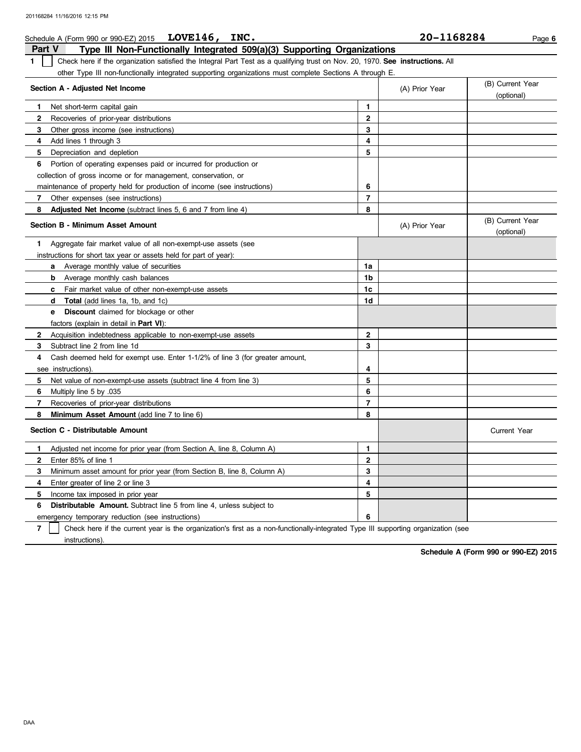Schedule A (Form 990 or 990-EZ) 2015 **LOVE146, INC.** **20-1168284** Page **6**

## Part V Type III Non-Functionally Integrated 509(a)(3) Supporting Organizations

**1** ☐ Check here if the organization satisfied the Integral Part Test as a qualifying trust on Nov. 20, 1970. **See instructions.** All other Type III non-functionally integrated supporting organizations must complete Sections A through E.

| **Section A - Adjusted Net Income** | | (A) Prior Year | (B) Current Year (optional) |
|---|---|---|---|
| **1** Net short-term capital gain | **1** | | |
| **2** Recoveries of prior-year distributions | **2** | | |
| **3** Other gross income (see instructions) | **3** | | |
| **4** Add lines 1 through 3 | **4** | | |
| **5** Depreciation and depletion | **5** | | |
| **6** Portion of operating expenses paid or incurred for production or collection of gross income or for management, conservation, or maintenance of property held for production of income (see instructions) | **6** | | |
| **7** Other expenses (see instructions) | **7** | | |
| **8** **Adjusted Net Income** (subtract lines 5, 6 and 7 from line 4) | **8** | | |

| **Section B - Minimum Asset Amount** | | (A) Prior Year | (B) Current Year (optional) |
|---|---|---|---|
| **1** Aggregate fair market value of all non-exempt-use assets (see instructions for short tax year or assets held for part of year): | | | |
| **a** Average monthly value of securities | **1a** | | |
| **b** Average monthly cash balances | **1b** | | |
| **c** Fair market value of other non-exempt-use assets | **1c** | | |
| **d** **Total** (add lines 1a, 1b, and 1c) | **1d** | | |
| **e** **Discount** claimed for blockage or other factors (explain in detail in **Part VI**): | | | |
| **2** Acquisition indebtedness applicable to non-exempt-use assets | **2** | | |
| **3** Subtract line 2 from line 1d | **3** | | |
| **4** Cash deemed held for exempt use. Enter 1-1/2% of line 3 (for greater amount, see instructions). | **4** | | |
| **5** Net value of non-exempt-use assets (subtract line 4 from line 3) | **5** | | |
| **6** Multiply line 5 by .035 | **6** | | |
| **7** Recoveries of prior-year distributions | **7** | | |
| **8** **Minimum Asset Amount** (add line 7 to line 6) | **8** | | |

| **Section C - Distributable Amount** | | | Current Year |
|---|---|---|---|
| **1** Adjusted net income for prior year (from Section A, line 8, Column A) | **1** | | |
| **2** Enter 85% of line 1 | **2** | | |
| **3** Minimum asset amount for prior year (from Section B, line 8, Column A) | **3** | | |
| **4** Enter greater of line 2 or line 3 | **4** | | |
| **5** Income tax imposed in prior year | **5** | | |
| **6** **Distributable Amount.** Subtract line 5 from line 4, unless subject to emergency temporary reduction (see instructions) | **6** | | |

**7** ☐ Check here if the current year is the organization's first as a non-functionally-integrated Type III supporting organization (see instructions).

**Schedule A (Form 990 or 990-EZ) 2015**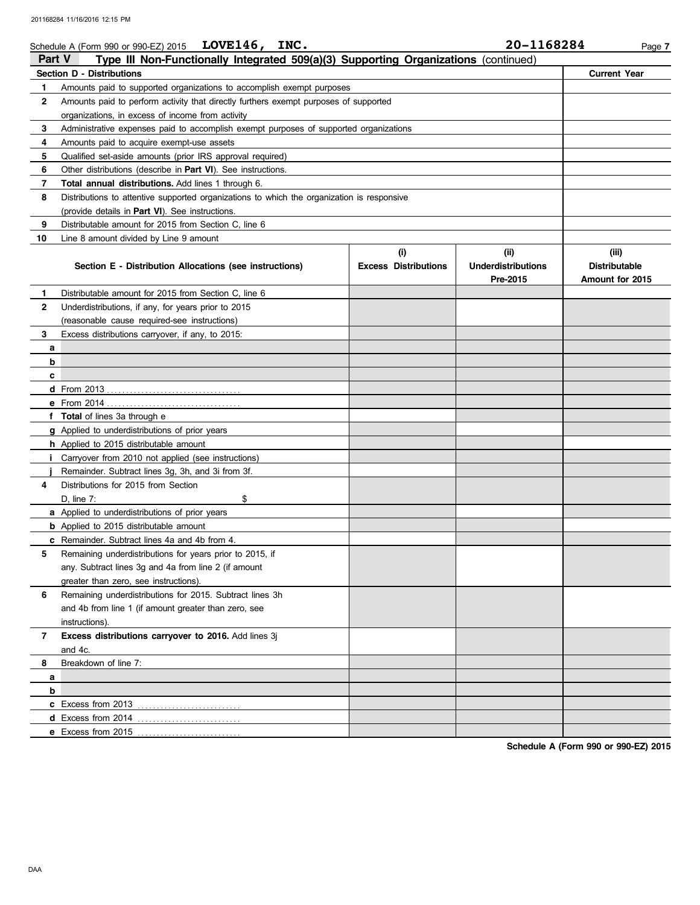Schedule A (Form 990 or 990-EZ) 2015 **LOVE146, INC.** **20-1168284**

## Part V Type III Non-Functionally Integrated 509(a)(3) Supporting Organizations (continued)

| Section D - Distributions | | Current Year |
|---|---|---|
| 1 | Amounts paid to supported organizations to accomplish exempt purposes | |
| 2 | Amounts paid to perform activity that directly furthers exempt purposes of supported organizations, in excess of income from activity | |
| 3 | Administrative expenses paid to accomplish exempt purposes of supported organizations | |
| 4 | Amounts paid to acquire exempt-use assets | |
| 5 | Qualified set-aside amounts (prior IRS approval required) | |
| 6 | Other distributions (describe in **Part VI**). See instructions. | |
| 7 | **Total annual distributions.** Add lines 1 through 6. | |
| 8 | Distributions to attentive supported organizations to which the organization is responsive (provide details in **Part VI**). See instructions. | |
| 9 | Distributable amount for 2015 from Section C, line 6 | |
| 10 | Line 8 amount divided by Line 9 amount | |

| Section E - Distribution Allocations (see instructions) | | (i) Excess Distributions | (ii) Underdistributions Pre-2015 | (iii) Distributable Amount for 2015 |
|---|---|---|---|---|
| 1 | Distributable amount for 2015 from Section C, line 6 | | | |
| 2 | Underdistributions, if any, for years prior to 2015 (reasonable cause required-see instructions) | | | |
| 3 | Excess distributions carryover, if any, to 2015: | | | |
| a | | | | |
| b | | | | |
| c | | | | |
| d | From 2013 | | | |
| e | From 2014 | | | |
| f | **Total** of lines 3a through e | | | |
| g | Applied to underdistributions of prior years | | | |
| h | Applied to 2015 distributable amount | | | |
| i | Carryover from 2010 not applied (see instructions) | | | |
| j | Remainder. Subtract lines 3g, 3h, and 3i from 3f. | | | |
| 4 | Distributions for 2015 from Section D, line 7: $ | | | |
| a | Applied to underdistributions of prior years | | | |
| b | Applied to 2015 distributable amount | | | |
| c | Remainder. Subtract lines 4a and 4b from 4. | | | |
| 5 | Remaining underdistributions for years prior to 2015, if any. Subtract lines 3g and 4a from line 2 (if amount greater than zero, see instructions). | | | |
| 6 | Remaining underdistributions for 2015. Subtract lines 3h and 4b from line 1 (if amount greater than zero, see instructions). | | | |
| 7 | **Excess distributions carryover to 2016.** Add lines 3j and 4c. | | | |
| 8 | Breakdown of line 7: | | | |
| a | | | | |
| b | | | | |
| c | Excess from 2013 | | | |
| d | Excess from 2014 | | | |
| e | Excess from 2015 | | | |

**Schedule A (Form 990 or 990-EZ) 2015**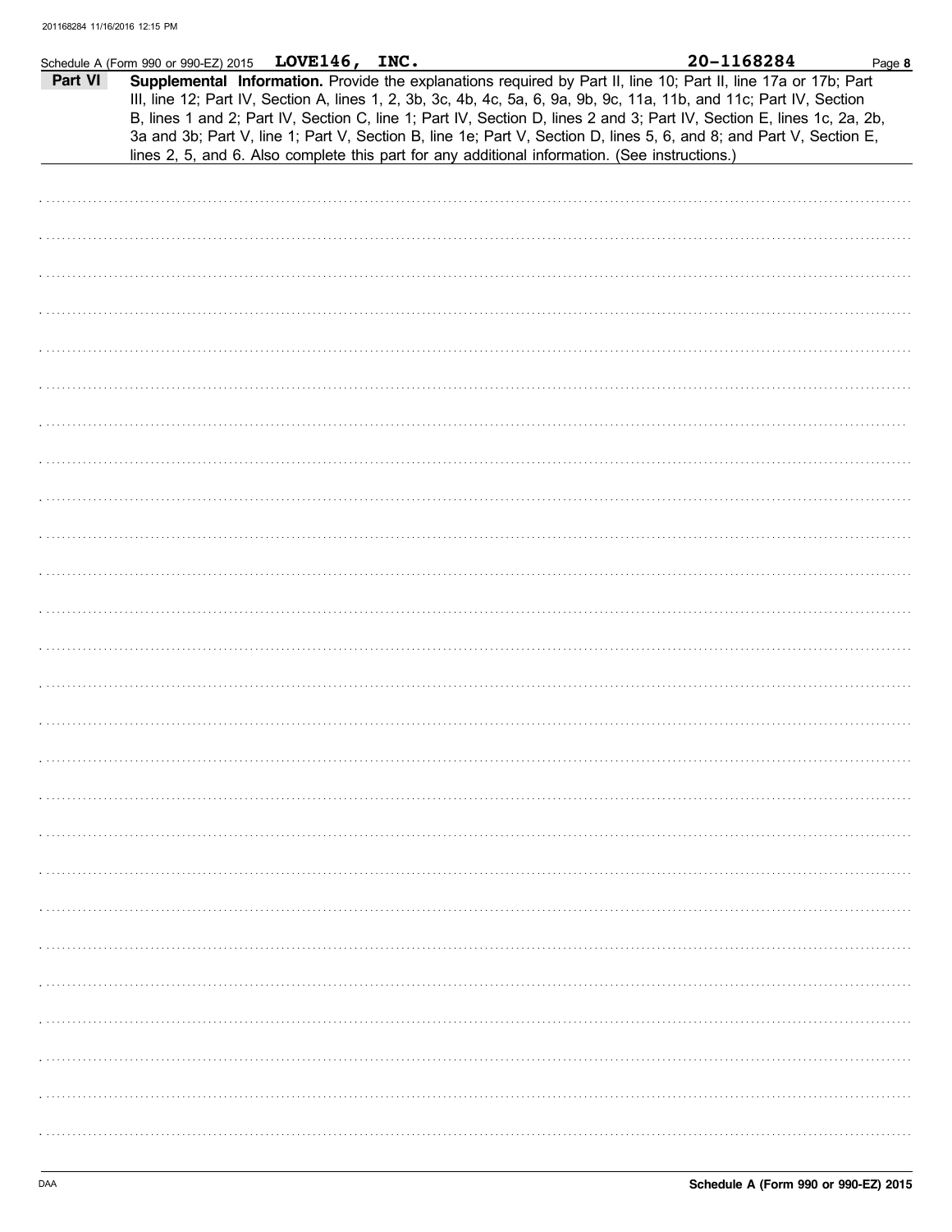Schedule A (Form 990 or 990-EZ) 2015 **LOVE146, INC.** **20-1168284**

**Part VI** **Supplemental Information.** Provide the explanations required by Part II, line 10; Part II, line 17a or 17b; Part III, line 12; Part IV, Section A, lines 1, 2, 3b, 3c, 4b, 4c, 5a, 6, 9a, 9b, 9c, 11a, 11b, and 11c; Part IV, Section B, lines 1 and 2; Part IV, Section C, line 1; Part IV, Section D, lines 2 and 3; Part IV, Section E, lines 1c, 2a, 2b, 3a and 3b; Part V, line 1; Part V, Section B, line 1e; Part V, Section D, lines 5, 6, and 8; and Part V, Section E, lines 2, 5, and 6. Also complete this part for any additional information. (See instructions.)

DAA **Schedule A (Form 990 or 990-EZ) 2015**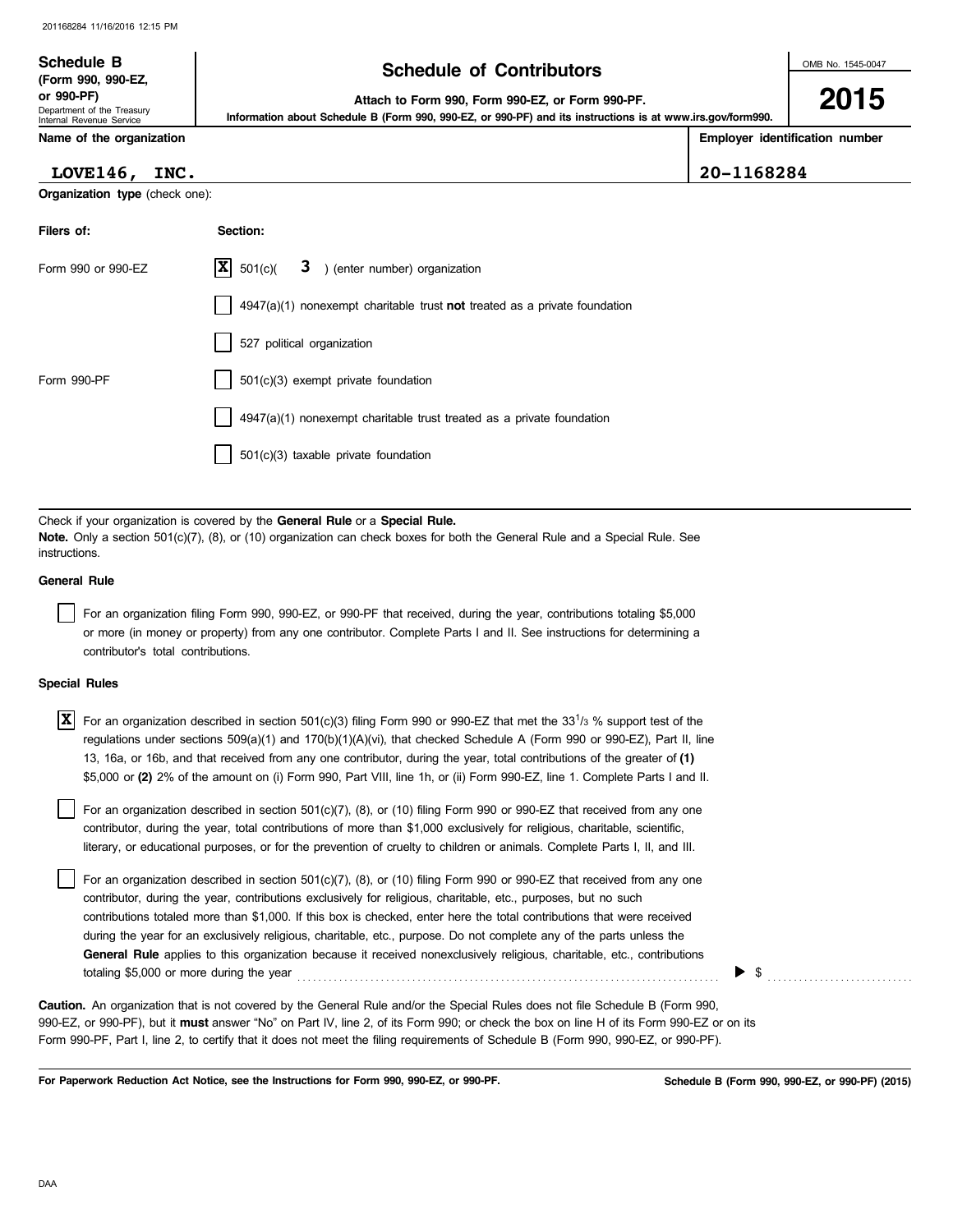**Schedule B**
**(Form 990, 990-EZ, or 990-PF)**
Department of the Treasury
Internal Revenue Service

# Schedule of Contributors

**Attach to Form 990, Form 990-EZ, or Form 990-PF.**

**Information about Schedule B (Form 990, 990-EZ, or 990-PF) and its instructions is at www.irs.gov/form990.**

OMB No. 1545-0047

**2015**

| Name of the organization | Employer identification number |
|---|---|
| **LOVE146, INC.** | **20-1168284** |

**Organization type** (check one):

| Filers of: | Section: |
|---|---|
| Form 990 or 990-EZ | [X] 501(c)( **3** ) (enter number) organization |
| | [ ] 4947(a)(1) nonexempt charitable trust **not** treated as a private foundation |
| | [ ] 527 political organization |
| Form 990-PF | [ ] 501(c)(3) exempt private foundation |
| | [ ] 4947(a)(1) nonexempt charitable trust treated as a private foundation |
| | [ ] 501(c)(3) taxable private foundation |

Check if your organization is covered by the **General Rule** or a **Special Rule.**

**Note.** Only a section 501(c)(7), (8), or (10) organization can check boxes for both the General Rule and a Special Rule. See instructions.

**General Rule**

[ ] For an organization filing Form 990, 990-EZ, or 990-PF that received, during the year, contributions totaling $5,000 or more (in money or property) from any one contributor. Complete Parts I and II. See instructions for determining a contributor's total contributions.

**Special Rules**

[X] For an organization described in section 501(c)(3) filing Form 990 or 990-EZ that met the $33^1/_3$ % support test of the regulations under sections 509(a)(1) and 170(b)(1)(A)(vi), that checked Schedule A (Form 990 or 990-EZ), Part II, line 13, 16a, or 16b, and that received from any one contributor, during the year, total contributions of the greater of **(1)** $5,000 or **(2)** 2% of the amount on (i) Form 990, Part VIII, line 1h, or (ii) Form 990-EZ, line 1. Complete Parts I and II.

[ ] For an organization described in section 501(c)(7), (8), or (10) filing Form 990 or 990-EZ that received from any one contributor, during the year, total contributions of more than $1,000 exclusively for religious, charitable, scientific, literary, or educational purposes, or for the prevention of cruelty to children or animals. Complete Parts I, II, and III.

[ ] For an organization described in section 501(c)(7), (8), or (10) filing Form 990 or 990-EZ that received from any one contributor, during the year, contributions exclusively for religious, charitable, etc., purposes, but no such contributions totaled more than $1,000. If this box is checked, enter here the total contributions that were received during the year for an exclusively religious, charitable, etc., purpose. Do not complete any of the parts unless the **General Rule** applies to this organization because it received nonexclusively religious, charitable, etc., contributions totaling $5,000 or more during the year . . . . . . . . . . ▶ $ . . . . . . . . . .

**Caution.** An organization that is not covered by the General Rule and/or the Special Rules does not file Schedule B (Form 990, 990-EZ, or 990-PF), but it **must** answer "No" on Part IV, line 2, of its Form 990; or check the box on line H of its Form 990-EZ or on its Form 990-PF, Part I, line 2, to certify that it does not meet the filing requirements of Schedule B (Form 990, 990-EZ, or 990-PF).

**For Paperwork Reduction Act Notice, see the Instructions for Form 990, 990-EZ, or 990-PF.**

**Schedule B (Form 990, 990-EZ, or 990-PF) (2015)**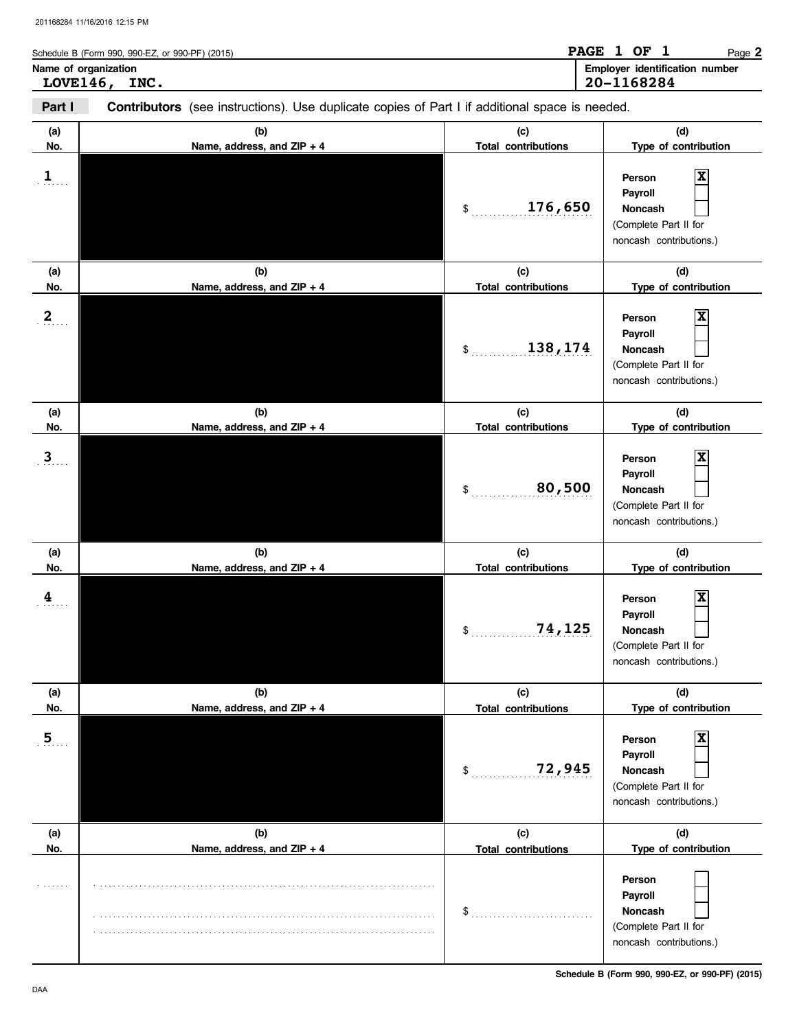Schedule B (Form 990, 990-EZ, or 990-PF) (2015) **PAGE 1 OF 1** Page **2**

**Name of organization**
LOVE146, INC.

**Employer identification number**
20-1168284

**Part I** **Contributors** (see instructions). Use duplicate copies of Part I if additional space is needed.

| (a) No. | (b) Name, address, and ZIP + 4 | (c) Total contributions | (d) Type of contribution |
|---|---|---|---|
| 1 | [redacted] | $ 176,650 | Person [X] Payroll [ ] Noncash [ ] (Complete Part II for noncash contributions.) |
| 2 | [redacted] | $ 138,174 | Person [X] Payroll [ ] Noncash [ ] (Complete Part II for noncash contributions.) |
| 3 | [redacted] | $ 80,500 | Person [X] Payroll [ ] Noncash [ ] (Complete Part II for noncash contributions.) |
| 4 | [redacted] | $ 74,125 | Person [X] Payroll [ ] Noncash [ ] (Complete Part II for noncash contributions.) |
| 5 | [redacted] | $ 72,945 | Person [X] Payroll [ ] Noncash [ ] (Complete Part II for noncash contributions.) |
| | | $ | Person [ ] Payroll [ ] Noncash [ ] (Complete Part II for noncash contributions.) |

Schedule B (Form 990, 990-EZ, or 990-PF) (2015)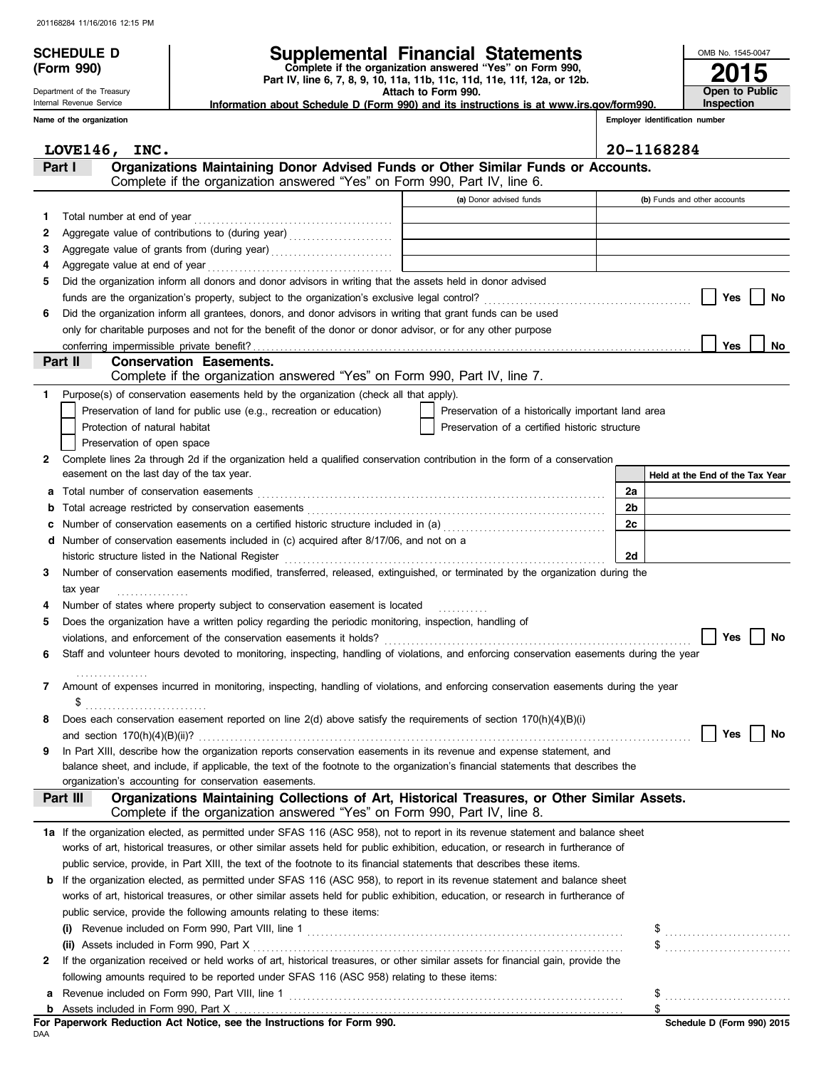# SCHEDULE D (Form 990)

Department of the Treasury
Internal Revenue Service

## Supplemental Financial Statements

**Complete if the organization answered "Yes" on Form 990, Part IV, line 6, 7, 8, 9, 10, 11a, 11b, 11c, 11d, 11e, 11f, 12a, or 12b.**
**Attach to Form 990.**
**Information about Schedule D (Form 990) and its instructions is at www.irs.gov/form990.**

OMB No. 1545-0047
**2015**
**Open to Public Inspection**

Name of the organization: **LOVE146, INC.**
Employer identification number: **20-1168284**

### Part I — Organizations Maintaining Donor Advised Funds or Other Similar Funds or Accounts.
Complete if the organization answered "Yes" on Form 990, Part IV, line 6.

| | | (a) Donor advised funds | (b) Funds and other accounts |
|---|---|---|---|
| 1 | Total number at end of year | | |
| 2 | Aggregate value of contributions to (during year) | | |
| 3 | Aggregate value of grants from (during year) | | |
| 4 | Aggregate value at end of year | | |

5 Did the organization inform all donors and donor advisors in writing that the assets held in donor advised funds are the organization's property, subject to the organization's exclusive legal control? ☐ Yes ☐ No

6 Did the organization inform all grantees, donors, and donor advisors in writing that grant funds can be used only for charitable purposes and not for the benefit of the donor or donor advisor, or for any other purpose conferring impermissible private benefit? ☐ Yes ☐ No

### Part II — Conservation Easements.
Complete if the organization answered "Yes" on Form 990, Part IV, line 7.

1 Purpose(s) of conservation easements held by the organization (check all that apply).
- ☐ Preservation of land for public use (e.g., recreation or education)
- ☐ Protection of natural habitat
- ☐ Preservation of open space
- ☐ Preservation of a historically important land area
- ☐ Preservation of a certified historic structure

2 Complete lines 2a through 2d if the organization held a qualified conservation contribution in the form of a conservation easement on the last day of the tax year.

| | | | Held at the End of the Tax Year |
|---|---|---|---|
| a | Total number of conservation easements | 2a | |
| b | Total acreage restricted by conservation easements | 2b | |
| c | Number of conservation easements on a certified historic structure included in (a) | 2c | |
| d | Number of conservation easements included in (c) acquired after 8/17/06, and not on a historic structure listed in the National Register | 2d | |

3 Number of conservation easements modified, transferred, released, extinguished, or terminated by the organization during the tax year

4 Number of states where property subject to conservation easement is located

5 Does the organization have a written policy regarding the periodic monitoring, inspection, handling of violations, and enforcement of the conservation easements it holds? ☐ Yes ☐ No

6 Staff and volunteer hours devoted to monitoring, inspecting, handling of violations, and enforcing conservation easements during the year

7 Amount of expenses incurred in monitoring, inspecting, handling of violations, and enforcing conservation easements during the year
$

8 Does each conservation easement reported on line 2(d) above satisfy the requirements of section 170(h)(4)(B)(i) and section 170(h)(4)(B)(ii)? ☐ Yes ☐ No

9 In Part XIII, describe how the organization reports conservation easements in its revenue and expense statement, and balance sheet, and include, if applicable, the text of the footnote to the organization's financial statements that describes the organization's accounting for conservation easements.

### Part III — Organizations Maintaining Collections of Art, Historical Treasures, or Other Similar Assets.
Complete if the organization answered "Yes" on Form 990, Part IV, line 8.

1a If the organization elected, as permitted under SFAS 116 (ASC 958), not to report in its revenue statement and balance sheet works of art, historical treasures, or other similar assets held for public exhibition, education, or research in furtherance of public service, provide, in Part XIII, the text of the footnote to its financial statements that describes these items.

b If the organization elected, as permitted under SFAS 116 (ASC 958), to report in its revenue statement and balance sheet works of art, historical treasures, or other similar assets held for public exhibition, education, or research in furtherance of public service, provide the following amounts relating to these items:

(i) Revenue included on Form 990, Part VIII, line 1 $

(ii) Assets included in Form 990, Part X $

2 If the organization received or held works of art, historical treasures, or other similar assets for financial gain, provide the following amounts required to be reported under SFAS 116 (ASC 958) relating to these items:

a Revenue included on Form 990, Part VIII, line 1 $

b Assets included in Form 990, Part X $

**For Paperwork Reduction Act Notice, see the Instructions for Form 990.**
DAA
Schedule D (Form 990) 2015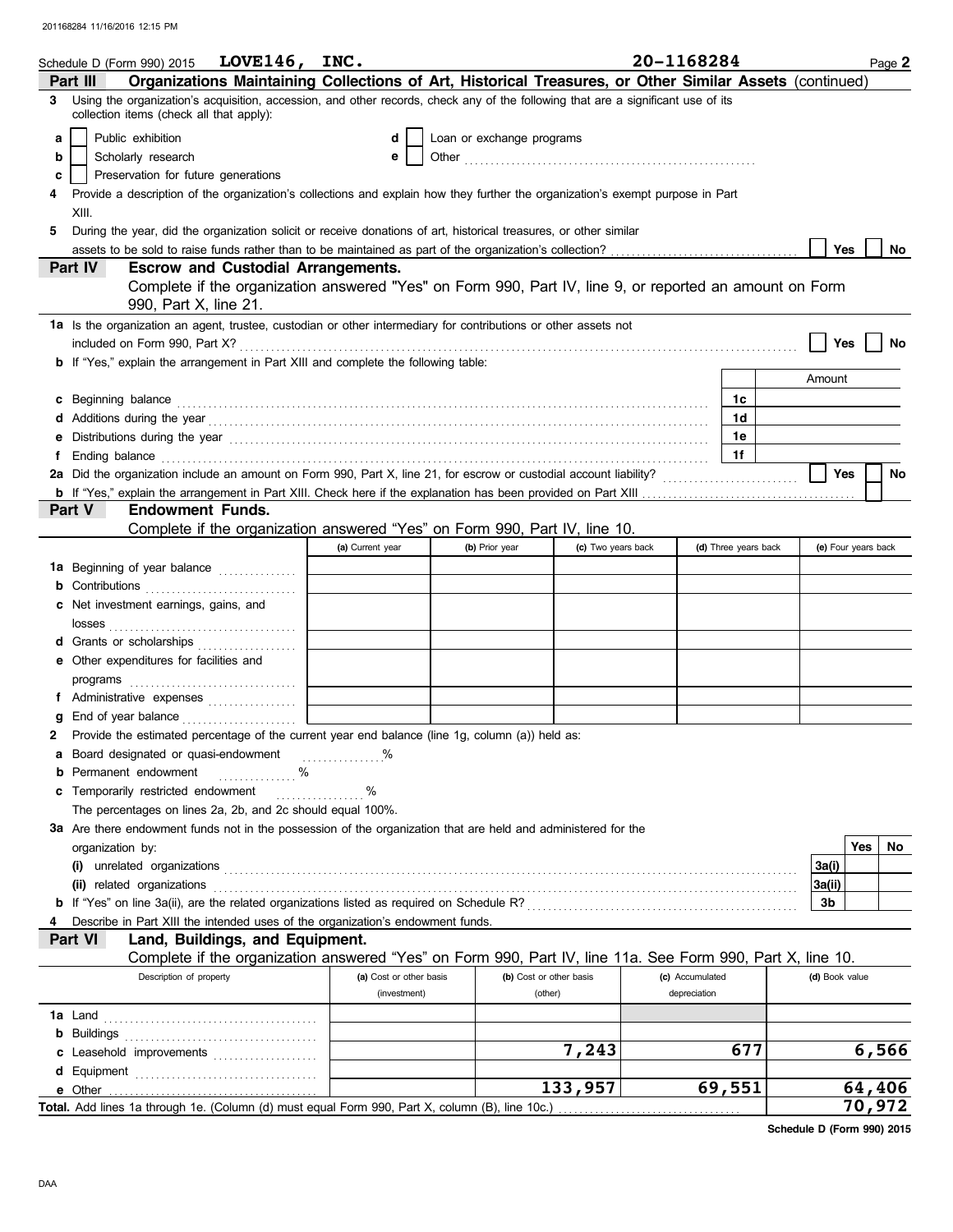Schedule D (Form 990) 2015 **LOVE146, INC.** **20-1168284** Page **2**

## Part III Organizations Maintaining Collections of Art, Historical Treasures, or Other Similar Assets (continued)

**3** Using the organization's acquisition, accession, and other records, check any of the following that are a significant use of its collection items (check all that apply):

- **a** ☐ Public exhibition
- **b** ☐ Scholarly research
- **c** ☐ Preservation for future generations
- **d** ☐ Loan or exchange programs
- **e** ☐ Other

**4** Provide a description of the organization's collections and explain how they further the organization's exempt purpose in Part XIII.

**5** During the year, did the organization solicit or receive donations of art, historical treasures, or other similar assets to be sold to raise funds rather than to be maintained as part of the organization's collection? ☐ Yes ☐ No

## Part IV Escrow and Custodial Arrangements.

Complete if the organization answered "Yes" on Form 990, Part IV, line 9, or reported an amount on Form 990, Part X, line 21.

**1a** Is the organization an agent, trustee, custodian or other intermediary for contributions or other assets not included on Form 990, Part X? ☐ Yes ☐ No

**b** If "Yes," explain the arrangement in Part XIII and complete the following table:

| | | Amount |
|---|---|---|
| **c** Beginning balance | 1c | |
| **d** Additions during the year | 1d | |
| **e** Distributions during the year | 1e | |
| **f** Ending balance | 1f | |

**2a** Did the organization include an amount on Form 990, Part X, line 21, for escrow or custodial account liability? ☐ Yes ☐ No

**b** If "Yes," explain the arrangement in Part XIII. Check here if the explanation has been provided on Part XIII ☐

## Part V Endowment Funds.

Complete if the organization answered "Yes" on Form 990, Part IV, line 10.

| | (a) Current year | (b) Prior year | (c) Two years back | (d) Three years back | (e) Four years back |
|---|---|---|---|---|---|
| **1a** Beginning of year balance | | | | | |
| **b** Contributions | | | | | |
| **c** Net investment earnings, gains, and losses | | | | | |
| **d** Grants or scholarships | | | | | |
| **e** Other expenditures for facilities and programs | | | | | |
| **f** Administrative expenses | | | | | |
| **g** End of year balance | | | | | |

**2** Provide the estimated percentage of the current year end balance (line 1g, column (a)) held as:

- **a** Board designated or quasi-endowment %
- **b** Permanent endowment %
- **c** Temporarily restricted endowment %

The percentages on lines 2a, 2b, and 2c should equal 100%.

**3a** Are there endowment funds not in the possession of the organization that are held and administered for the organization by:

| | | Yes | No |
|---|---|---|---|
| **(i)** unrelated organizations | 3a(i) | | |
| **(ii)** related organizations | 3a(ii) | | |
| **b** If "Yes" on line 3a(ii), are the related organizations listed as required on Schedule R? | 3b | | |

**4** Describe in Part XIII the intended uses of the organization's endowment funds.

## Part VI Land, Buildings, and Equipment.

Complete if the organization answered "Yes" on Form 990, Part IV, line 11a. See Form 990, Part X, line 10.

| Description of property | (a) Cost or other basis (investment) | (b) Cost or other basis (other) | (c) Accumulated depreciation | (d) Book value |
|---|---|---|---|---|
| **1a** Land | | | | |
| **b** Buildings | | | | |
| **c** Leasehold improvements | | 7,243 | 677 | 6,566 |
| **d** Equipment | | | | |
| **e** Other | | 133,957 | 69,551 | 64,406 |
| **Total.** Add lines 1a through 1e. (Column (d) must equal Form 990, Part X, column (B), line 10c.) | | | | 70,972 |

Schedule D (Form 990) 2015

DAA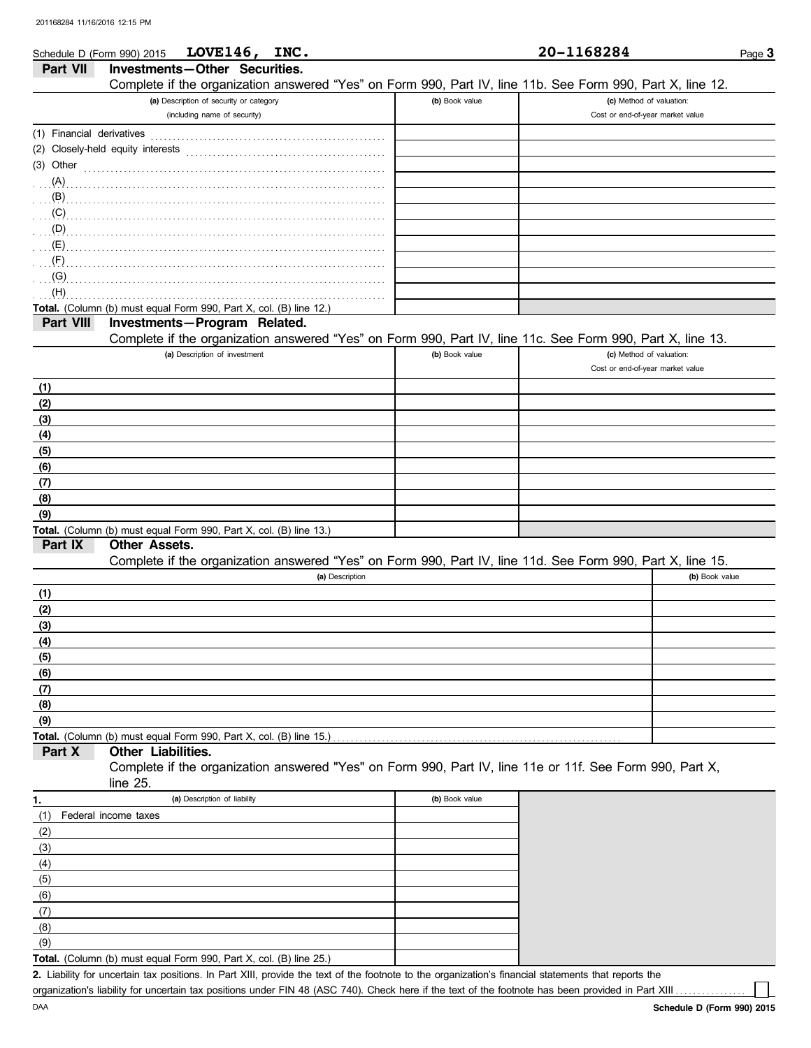Schedule D (Form 990) 2015 **LOVE146, INC.** **20-1168284** Page **3**

## Part VII Investments—Other Securities.

Complete if the organization answered "Yes" on Form 990, Part IV, line 11b. See Form 990, Part X, line 12.

| (a) Description of security or category (including name of security) | (b) Book value | (c) Method of valuation: Cost or end-of-year market value |
|---|---|---|
| (1) Financial derivatives | | |
| (2) Closely-held equity interests | | |
| (3) Other | | |
| (A) | | |
| (B) | | |
| (C) | | |
| (D) | | |
| (E) | | |
| (F) | | |
| (G) | | |
| (H) | | |
| **Total.** (Column (b) must equal Form 990, Part X, col. (B) line 12.) | | |

## Part VIII Investments—Program Related.

Complete if the organization answered "Yes" on Form 990, Part IV, line 11c. See Form 990, Part X, line 13.

| (a) Description of investment | (b) Book value | (c) Method of valuation: Cost or end-of-year market value |
|---|---|---|
| (1) | | |
| (2) | | |
| (3) | | |
| (4) | | |
| (5) | | |
| (6) | | |
| (7) | | |
| (8) | | |
| (9) | | |
| **Total.** (Column (b) must equal Form 990, Part X, col. (B) line 13.) | | |

## Part IX Other Assets.

Complete if the organization answered "Yes" on Form 990, Part IV, line 11d. See Form 990, Part X, line 15.

| (a) Description | (b) Book value |
|---|---|
| (1) | |
| (2) | |
| (3) | |
| (4) | |
| (5) | |
| (6) | |
| (7) | |
| (8) | |
| (9) | |
| **Total.** (Column (b) must equal Form 990, Part X, col. (B) line 15.) | |

## Part X Other Liabilities.

Complete if the organization answered "Yes" on Form 990, Part IV, line 11e or 11f. See Form 990, Part X, line 25.

| 1. (a) Description of liability | (b) Book value |
|---|---|
| (1) Federal income taxes | |
| (2) | |
| (3) | |
| (4) | |
| (5) | |
| (6) | |
| (7) | |
| (8) | |
| (9) | |
| **Total.** (Column (b) must equal Form 990, Part X, col. (B) line 25.) | |

**2.** Liability for uncertain tax positions. In Part XIII, provide the text of the footnote to the organization's financial statements that reports the organization's liability for uncertain tax positions under FIN 48 (ASC 740). Check here if the text of the footnote has been provided in Part XIII ☐

**Schedule D (Form 990) 2015**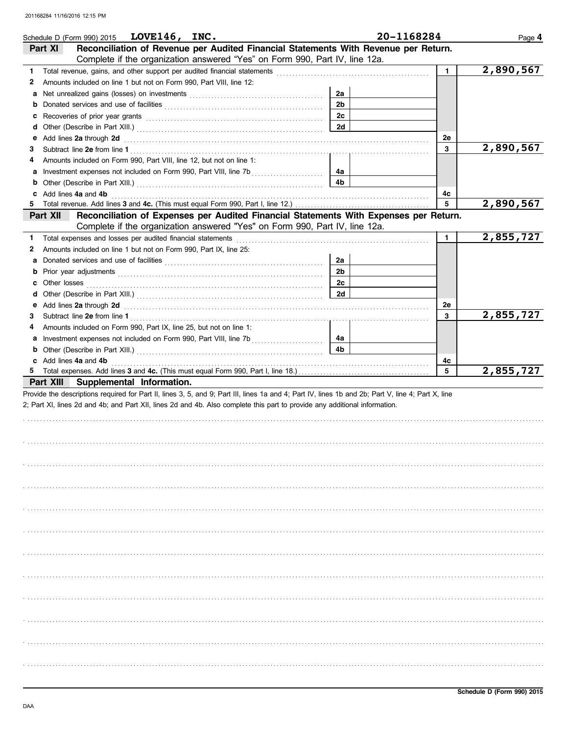Schedule D (Form 990) 2015 **LOVE146, INC.** **20-1168284** Page **4**

## Part XI Reconciliation of Revenue per Audited Financial Statements With Revenue per Return.

Complete if the organization answered "Yes" on Form 990, Part IV, line 12a.

| | | | | | |
|---|---|---|---|---|---|
| 1 | Total revenue, gains, and other support per audited financial statements | | | 1 | 2,890,567 |
| 2 | Amounts included on line 1 but not on Form 990, Part VIII, line 12: | | | | |
| a | Net unrealized gains (losses) on investments | 2a | | | |
| b | Donated services and use of facilities | 2b | | | |
| c | Recoveries of prior year grants | 2c | | | |
| d | Other (Describe in Part XIII.) | 2d | | | |
| e | Add lines **2a** through **2d** | | | 2e | |
| 3 | Subtract line **2e** from line **1** | | | 3 | 2,890,567 |
| 4 | Amounts included on Form 990, Part VIII, line 12, but not on line 1: | | | | |
| a | Investment expenses not included on Form 990, Part VIII, line 7b | 4a | | | |
| b | Other (Describe in Part XIII.) | 4b | | | |
| c | Add lines **4a** and **4b** | | | 4c | |
| 5 | Total revenue. Add lines **3** and **4c.** (This must equal Form 990, Part I, line 12.) | | | 5 | 2,890,567 |

## Part XII Reconciliation of Expenses per Audited Financial Statements With Expenses per Return.

Complete if the organization answered "Yes" on Form 990, Part IV, line 12a.

| | | | | | |
|---|---|---|---|---|---|
| 1 | Total expenses and losses per audited financial statements | | | 1 | 2,855,727 |
| 2 | Amounts included on line 1 but not on Form 990, Part IX, line 25: | | | | |
| a | Donated services and use of facilities | 2a | | | |
| b | Prior year adjustments | 2b | | | |
| c | Other losses | 2c | | | |
| d | Other (Describe in Part XIII.) | 2d | | | |
| e | Add lines **2a** through **2d** | | | 2e | |
| 3 | Subtract line **2e** from line **1** | | | 3 | 2,855,727 |
| 4 | Amounts included on Form 990, Part IX, line 25, but not on line 1: | | | | |
| a | Investment expenses not included on Form 990, Part VIII, line 7b | 4a | | | |
| b | Other (Describe in Part XIII.) | 4b | | | |
| c | Add lines **4a** and **4b** | | | 4c | |
| 5 | Total expenses. Add lines **3** and **4c.** (This must equal Form 990, Part I, line 18.) | | | 5 | 2,855,727 |

## Part XIII Supplemental Information.

Provide the descriptions required for Part II, lines 3, 5, and 9; Part III, lines 1a and 4; Part IV, lines 1b and 2b; Part V, line 4; Part X, line 2; Part XI, lines 2d and 4b; and Part XII, lines 2d and 4b. Also complete this part to provide any additional information.

Schedule D (Form 990) 2015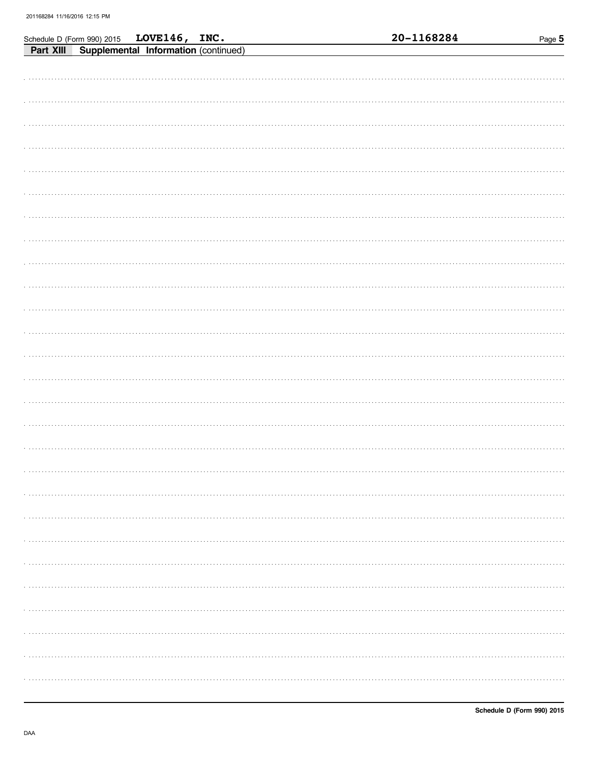Schedule D (Form 990) 2015 **LOVE146, INC.** **20-1168284**

**Part XIII Supplemental Information** (continued)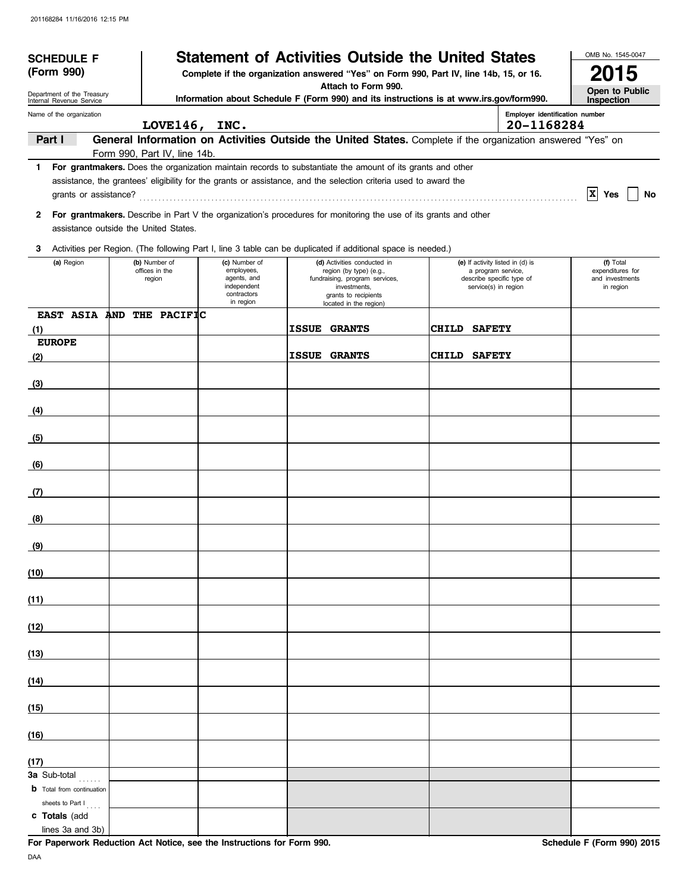**SCHEDULE F (Form 990)**

Department of the Treasury
Internal Revenue Service

# Statement of Activities Outside the United States

**Complete if the organization answered "Yes" on Form 990, Part IV, line 14b, 15, or 16.**
**Attach to Form 990.**
**Information about Schedule F (Form 990) and its instructions is at www.irs.gov/form990.**

OMB No. 1545-0047

**2015**

**Open to Public Inspection**

Name of the organization: **LOVE146, INC.**

Employer identification number: **20-1168284**

**Part I — General Information on Activities Outside the United States.** Complete if the organization answered "Yes" on Form 990, Part IV, line 14b.

**1 For grantmakers.** Does the organization maintain records to substantiate the amount of its grants and other assistance, the grantees' eligibility for the grants or assistance, and the selection criteria used to award the grants or assistance? ..... [X] Yes [ ] No

**2 For grantmakers.** Describe in Part V the organization's procedures for monitoring the use of its grants and other assistance outside the United States.

**3** Activities per Region. (The following Part I, line 3 table can be duplicated if additional space is needed.)

| (a) Region | (b) Number of offices in the region | (c) Number of employees, agents, and independent contractors in region | (d) Activities conducted in region (by type) (e.g., fundraising, program services, investments, grants to recipients located in the region) | (e) If activity listed in (d) is a program service, describe specific type of service(s) in region | (f) Total expenditures for and investments in region |
|---|---|---|---|---|---|
| (1) EAST ASIA AND THE PACIFIC | | | ISSUE GRANTS | CHILD SAFETY | |
| (2) EUROPE | | | ISSUE GRANTS | CHILD SAFETY | |
| (3) | | | | | |
| (4) | | | | | |
| (5) | | | | | |
| (6) | | | | | |
| (7) | | | | | |
| (8) | | | | | |
| (9) | | | | | |
| (10) | | | | | |
| (11) | | | | | |
| (12) | | | | | |
| (13) | | | | | |
| (14) | | | | | |
| (15) | | | | | |
| (16) | | | | | |
| (17) | | | | | |
| **3a** Sub-total | | | | | |
| **b** Total from continuation sheets to Part I | | | | | |
| **c Totals** (add lines 3a and 3b) | | | | | |

**For Paperwork Reduction Act Notice, see the Instructions for Form 990.** **Schedule F (Form 990) 2015**

DAA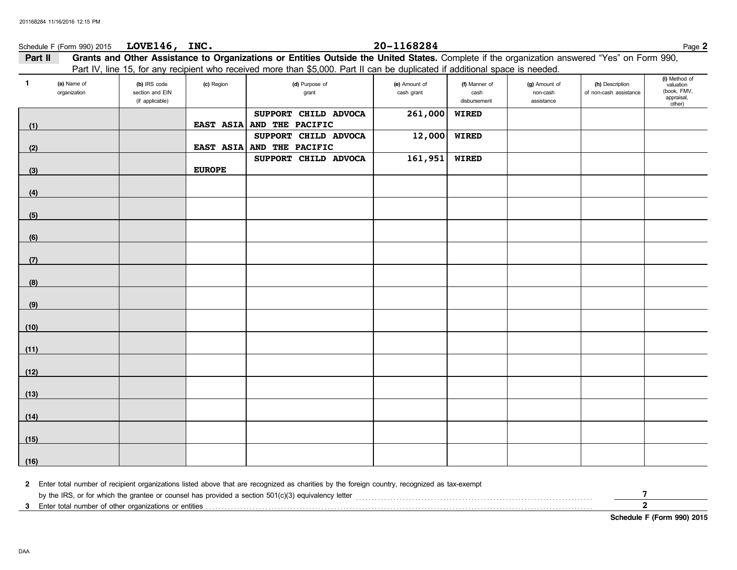Schedule F (Form 990) 2015 **LOVE146, INC.** **20-1168284** Page **2**

**Part II** **Grants and Other Assistance to Organizations or Entities Outside the United States.** Complete if the organization answered "Yes" on Form 990, Part IV, line 15, for any recipient who received more than $5,000. Part II can be duplicated if additional space is needed.

| 1 | (a) Name of organization | (b) IRS code section and EIN (if applicable) | (c) Region | (d) Purpose of grant | (e) Amount of cash grant | (f) Manner of cash disbursement | (g) Amount of non-cash assistance | (h) Description of non-cash assistance | (i) Method of valuation (book, FMV, appraisal, other) |
|---|---|---|---|---|---|---|---|---|---|
| (1) | | | EAST ASIA | SUPPORT CHILD ADVOCA AND THE PACIFIC | 261,000 | WIRED | | | |
| (2) | | | EAST ASIA | SUPPORT CHILD ADVOCA AND THE PACIFIC | 12,000 | WIRED | | | |
| (3) | | | EUROPE | SUPPORT CHILD ADVOCA | 161,951 | WIRED | | | |
| (4) | | | | | | | | | |
| (5) | | | | | | | | | |
| (6) | | | | | | | | | |
| (7) | | | | | | | | | |
| (8) | | | | | | | | | |
| (9) | | | | | | | | | |
| (10) | | | | | | | | | |
| (11) | | | | | | | | | |
| (12) | | | | | | | | | |
| (13) | | | | | | | | | |
| (14) | | | | | | | | | |
| (15) | | | | | | | | | |
| (16) | | | | | | | | | |

**2** Enter total number of recipient organizations listed above that are recognized as charities by the foreign country, recognized as tax-exempt by the IRS, or for which the grantee or counsel has provided a section 501(c)(3) equivalency letter ........ **7**

**3** Enter total number of other organizations or entities ........ **2**

**Schedule F (Form 990) 2015**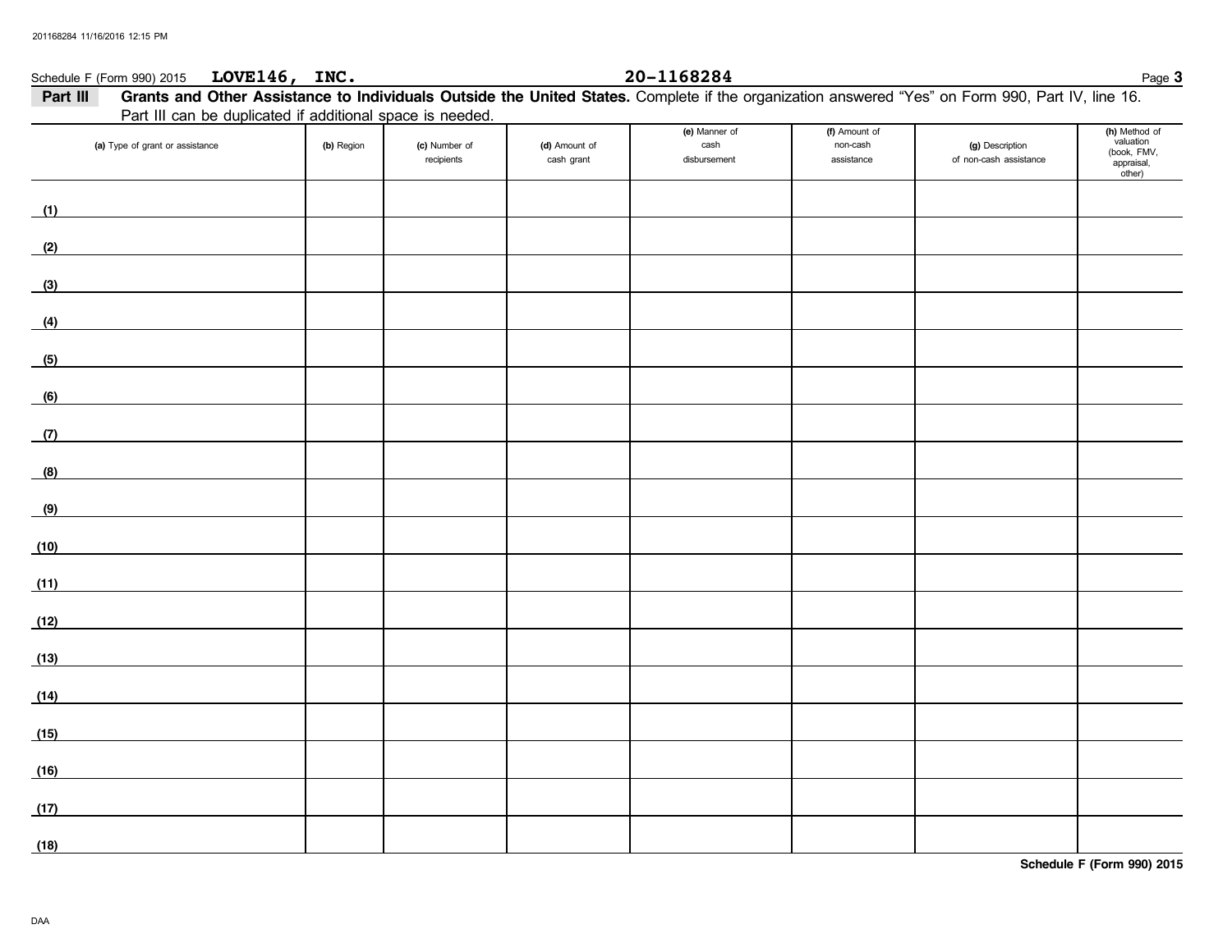Schedule F (Form 990) 2015 **LOVE146, INC.** **20-1168284**

## Part III Grants and Other Assistance to Individuals Outside the United States.

Complete if the organization answered "Yes" on Form 990, Part IV, line 16.
Part III can be duplicated if additional space is needed.

| (a) Type of grant or assistance | (b) Region | (c) Number of recipients | (d) Amount of cash grant | (e) Manner of cash disbursement | (f) Amount of non-cash assistance | (g) Description of non-cash assistance | (h) Method of valuation (book, FMV, appraisal, other) |
|---|---|---|---|---|---|---|---|
| (1) | | | | | | | |
| (2) | | | | | | | |
| (3) | | | | | | | |
| (4) | | | | | | | |
| (5) | | | | | | | |
| (6) | | | | | | | |
| (7) | | | | | | | |
| (8) | | | | | | | |
| (9) | | | | | | | |
| (10) | | | | | | | |
| (11) | | | | | | | |
| (12) | | | | | | | |
| (13) | | | | | | | |
| (14) | | | | | | | |
| (15) | | | | | | | |
| (16) | | | | | | | |
| (17) | | | | | | | |
| (18) | | | | | | | |

**Schedule F (Form 990) 2015**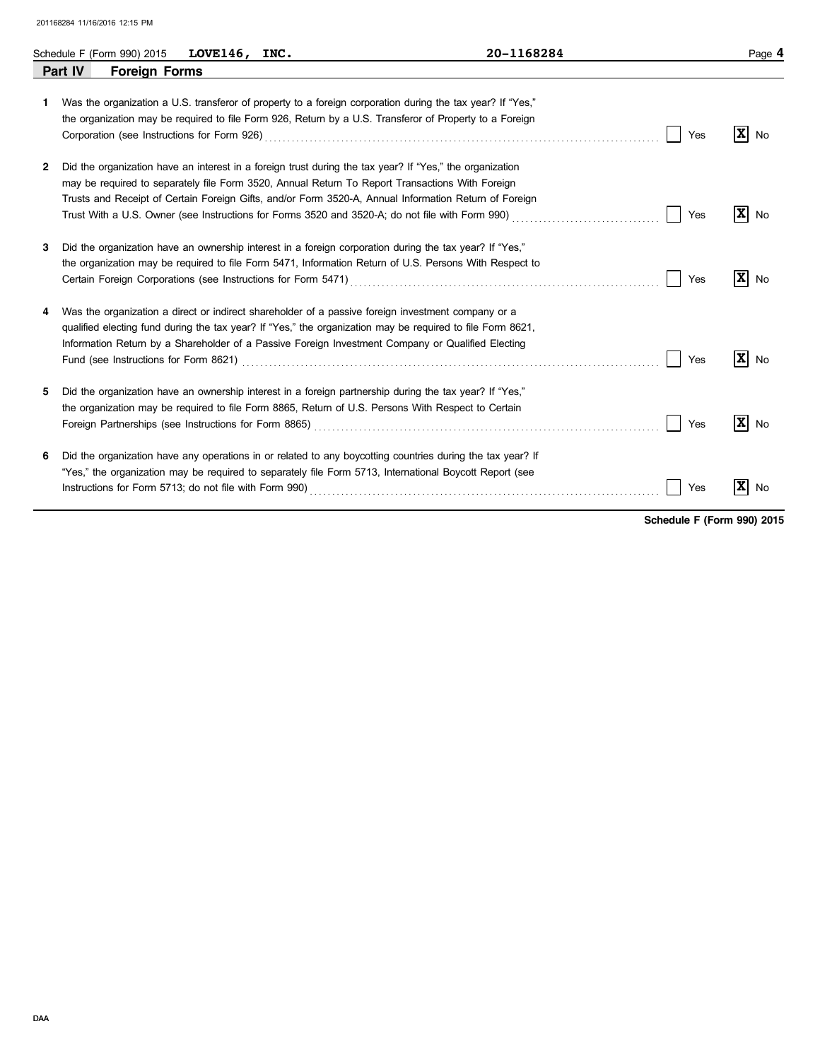Schedule F (Form 990) 2015 **LOVE146, INC.** 20-1168284

## Part IV Foreign Forms

1. Was the organization a U.S. transferor of property to a foreign corporation during the tax year? If "Yes," the organization may be required to file Form 926, Return by a U.S. Transferor of Property to a Foreign Corporation (see Instructions for Form 926) ☐ Yes ☒ No

2. Did the organization have an interest in a foreign trust during the tax year? If "Yes," the organization may be required to separately file Form 3520, Annual Return To Report Transactions With Foreign Trusts and Receipt of Certain Foreign Gifts, and/or Form 3520-A, Annual Information Return of Foreign Trust With a U.S. Owner (see Instructions for Forms 3520 and 3520-A; do not file with Form 990) ☐ Yes ☒ No

3. Did the organization have an ownership interest in a foreign corporation during the tax year? If "Yes," the organization may be required to file Form 5471, Information Return of U.S. Persons With Respect to Certain Foreign Corporations (see Instructions for Form 5471) ☐ Yes ☒ No

4. Was the organization a direct or indirect shareholder of a passive foreign investment company or a qualified electing fund during the tax year? If "Yes," the organization may be required to file Form 8621, Information Return by a Shareholder of a Passive Foreign Investment Company or Qualified Electing Fund (see Instructions for Form 8621) ☐ Yes ☒ No

5. Did the organization have an ownership interest in a foreign partnership during the tax year? If "Yes," the organization may be required to file Form 8865, Return of U.S. Persons With Respect to Certain Foreign Partnerships (see Instructions for Form 8865) ☐ Yes ☒ No

6. Did the organization have any operations in or related to any boycotting countries during the tax year? If "Yes," the organization may be required to separately file Form 5713, International Boycott Report (see Instructions for Form 5713; do not file with Form 990) ☐ Yes ☒ No

**Schedule F (Form 990) 2015**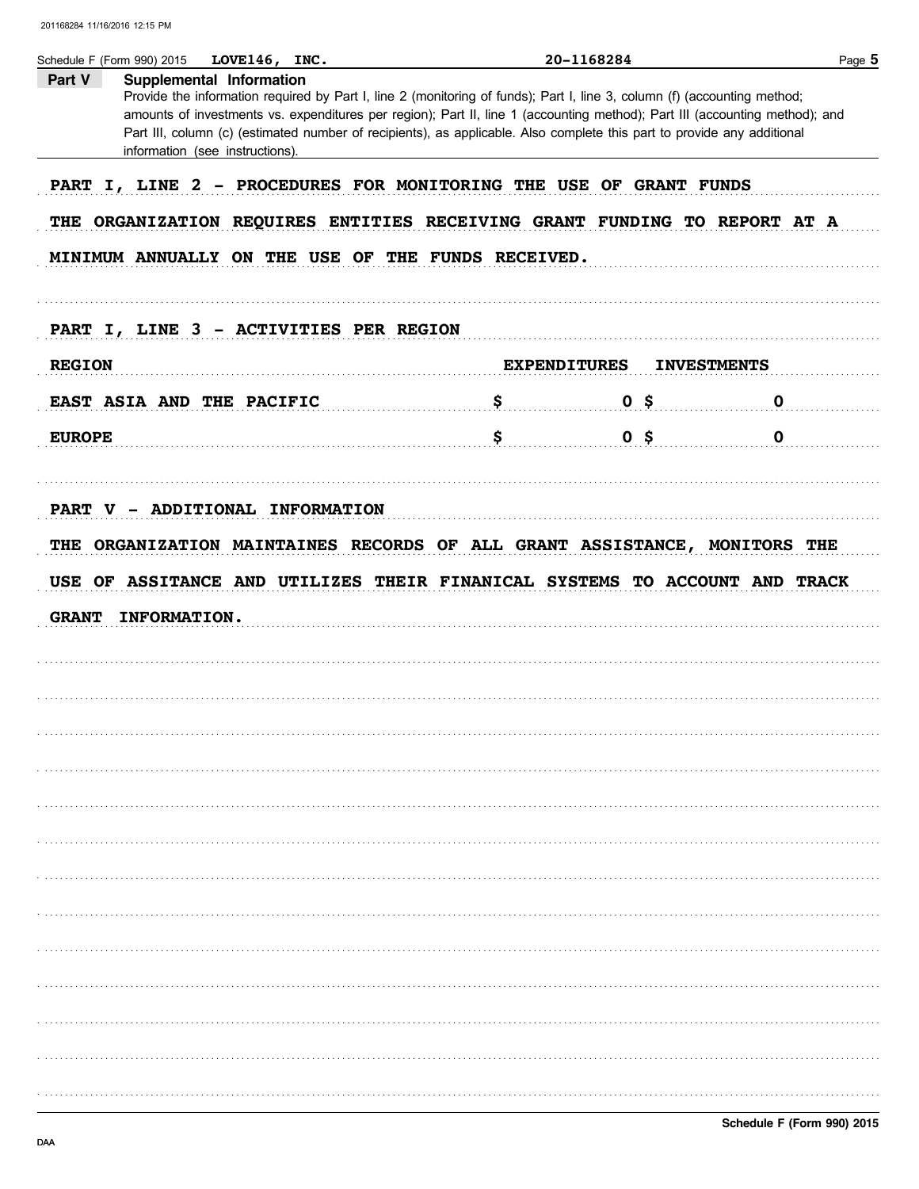Schedule F (Form 990) 2015 **LOVE146, INC.** **20-1168284**

## Part V Supplemental Information

Provide the information required by Part I, line 2 (monitoring of funds); Part I, line 3, column (f) (accounting method; amounts of investments vs. expenditures per region); Part II, line 1 (accounting method); Part III (accounting method); and Part III, column (c) (estimated number of recipients), as applicable. Also complete this part to provide any additional information (see instructions).

PART I, LINE 2 - PROCEDURES FOR MONITORING THE USE OF GRANT FUNDS

THE ORGANIZATION REQUIRES ENTITIES RECEIVING GRANT FUNDING TO REPORT AT A MINIMUM ANNUALLY ON THE USE OF THE FUNDS RECEIVED.

PART I, LINE 3 - ACTIVITIES PER REGION

| REGION | EXPENDITURES | INVESTMENTS |
|---|---|---|
| EAST ASIA AND THE PACIFIC | $ 0 | $ 0 |
| EUROPE | $ 0 | $ 0 |

PART V - ADDITIONAL INFORMATION

THE ORGANIZATION MAINTAINES RECORDS OF ALL GRANT ASSISTANCE, MONITORS THE USE OF ASSITANCE AND UTILIZES THEIR FINANICAL SYSTEMS TO ACCOUNT AND TRACK GRANT INFORMATION.

Schedule F (Form 990) 2015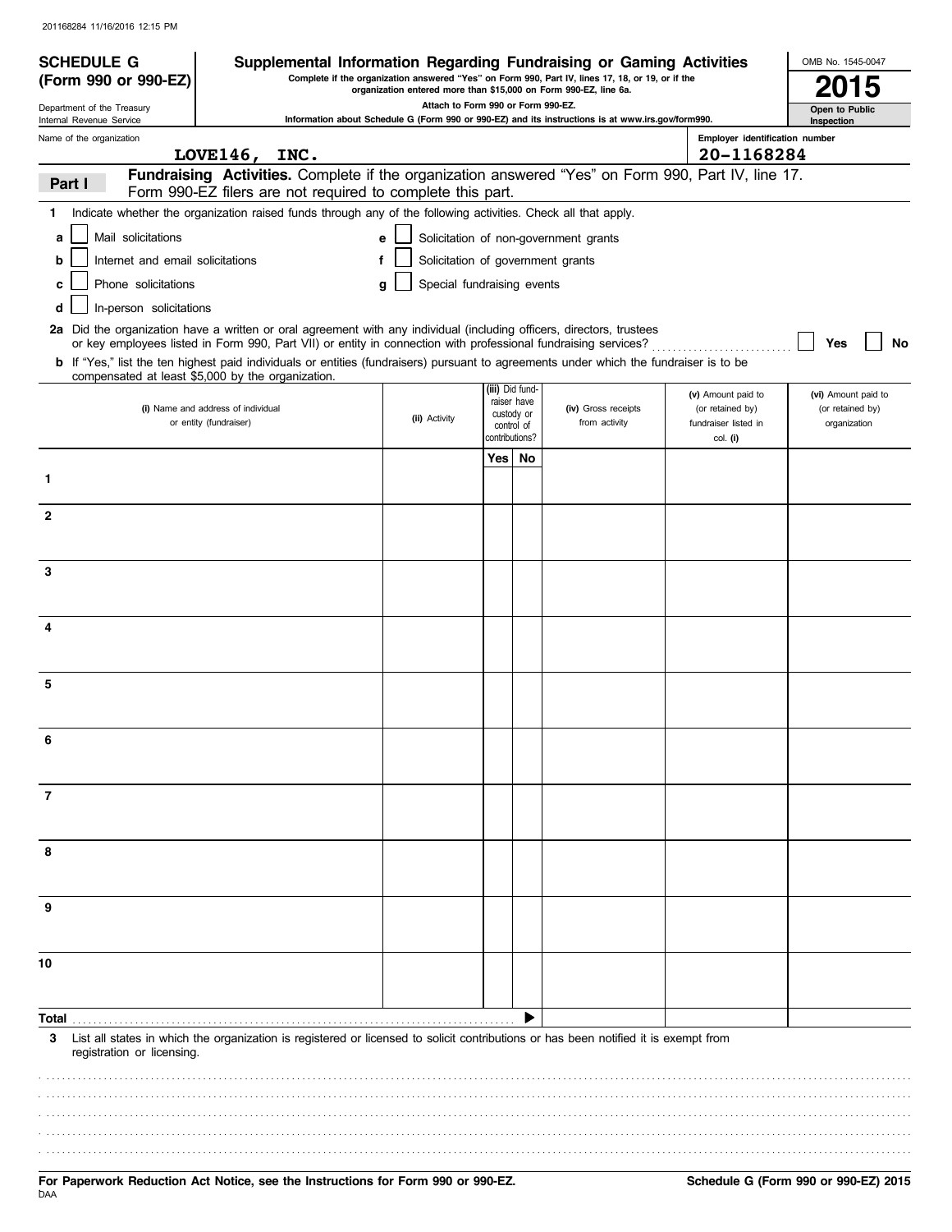**SCHEDULE G (Form 990 or 990-EZ)**

Department of the Treasury
Internal Revenue Service

# Supplemental Information Regarding Fundraising or Gaming Activities

**Complete if the organization answered "Yes" on Form 990, Part IV, lines 17, 18, or 19, or if the organization entered more than $15,000 on Form 990-EZ, line 6a.**

**Attach to Form 990 or Form 990-EZ.**

**Information about Schedule G (Form 990 or 990-EZ) and its instructions is at www.irs.gov/form990.**

OMB No. 1545-0047

**2015**

**Open to Public Inspection**

Name of the organization: **LOVE146, INC.**

Employer identification number: **20-1168284**

## Part I Fundraising Activities. 

Complete if the organization answered "Yes" on Form 990, Part IV, line 17. Form 990-EZ filers are not required to complete this part.

**1** Indicate whether the organization raised funds through any of the following activities. Check all that apply.

- **a** ☐ Mail solicitations
- **b** ☐ Internet and email solicitations
- **c** ☐ Phone solicitations
- **d** ☐ In-person solicitations
- **e** ☐ Solicitation of non-government grants
- **f** ☐ Solicitation of government grants
- **g** ☐ Special fundraising events

**2a** Did the organization have a written or oral agreement with any individual (including officers, directors, trustees or key employees listed in Form 990, Part VII) or entity in connection with professional fundraising services? ☐ Yes ☐ No

**b** If "Yes," list the ten highest paid individuals or entities (fundraisers) pursuant to agreements under which the fundraiser is to be compensated at least $5,000 by the organization.

| | (i) Name and address of individual or entity (fundraiser) | (ii) Activity | (iii) Did fundraiser have custody or control of contributions? Yes | No | (iv) Gross receipts from activity | (v) Amount paid to (or retained by) fundraiser listed in col. (i) | (vi) Amount paid to (or retained by) organization |
|---|---|---|---|---|---|---|---|
| 1 | | | | | | | |
| 2 | | | | | | | |
| 3 | | | | | | | |
| 4 | | | | | | | |
| 5 | | | | | | | |
| 6 | | | | | | | |
| 7 | | | | | | | |
| 8 | | | | | | | |
| 9 | | | | | | | |
| 10 | | | | | | | |
| **Total** | | | | ▶ | | | |

**3** List all states in which the organization is registered or licensed to solicit contributions or has been notified it is exempt from registration or licensing.

**For Paperwork Reduction Act Notice, see the Instructions for Form 990 or 990-EZ.**

**Schedule G (Form 990 or 990-EZ) 2015**

DAA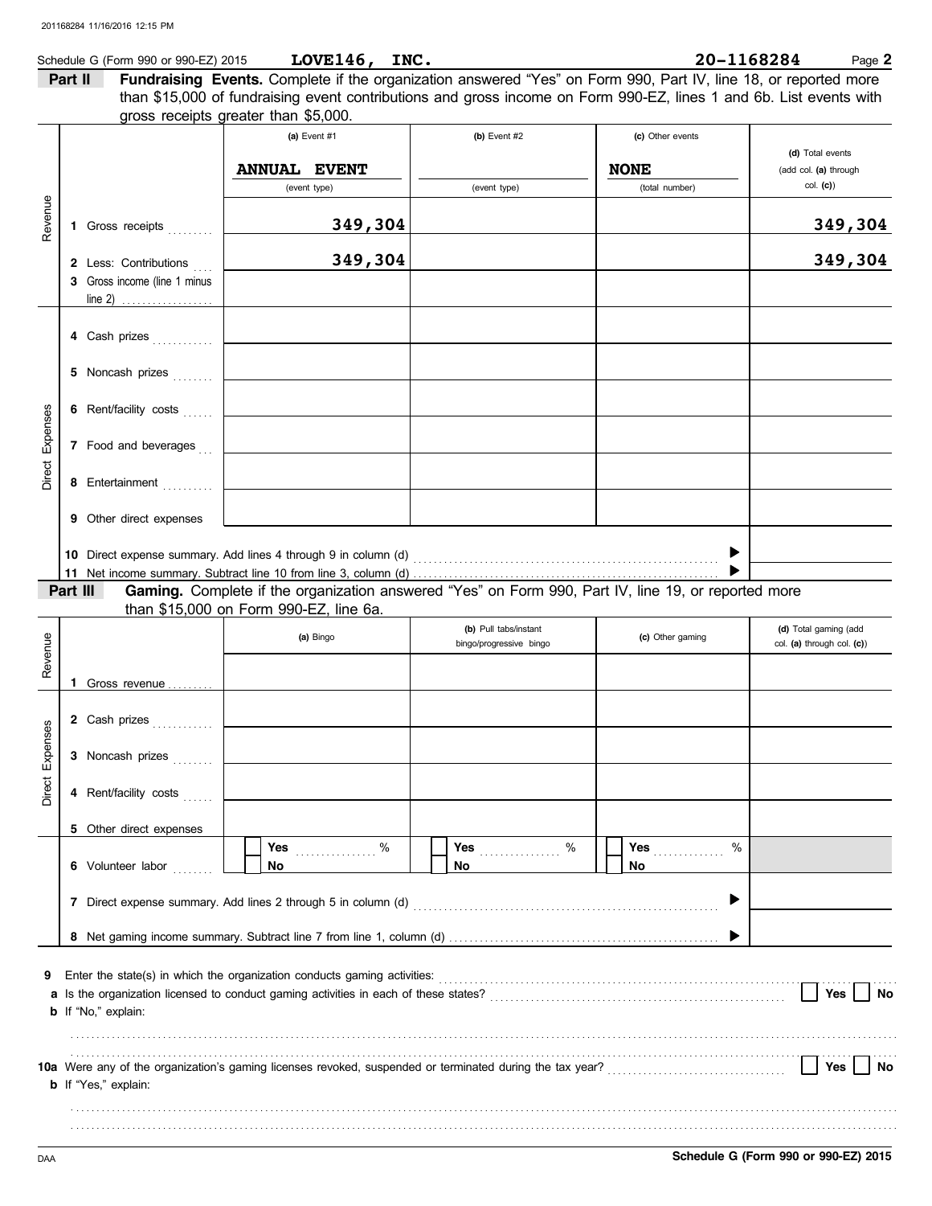Schedule G (Form 990 or 990-EZ) 2015 **LOVE146, INC.** **20-1168284** Page **2**

**Part II** **Fundraising Events.** Complete if the organization answered "Yes" on Form 990, Part IV, line 18, or reported more than $15,000 of fundraising event contributions and gross income on Form 990-EZ, lines 1 and 6b. List events with gross receipts greater than $5,000.

| | | (a) Event #1 | (b) Event #2 | (c) Other events | (d) Total events (add col. (a) through col. (c)) |
|---|---|---|---|---|---|
| | | **ANNUAL EVENT** (event type) | (event type) | **NONE** (total number) | |
| Revenue | 1 Gross receipts | **349,304** | | | **349,304** |
| | 2 Less: Contributions | **349,304** | | | **349,304** |
| | 3 Gross income (line 1 minus line 2) | | | | |
| Direct Expenses | 4 Cash prizes | | | | |
| | 5 Noncash prizes | | | | |
| | 6 Rent/facility costs | | | | |
| | 7 Food and beverages | | | | |
| | 8 Entertainment | | | | |
| | 9 Other direct expenses | | | | |

10 Direct expense summary. Add lines 4 through 9 in column (d) ▶

11 Net income summary. Subtract line 10 from line 3, column (d) ▶

**Part III** **Gaming.** Complete if the organization answered "Yes" on Form 990, Part IV, line 19, or reported more than $15,000 on Form 990-EZ, line 6a.

| | | (a) Bingo | (b) Pull tabs/instant bingo/progressive bingo | (c) Other gaming | (d) Total gaming (add col. (a) through col. (c)) |
|---|---|---|---|---|---|
| Revenue | 1 Gross revenue | | | | |
| Direct Expenses | 2 Cash prizes | | | | |
| | 3 Noncash prizes | | | | |
| | 4 Rent/facility costs | | | | |
| | 5 Other direct expenses | | | | |
| | 6 Volunteer labor | ☐ Yes ____ % ☐ No | ☐ Yes ____ % ☐ No | ☐ Yes ____ % ☐ No | |

7 Direct expense summary. Add lines 2 through 5 in column (d) ▶

8 Net gaming income summary. Subtract line 7 from line 1, column (d) ▶

9 Enter the state(s) in which the organization conducts gaming activities:

a Is the organization licensed to conduct gaming activities in each of these states? ☐ Yes ☐ No

b If "No," explain:

10a Were any of the organization's gaming licenses revoked, suspended or terminated during the tax year? ☐ Yes ☐ No

b If "Yes," explain:

DAA **Schedule G (Form 990 or 990-EZ) 2015**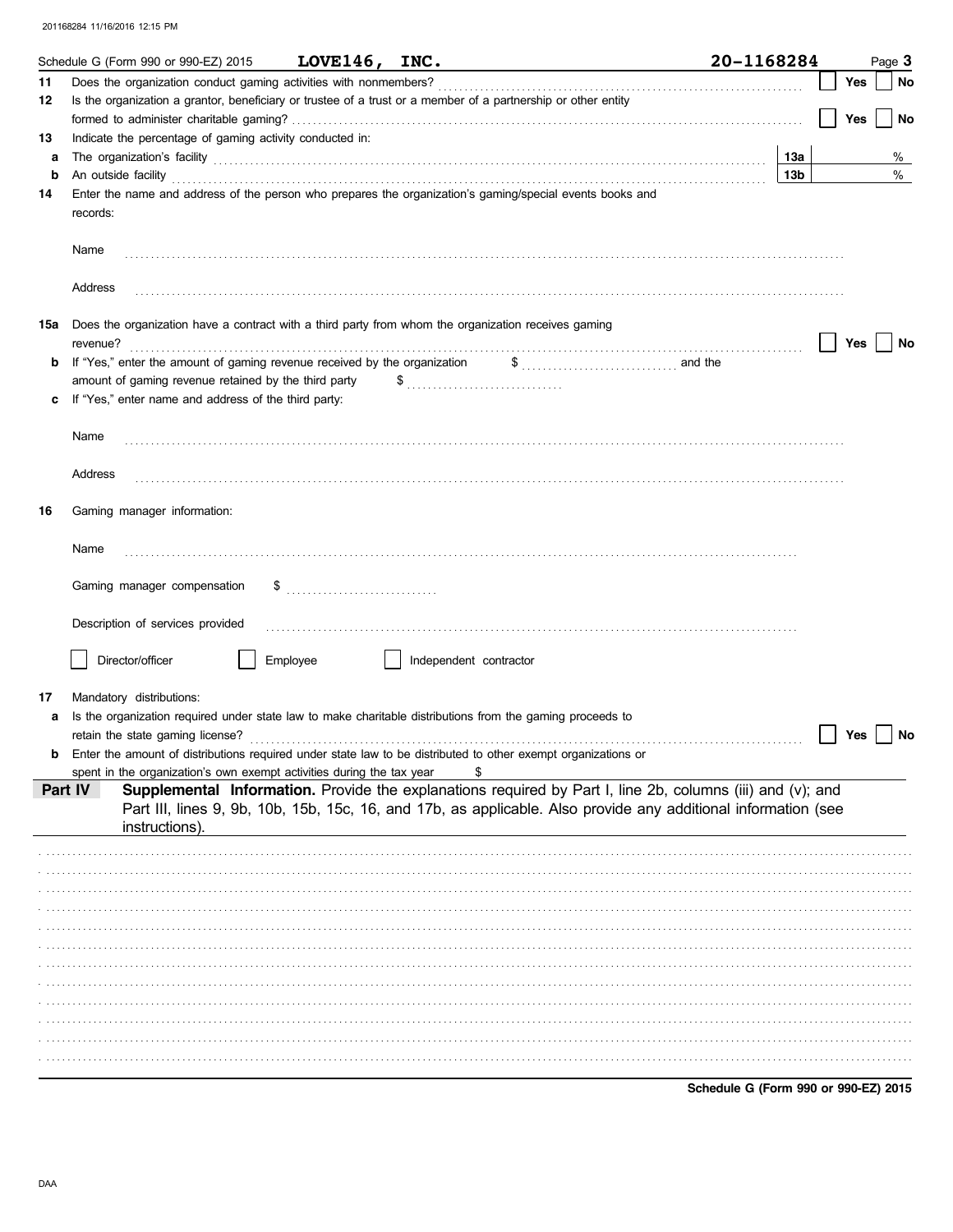201168284 11/16/2016 12:15 PM

Schedule G (Form 990 or 990-EZ) 2015 **LOVE146, INC.** **20-1168284** Page **3**

**11** Does the organization conduct gaming activities with nonmembers? ☐ Yes ☐ No

**12** Is the organization a grantor, beneficiary or trustee of a trust or a member of a partnership or other entity formed to administer charitable gaming? ☐ Yes ☐ No

**13** Indicate the percentage of gaming activity conducted in:

**a** The organization's facility **13a** %

**b** An outside facility **13b** %

**14** Enter the name and address of the person who prepares the organization's gaming/special events books and records:

Name

Address

**15a** Does the organization have a contract with a third party from whom the organization receives gaming revenue? ☐ Yes ☐ No

**b** If "Yes," enter the amount of gaming revenue received by the organization $ ............ and the amount of gaming revenue retained by the third party $ ............

**c** If "Yes," enter name and address of the third party:

Name

Address

**16** Gaming manager information:

Name

Gaming manager compensation $

Description of services provided

☐ Director/officer ☐ Employee ☐ Independent contractor

**17** Mandatory distributions:

**a** Is the organization required under state law to make charitable distributions from the gaming proceeds to retain the state gaming license? ☐ Yes ☐ No

**b** Enter the amount of distributions required under state law to be distributed to other exempt organizations or spent in the organization's own exempt activities during the tax year $

**Part IV** **Supplemental Information.** Provide the explanations required by Part I, line 2b, columns (iii) and (v); and Part III, lines 9, 9b, 10b, 15b, 15c, 16, and 17b, as applicable. Also provide any additional information (see instructions).

**Schedule G (Form 990 or 990-EZ) 2015**

DAA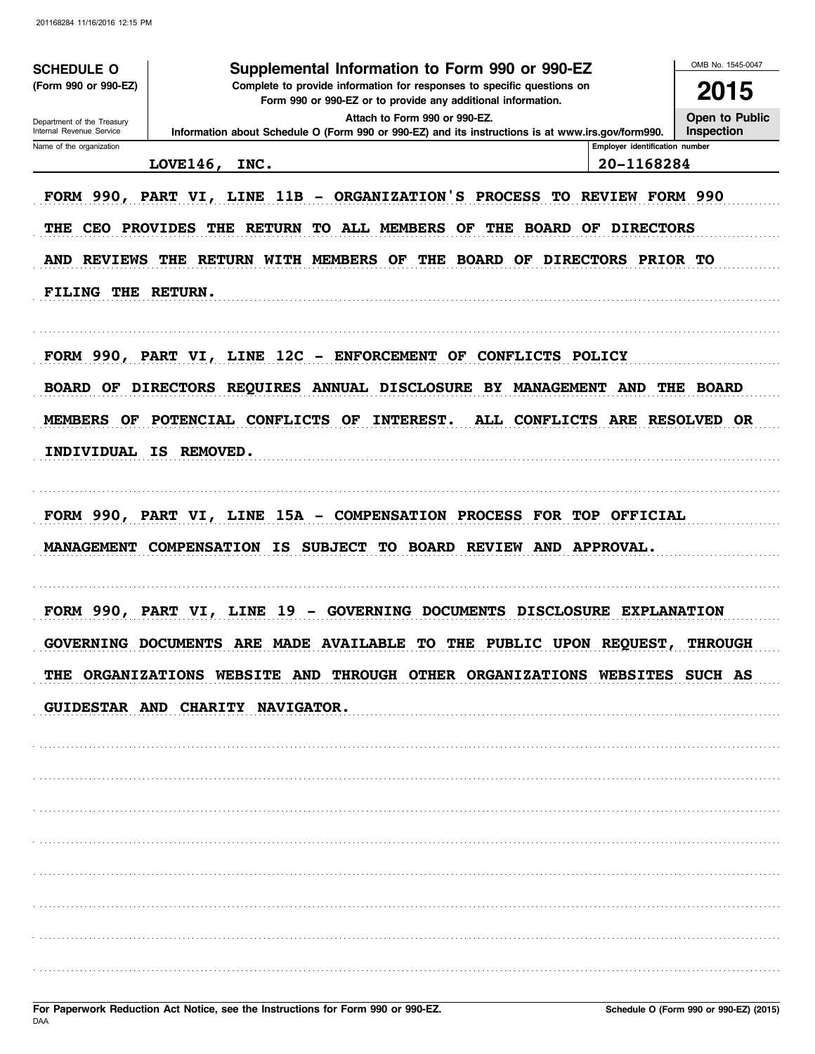**SCHEDULE O**
**(Form 990 or 990-EZ)**

Department of the Treasury
Internal Revenue Service

# Supplemental Information to Form 990 or 990-EZ

**Complete to provide information for responses to specific questions on Form 990 or 990-EZ or to provide any additional information.**

**Attach to Form 990 or 990-EZ.**

**Information about Schedule O (Form 990 or 990-EZ) and its instructions is at www.irs.gov/form990.**

OMB No. 1545-0047

**2015**

**Open to Public Inspection**

| Name of the organization | Employer identification number |
|---|---|
| LOVE146, INC. | 20-1168284 |

FORM 990, PART VI, LINE 11B - ORGANIZATION'S PROCESS TO REVIEW FORM 990

THE CEO PROVIDES THE RETURN TO ALL MEMBERS OF THE BOARD OF DIRECTORS AND REVIEWS THE RETURN WITH MEMBERS OF THE BOARD OF DIRECTORS PRIOR TO FILING THE RETURN.

FORM 990, PART VI, LINE 12C - ENFORCEMENT OF CONFLICTS POLICY

BOARD OF DIRECTORS REQUIRES ANNUAL DISCLOSURE BY MANAGEMENT AND THE BOARD MEMBERS OF POTENCIAL CONFLICTS OF INTEREST. ALL CONFLICTS ARE RESOLVED OR INDIVIDUAL IS REMOVED.

FORM 990, PART VI, LINE 15A - COMPENSATION PROCESS FOR TOP OFFICIAL

MANAGEMENT COMPENSATION IS SUBJECT TO BOARD REVIEW AND APPROVAL.

FORM 990, PART VI, LINE 19 - GOVERNING DOCUMENTS DISCLOSURE EXPLANATION

GOVERNING DOCUMENTS ARE MADE AVAILABLE TO THE PUBLIC UPON REQUEST, THROUGH THE ORGANIZATIONS WEBSITE AND THROUGH OTHER ORGANIZATIONS WEBSITES SUCH AS GUIDESTAR AND CHARITY NAVIGATOR.

For Paperwork Reduction Act Notice, see the Instructions for Form 990 or 990-EZ.

Schedule O (Form 990 or 990-EZ) (2015)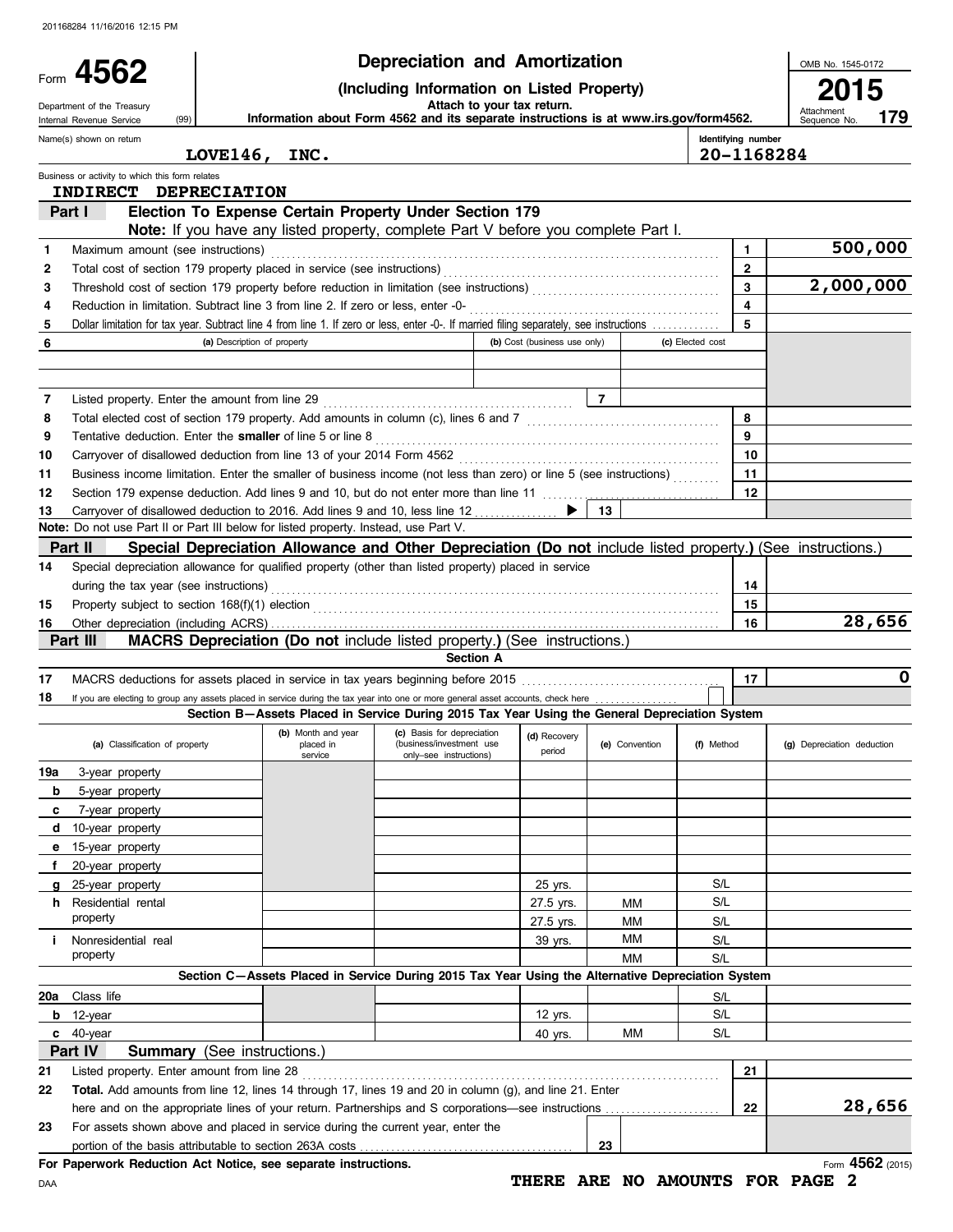201168284 11/16/2016 12:15 PM

Form **4562**

Department of the Treasury
Internal Revenue Service (99)

# Depreciation and Amortization

**(Including Information on Listed Property)**

**Attach to your tax return.**

**Information about Form 4562 and its separate instructions is at www.irs.gov/form4562.**

OMB No. 1545-0172

**2015**

Attachment Sequence No. **179**

Name(s) shown on return: **LOVE146, INC.**

Identifying number: **20-1168284**

Business or activity to which this form relates: **INDIRECT DEPRECIATION**

## Part I Election To Expense Certain Property Under Section 179

**Note:** If you have any listed property, complete Part V before you complete Part I.

| Line | Description | Box | Amount |
|---|---|---|---|
| 1 | Maximum amount (see instructions) | 1 | 500,000 |
| 2 | Total cost of section 179 property placed in service (see instructions) | 2 | |
| 3 | Threshold cost of section 179 property before reduction in limitation (see instructions) | 3 | 2,000,000 |
| 4 | Reduction in limitation. Subtract line 3 from line 2. If zero or less, enter -0- | 4 | |
| 5 | Dollar limitation for tax year. Subtract line 4 from line 1. If zero or less, enter -0-. If married filing separately, see instructions | 5 | |

| 6 (a) Description of property | (b) Cost (business use only) | (c) Elected cost |
|---|---|---|
| | | |

| Line | Description | Box | Amount |
|---|---|---|---|
| 7 | Listed property. Enter the amount from line 29 | 7 | |
| 8 | Total elected cost of section 179 property. Add amounts in column (c), lines 6 and 7 | 8 | |
| 9 | Tentative deduction. Enter the **smaller** of line 5 or line 8 | 9 | |
| 10 | Carryover of disallowed deduction from line 13 of your 2014 Form 4562 | 10 | |
| 11 | Business income limitation. Enter the smaller of business income (not less than zero) or line 5 (see instructions) | 11 | |
| 12 | Section 179 expense deduction. Add lines 9 and 10, but do not enter more than line 11 | 12 | |
| 13 | Carryover of disallowed deduction to 2016. Add lines 9 and 10, less line 12 ▶ | 13 | |

**Note:** Do not use Part II or Part III below for listed property. Instead, use Part V.

## Part II Special Depreciation Allowance and Other Depreciation (Do not include listed property.) (See instructions.)

| Line | Description | Box | Amount |
|---|---|---|---|
| 14 | Special depreciation allowance for qualified property (other than listed property) placed in service during the tax year (see instructions) | 14 | |
| 15 | Property subject to section 168(f)(1) election | 15 | |
| 16 | Other depreciation (including ACRS) | 16 | 28,656 |

## Part III MACRS Depreciation (Do not include listed property.) (See instructions.)

### Section A

| Line | Description | Box | Amount |
|---|---|---|---|
| 17 | MACRS deductions for assets placed in service in tax years beginning before 2015 | 17 | 0 |
| 18 | If you are electing to group any assets placed in service during the tax year into one or more general asset accounts, check here | ☐ | |

### Section B—Assets Placed in Service During 2015 Tax Year Using the General Depreciation System

| (a) Classification of property | (b) Month and year placed in service | (c) Basis for depreciation (business/investment use only–see instructions) | (d) Recovery period | (e) Convention | (f) Method | (g) Depreciation deduction |
|---|---|---|---|---|---|---|
| 19a 3-year property | | | | | | |
| b 5-year property | | | | | | |
| c 7-year property | | | | | | |
| d 10-year property | | | | | | |
| e 15-year property | | | | | | |
| f 20-year property | | | | | | |
| g 25-year property | | | 25 yrs. | | S/L | |
| h Residential rental property | | | 27.5 yrs. | MM | S/L | |
| | | | 27.5 yrs. | MM | S/L | |
| i Nonresidential real property | | | 39 yrs. | MM | S/L | |
| | | | | MM | S/L | |

### Section C—Assets Placed in Service During 2015 Tax Year Using the Alternative Depreciation System

| (a) Classification of property | (b) Month and year placed in service | (c) Basis for depreciation | (d) Recovery period | (e) Convention | (f) Method | (g) Depreciation deduction |
|---|---|---|---|---|---|---|
| 20a Class life | | | | | S/L | |
| b 12-year | | | 12 yrs. | | S/L | |
| c 40-year | | | 40 yrs. | MM | S/L | |

## Part IV Summary (See instructions.)

| Line | Description | Box | Amount |
|---|---|---|---|
| 21 | Listed property. Enter amount from line 28 | 21 | |
| 22 | **Total.** Add amounts from line 12, lines 14 through 17, lines 19 and 20 in column (g), and line 21. Enter here and on the appropriate lines of your return. Partnerships and S corporations—see instructions | 22 | 28,656 |
| 23 | For assets shown above and placed in service during the current year, enter the portion of the basis attributable to section 263A costs | 23 | |

**For Paperwork Reduction Act Notice, see separate instructions.**

DAA

Form **4562** (2015)

**THERE ARE NO AMOUNTS FOR PAGE 2**